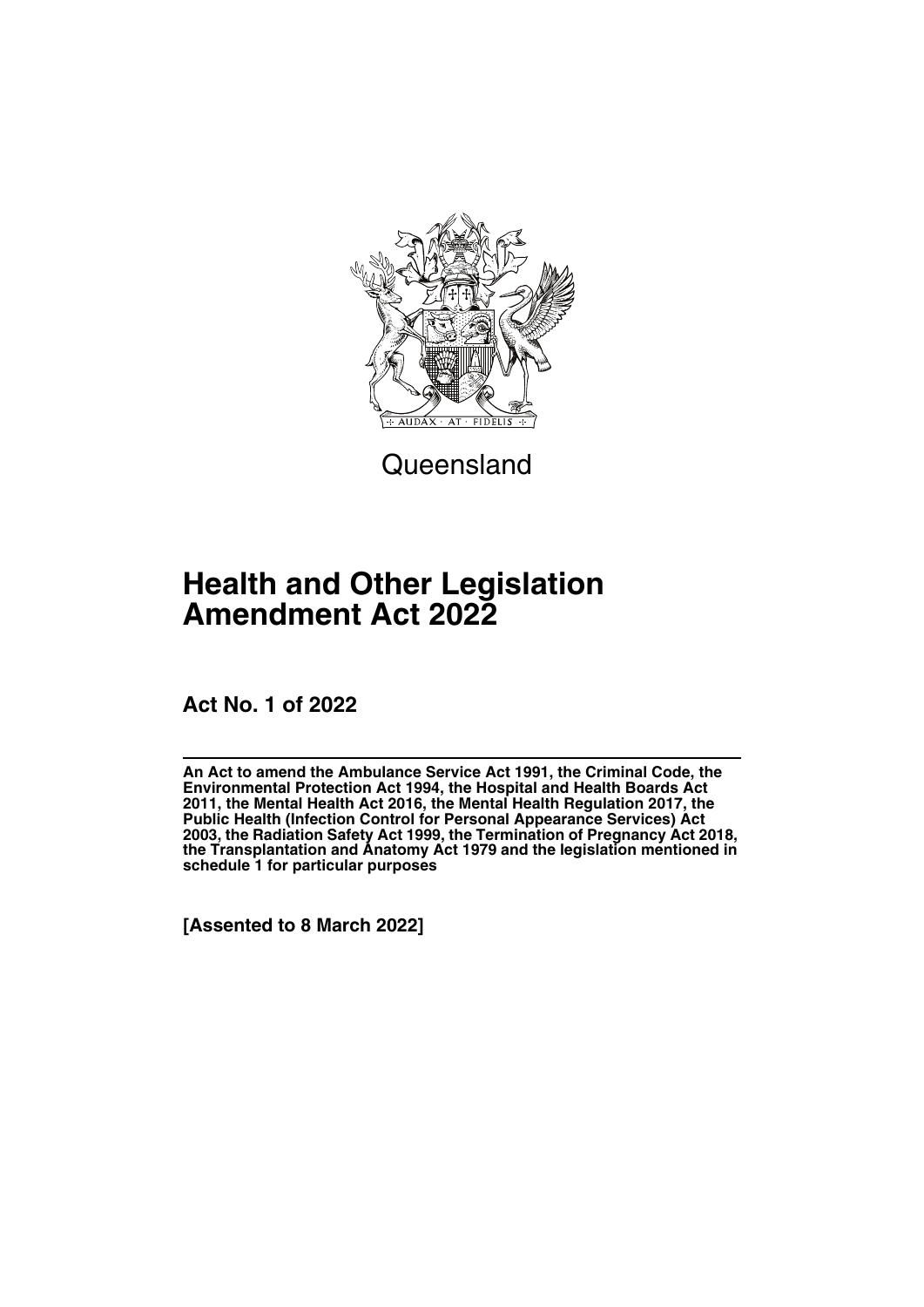Queensland

# Health and Other Legislation Amendment Act 2022

**Act No. 1 of 2022**

**An Act to amend the Ambulance Service Act 1991, the Criminal Code, the Environmental Protection Act 1994, the Hospital and Health Boards Act 2011, the Mental Health Act 2016, the Mental Health Regulation 2017, the Public Health (Infection Control for Personal Appearance Services) Act 2003, the Radiation Safety Act 1999, the Termination of Pregnancy Act 2018, the Transplantation and Anatomy Act 1979 and the legislation mentioned in schedule 1 for particular purposes**

**[Assented to 8 March 2022]**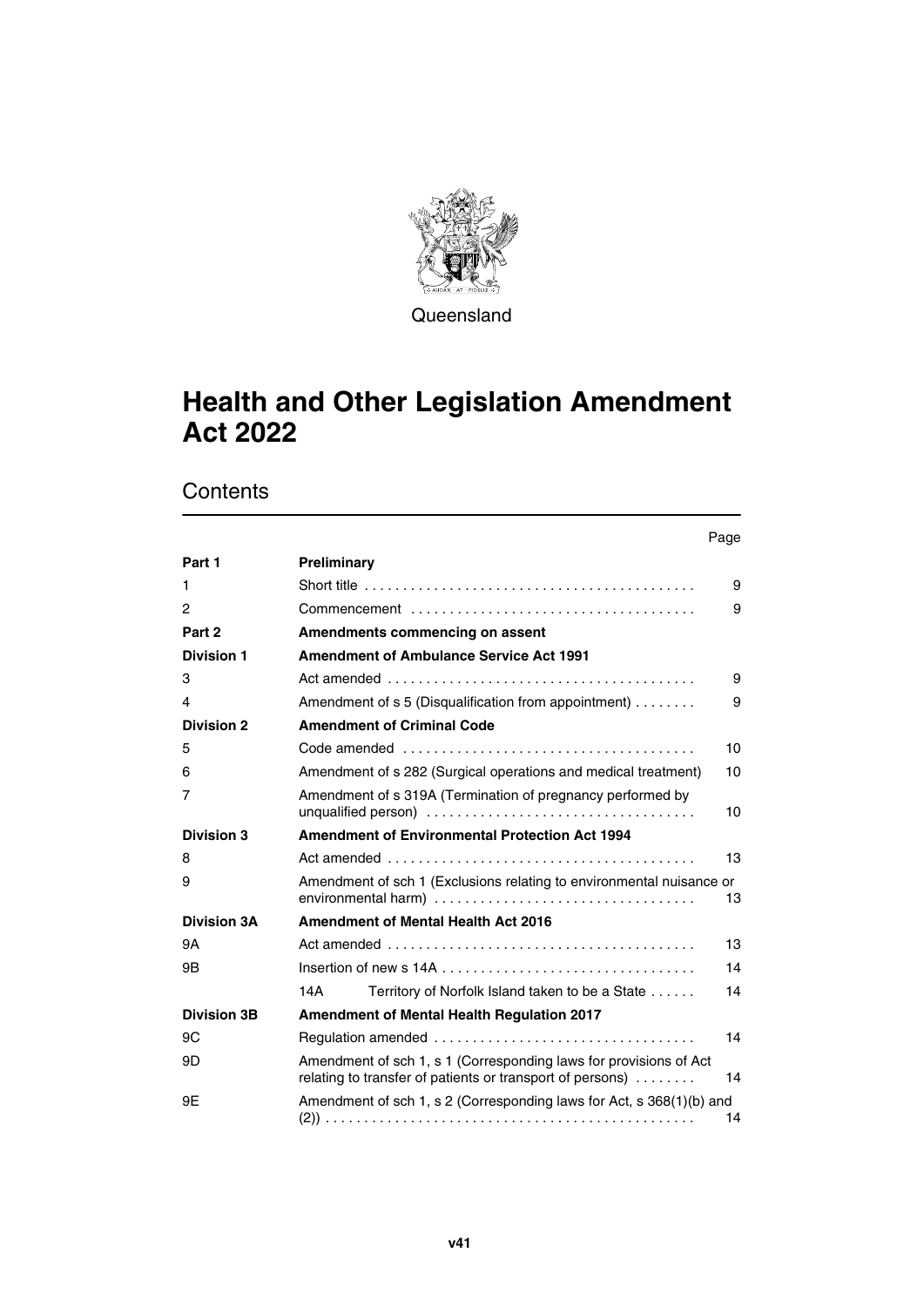Queensland

# Health and Other Legislation Amendment Act 2022

## Contents

| | | Page |
|---|---|---|
| **Part 1** | **Preliminary** | |
| 1 | Short title | 9 |
| 2 | Commencement | 9 |
| **Part 2** | **Amendments commencing on assent** | |
| **Division 1** | **Amendment of Ambulance Service Act 1991** | |
| 3 | Act amended | 9 |
| 4 | Amendment of s 5 (Disqualification from appointment) | 9 |
| **Division 2** | **Amendment of Criminal Code** | |
| 5 | Code amended | 10 |
| 6 | Amendment of s 282 (Surgical operations and medical treatment) | 10 |
| 7 | Amendment of s 319A (Termination of pregnancy performed by unqualified person) | 10 |
| **Division 3** | **Amendment of Environmental Protection Act 1994** | |
| 8 | Act amended | 13 |
| 9 | Amendment of sch 1 (Exclusions relating to environmental nuisance or environmental harm) | 13 |
| **Division 3A** | **Amendment of Mental Health Act 2016** | |
| 9A | Act amended | 13 |
| 9B | Insertion of new s 14A | 14 |
| | 14A Territory of Norfolk Island taken to be a State | 14 |
| **Division 3B** | **Amendment of Mental Health Regulation 2017** | |
| 9C | Regulation amended | 14 |
| 9D | Amendment of sch 1, s 1 (Corresponding laws for provisions of Act relating to transfer of patients or transport of persons) | 14 |
| 9E | Amendment of sch 1, s 2 (Corresponding laws for Act, s 368(1)(b) and (2)) | 14 |

v41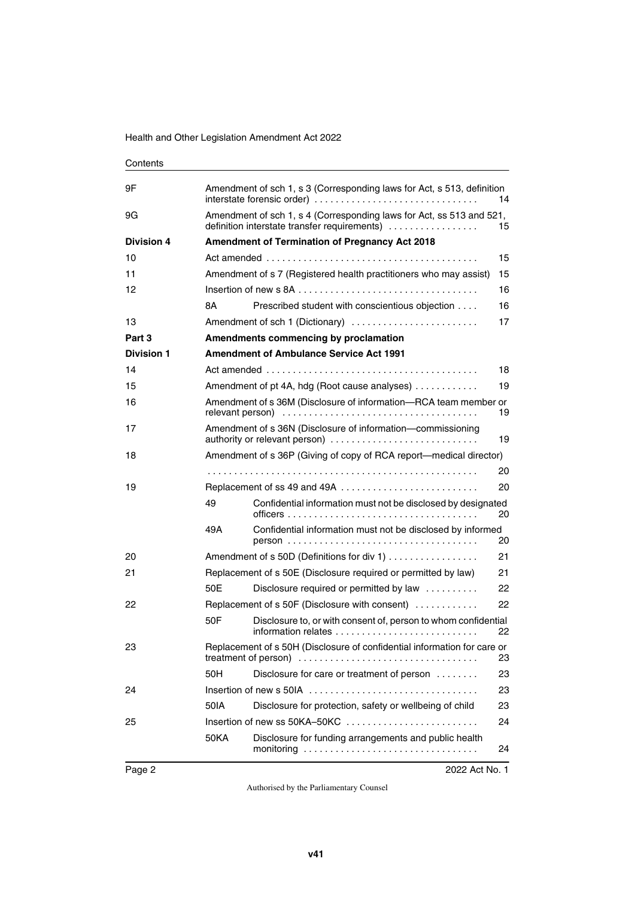Contents

| | | | |
|---|---|---|---|
| 9F | Amendment of sch 1, s 3 (Corresponding laws for Act, s 513, definition interstate forensic order) | | 14 |
| 9G | Amendment of sch 1, s 4 (Corresponding laws for Act, ss 513 and 521, definition interstate transfer requirements) | | 15 |
| **Division 4** | **Amendment of Termination of Pregnancy Act 2018** | | |
| 10 | Act amended | | 15 |
| 11 | Amendment of s 7 (Registered health practitioners who may assist) | | 15 |
| 12 | Insertion of new s 8A | | 16 |
| | 8A | Prescribed student with conscientious objection | 16 |
| 13 | Amendment of sch 1 (Dictionary) | | 17 |
| **Part 3** | **Amendments commencing by proclamation** | | |
| **Division 1** | **Amendment of Ambulance Service Act 1991** | | |
| 14 | Act amended | | 18 |
| 15 | Amendment of pt 4A, hdg (Root cause analyses) | | 19 |
| 16 | Amendment of s 36M (Disclosure of information—RCA team member or relevant person) | | 19 |
| 17 | Amendment of s 36N (Disclosure of information—commissioning authority or relevant person) | | 19 |
| 18 | Amendment of s 36P (Giving of copy of RCA report—medical director) | | 20 |
| 19 | Replacement of ss 49 and 49A | | 20 |
| | 49 | Confidential information must not be disclosed by designated officers | 20 |
| | 49A | Confidential information must not be disclosed by informed person | 20 |
| 20 | Amendment of s 50D (Definitions for div 1) | | 21 |
| 21 | Replacement of s 50E (Disclosure required or permitted by law) | | 21 |
| | 50E | Disclosure required or permitted by law | 22 |
| 22 | Replacement of s 50F (Disclosure with consent) | | 22 |
| | 50F | Disclosure to, or with consent of, person to whom confidential information relates | 22 |
| 23 | Replacement of s 50H (Disclosure of confidential information for care or treatment of person) | | 23 |
| | 50H | Disclosure for care or treatment of person | 23 |
| 24 | Insertion of new s 50IA | | 23 |
| | 50IA | Disclosure for protection, safety or wellbeing of child | 23 |
| 25 | Insertion of new ss 50KA–50KC | | 24 |
| | 50KA | Disclosure for funding arrangements and public health monitoring | 24 |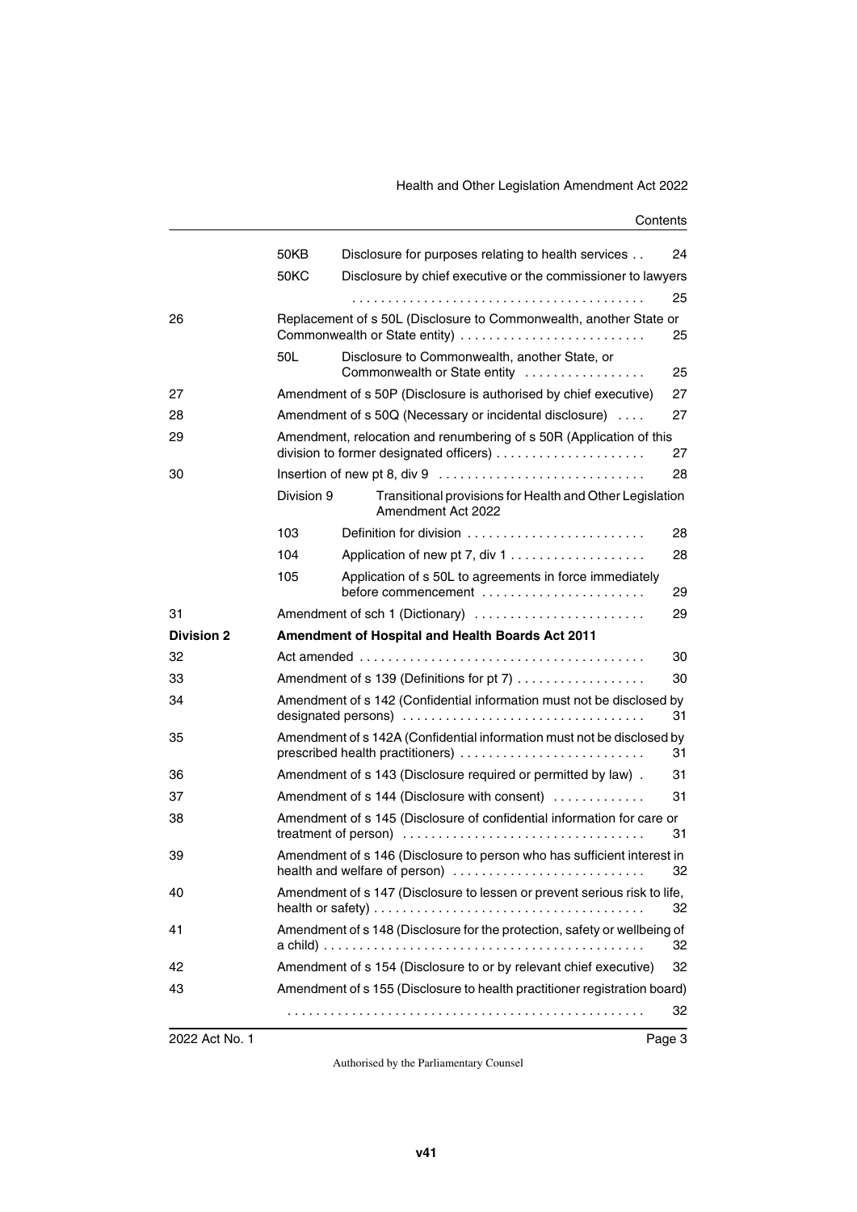| | | | |
|---|---|---|---|
| | 50KB | Disclosure for purposes relating to health services | 24 |
| | 50KC | Disclosure by chief executive or the commissioner to lawyers | 25 |
| 26 | | Replacement of s 50L (Disclosure to Commonwealth, another State or Commonwealth or State entity) | 25 |
| | 50L | Disclosure to Commonwealth, another State, or Commonwealth or State entity | 25 |
| 27 | | Amendment of s 50P (Disclosure is authorised by chief executive) | 27 |
| 28 | | Amendment of s 50Q (Necessary or incidental disclosure) | 27 |
| 29 | | Amendment, relocation and renumbering of s 50R (Application of this division to former designated officers) | 27 |
| 30 | | Insertion of new pt 8, div 9 | 28 |
| | Division 9 | Transitional provisions for Health and Other Legislation Amendment Act 2022 | |
| | 103 | Definition for division | 28 |
| | 104 | Application of new pt 7, div 1 | 28 |
| | 105 | Application of s 50L to agreements in force immediately before commencement | 29 |
| 31 | | Amendment of sch 1 (Dictionary) | 29 |
| **Division 2** | | **Amendment of Hospital and Health Boards Act 2011** | |
| 32 | | Act amended | 30 |
| 33 | | Amendment of s 139 (Definitions for pt 7) | 30 |
| 34 | | Amendment of s 142 (Confidential information must not be disclosed by designated persons) | 31 |
| 35 | | Amendment of s 142A (Confidential information must not be disclosed by prescribed health practitioners) | 31 |
| 36 | | Amendment of s 143 (Disclosure required or permitted by law) | 31 |
| 37 | | Amendment of s 144 (Disclosure with consent) | 31 |
| 38 | | Amendment of s 145 (Disclosure of confidential information for care or treatment of person) | 31 |
| 39 | | Amendment of s 146 (Disclosure to person who has sufficient interest in health and welfare of person) | 32 |
| 40 | | Amendment of s 147 (Disclosure to lessen or prevent serious risk to life, health or safety) | 32 |
| 41 | | Amendment of s 148 (Disclosure for the protection, safety or wellbeing of a child) | 32 |
| 42 | | Amendment of s 154 (Disclosure to or by relevant chief executive) | 32 |
| 43 | | Amendment of s 155 (Disclosure to health practitioner registration board) | 32 |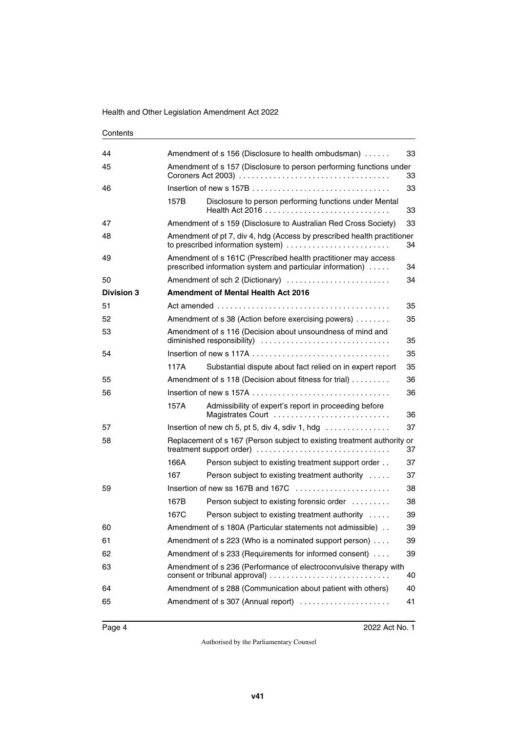| | | | |
|---|---|---|---|
| 44 | | Amendment of s 156 (Disclosure to health ombudsman) | 33 |
| 45 | | Amendment of s 157 (Disclosure to person performing functions under Coroners Act 2003) | 33 |
| 46 | | Insertion of new s 157B | 33 |
| | 157B | Disclosure to person performing functions under Mental Health Act 2016 | 33 |
| 47 | | Amendment of s 159 (Disclosure to Australian Red Cross Society) | 33 |
| 48 | | Amendment of pt 7, div 4, hdg (Access by prescribed health practitioner to prescribed information system) | 34 |
| 49 | | Amendment of s 161C (Prescribed health practitioner may access prescribed information system and particular information) | 34 |
| 50 | | Amendment of sch 2 (Dictionary) | 34 |
| **Division 3** | | **Amendment of Mental Health Act 2016** | |
| 51 | | Act amended | 35 |
| 52 | | Amendment of s 38 (Action before exercising powers) | 35 |
| 53 | | Amendment of s 116 (Decision about unsoundness of mind and diminished responsibility) | 35 |
| 54 | | Insertion of new s 117A | 35 |
| | 117A | Substantial dispute about fact relied on in expert report | 35 |
| 55 | | Amendment of s 118 (Decision about fitness for trial) | 36 |
| 56 | | Insertion of new s 157A | 36 |
| | 157A | Admissibility of expert's report in proceeding before Magistrates Court | 36 |
| 57 | | Insertion of new ch 5, pt 5, div 4, sdiv 1, hdg | 37 |
| 58 | | Replacement of s 167 (Person subject to existing treatment authority or treatment support order) | 37 |
| | 166A | Person subject to existing treatment support order | 37 |
| | 167 | Person subject to existing treatment authority | 37 |
| 59 | | Insertion of new ss 167B and 167C | 38 |
| | 167B | Person subject to existing forensic order | 38 |
| | 167C | Person subject to existing treatment authority | 39 |
| 60 | | Amendment of s 180A (Particular statements not admissible) | 39 |
| 61 | | Amendment of s 223 (Who is a nominated support person) | 39 |
| 62 | | Amendment of s 233 (Requirements for informed consent) | 39 |
| 63 | | Amendment of s 236 (Performance of electroconvulsive therapy with consent or tribunal approval) | 40 |
| 64 | | Amendment of s 288 (Communication about patient with others) | 40 |
| 65 | | Amendment of s 307 (Annual report) | 41 |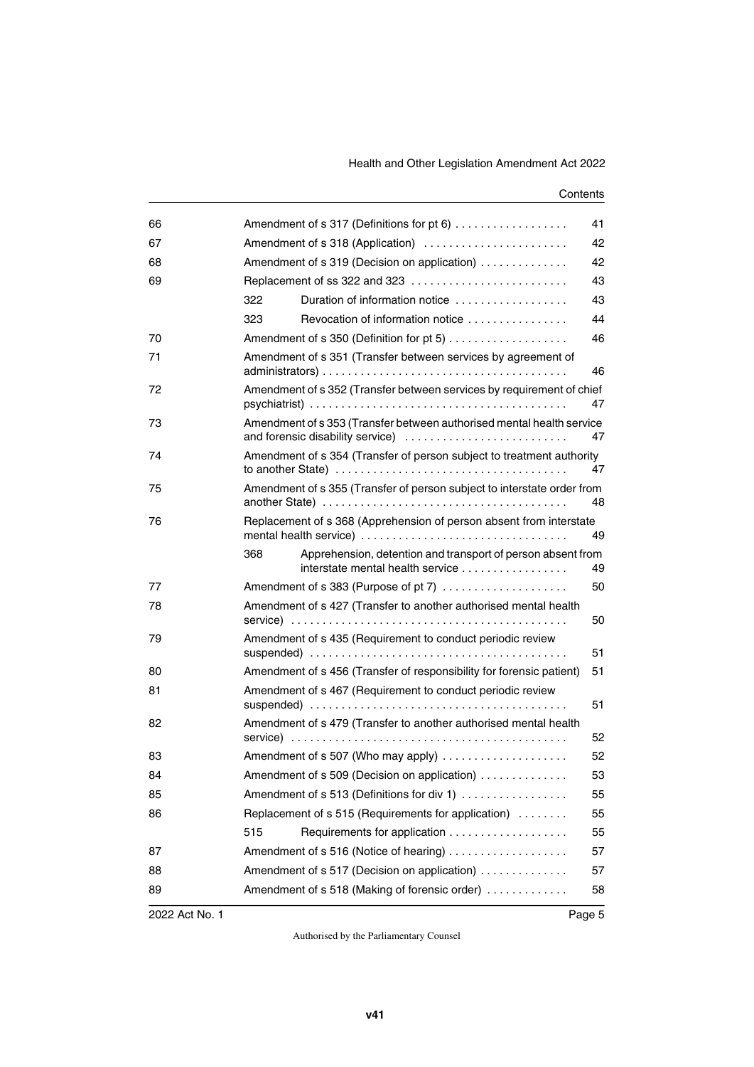| | | | |
|---|---|---|---|
| 66 | Amendment of s 317 (Definitions for pt 6) | | 41 |
| 67 | Amendment of s 318 (Application) | | 42 |
| 68 | Amendment of s 319 (Decision on application) | | 42 |
| 69 | Replacement of ss 322 and 323 | | 43 |
| | 322 | Duration of information notice | 43 |
| | 323 | Revocation of information notice | 44 |
| 70 | Amendment of s 350 (Definition for pt 5) | | 46 |
| 71 | Amendment of s 351 (Transfer between services by agreement of administrators) | | 46 |
| 72 | Amendment of s 352 (Transfer between services by requirement of chief psychiatrist) | | 47 |
| 73 | Amendment of s 353 (Transfer between authorised mental health service and forensic disability service) | | 47 |
| 74 | Amendment of s 354 (Transfer of person subject to treatment authority to another State) | | 47 |
| 75 | Amendment of s 355 (Transfer of person subject to interstate order from another State) | | 48 |
| 76 | Replacement of s 368 (Apprehension of person absent from interstate mental health service) | | 49 |
| | 368 | Apprehension, detention and transport of person absent from interstate mental health service | 49 |
| 77 | Amendment of s 383 (Purpose of pt 7) | | 50 |
| 78 | Amendment of s 427 (Transfer to another authorised mental health service) | | 50 |
| 79 | Amendment of s 435 (Requirement to conduct periodic review suspended) | | 51 |
| 80 | Amendment of s 456 (Transfer of responsibility for forensic patient) | | 51 |
| 81 | Amendment of s 467 (Requirement to conduct periodic review suspended) | | 51 |
| 82 | Amendment of s 479 (Transfer to another authorised mental health service) | | 52 |
| 83 | Amendment of s 507 (Who may apply) | | 52 |
| 84 | Amendment of s 509 (Decision on application) | | 53 |
| 85 | Amendment of s 513 (Definitions for div 1) | | 55 |
| 86 | Replacement of s 515 (Requirements for application) | | 55 |
| | 515 | Requirements for application | 55 |
| 87 | Amendment of s 516 (Notice of hearing) | | 57 |
| 88 | Amendment of s 517 (Decision on application) | | 57 |
| 89 | Amendment of s 518 (Making of forensic order) | | 58 |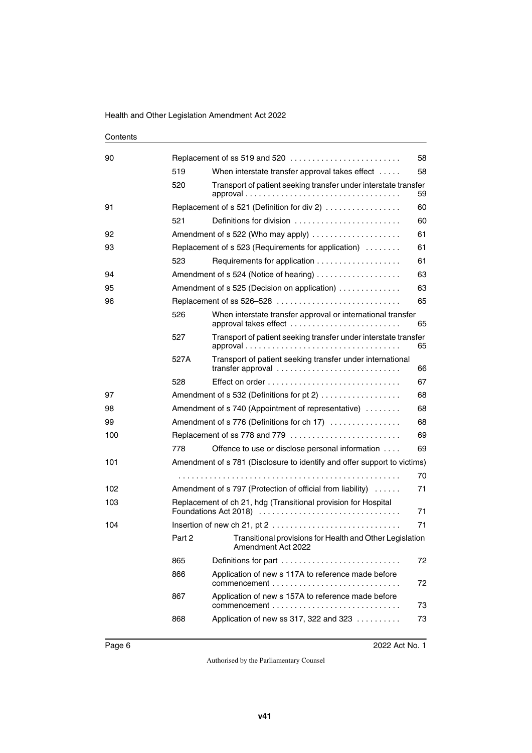Contents

| | | | |
|---|---|---|---|
| 90 | | Replacement of ss 519 and 520 | 58 |
| | 519 | When interstate transfer approval takes effect | 58 |
| | 520 | Transport of patient seeking transfer under interstate transfer approval | 59 |
| 91 | | Replacement of s 521 (Definition for div 2) | 60 |
| | 521 | Definitions for division | 60 |
| 92 | | Amendment of s 522 (Who may apply) | 61 |
| 93 | | Replacement of s 523 (Requirements for application) | 61 |
| | 523 | Requirements for application | 61 |
| 94 | | Amendment of s 524 (Notice of hearing) | 63 |
| 95 | | Amendment of s 525 (Decision on application) | 63 |
| 96 | | Replacement of ss 526–528 | 65 |
| | 526 | When interstate transfer approval or international transfer approval takes effect | 65 |
| | 527 | Transport of patient seeking transfer under interstate transfer approval | 65 |
| | 527A | Transport of patient seeking transfer under international transfer approval | 66 |
| | 528 | Effect on order | 67 |
| 97 | | Amendment of s 532 (Definitions for pt 2) | 68 |
| 98 | | Amendment of s 740 (Appointment of representative) | 68 |
| 99 | | Amendment of s 776 (Definitions for ch 17) | 68 |
| 100 | | Replacement of ss 778 and 779 | 69 |
| | 778 | Offence to use or disclose personal information | 69 |
| 101 | | Amendment of s 781 (Disclosure to identify and offer support to victims) | 70 |
| 102 | | Amendment of s 797 (Protection of official from liability) | 71 |
| 103 | | Replacement of ch 21, hdg (Transitional provision for Hospital Foundations Act 2018) | 71 |
| 104 | | Insertion of new ch 21, pt 2 | 71 |
| | Part 2 | Transitional provisions for Health and Other Legislation Amendment Act 2022 | |
| | 865 | Definitions for part | 72 |
| | 866 | Application of new s 117A to reference made before commencement | 72 |
| | 867 | Application of new s 157A to reference made before commencement | 73 |
| | 868 | Application of new ss 317, 322 and 323 | 73 |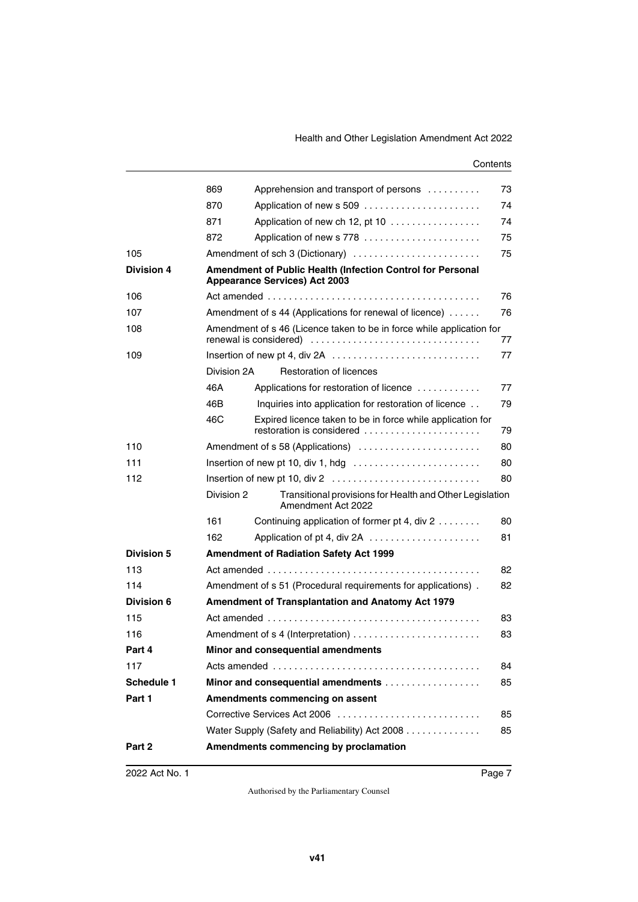| | | | |
|---|---|---|---|
| | 869 | Apprehension and transport of persons | 73 |
| | 870 | Application of new s 509 | 74 |
| | 871 | Application of new ch 12, pt 10 | 74 |
| | 872 | Application of new s 778 | 75 |
| 105 | Amendment of sch 3 (Dictionary) | | 75 |
| **Division 4** | **Amendment of Public Health (Infection Control for Personal Appearance Services) Act 2003** | | |
| 106 | Act amended | | 76 |
| 107 | Amendment of s 44 (Applications for renewal of licence) | | 76 |
| 108 | Amendment of s 46 (Licence taken to be in force while application for renewal is considered) | | 77 |
| 109 | Insertion of new pt 4, div 2A | | 77 |
| | Division 2A | Restoration of licences | |
| | 46A | Applications for restoration of licence | 77 |
| | 46B | Inquiries into application for restoration of licence | 79 |
| | 46C | Expired licence taken to be in force while application for restoration is considered | 79 |
| 110 | Amendment of s 58 (Applications) | | 80 |
| 111 | Insertion of new pt 10, div 1, hdg | | 80 |
| 112 | Insertion of new pt 10, div 2 | | 80 |
| | Division 2 | Transitional provisions for Health and Other Legislation Amendment Act 2022 | |
| | 161 | Continuing application of former pt 4, div 2 | 80 |
| | 162 | Application of pt 4, div 2A | 81 |
| **Division 5** | **Amendment of Radiation Safety Act 1999** | | |
| 113 | Act amended | | 82 |
| 114 | Amendment of s 51 (Procedural requirements for applications) | | 82 |
| **Division 6** | **Amendment of Transplantation and Anatomy Act 1979** | | |
| 115 | Act amended | | 83 |
| 116 | Amendment of s 4 (Interpretation) | | 83 |
| **Part 4** | **Minor and consequential amendments** | | |
| 117 | Acts amended | | 84 |
| **Schedule 1** | **Minor and consequential amendments** | | 85 |
| **Part 1** | **Amendments commencing on assent** | | |
| | Corrective Services Act 2006 | | 85 |
| | Water Supply (Safety and Reliability) Act 2008 | | 85 |
| **Part 2** | **Amendments commencing by proclamation** | | |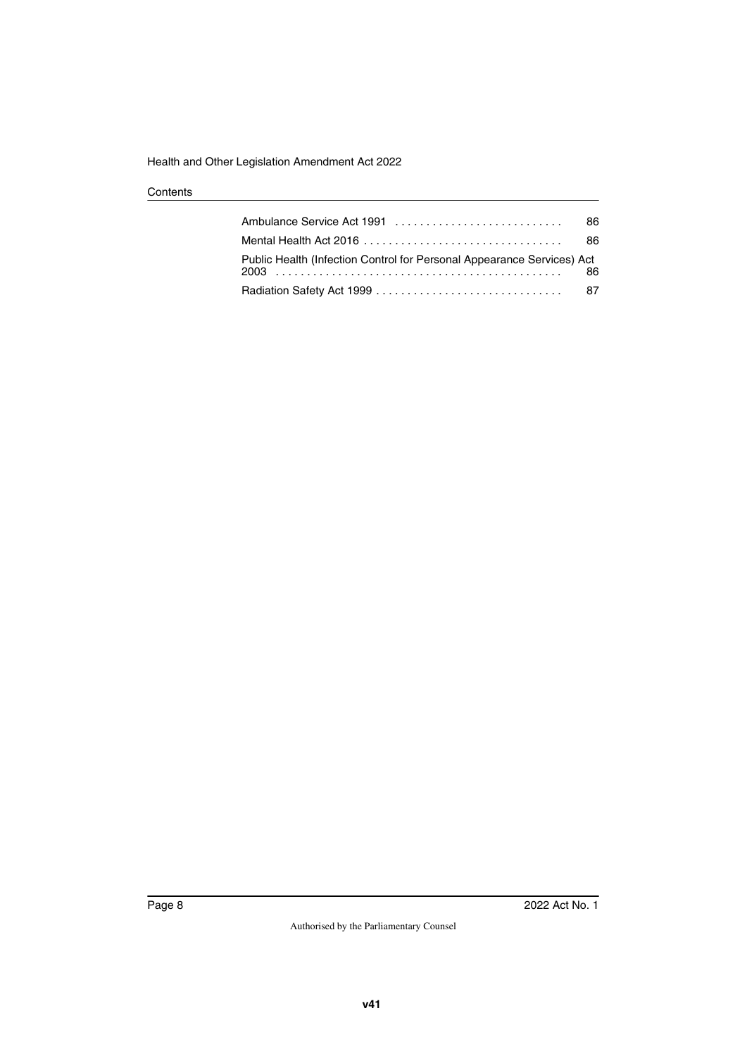| | |
|---|---|
| Ambulance Service Act 1991 | 86 |
| Mental Health Act 2016 | 86 |
| Public Health (Infection Control for Personal Appearance Services) Act 2003 | 86 |
| Radiation Safety Act 1999 | 87 |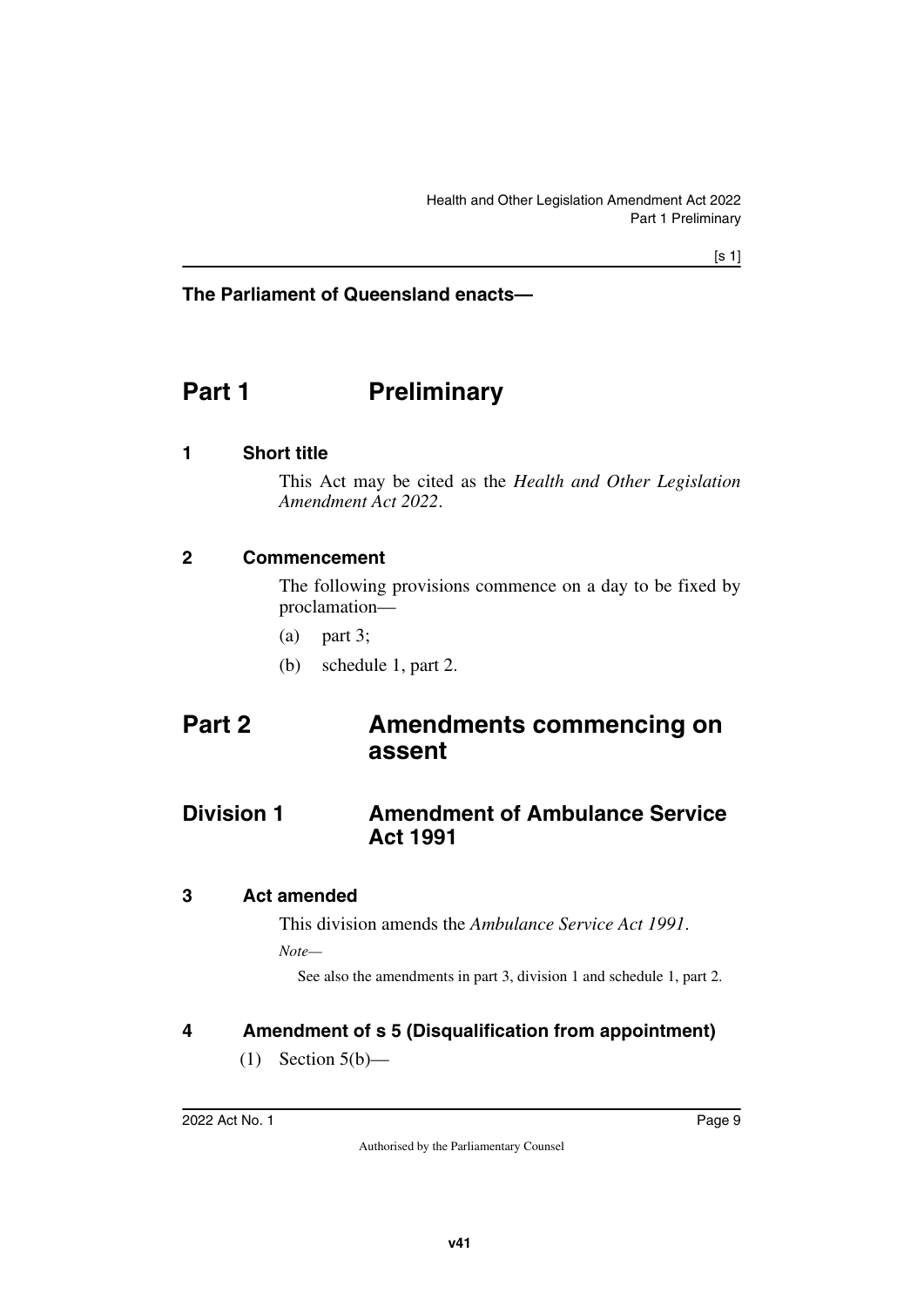**The Parliament of Queensland enacts—**

# Part 1 Preliminary

## 1 Short title

This Act may be cited as the *Health and Other Legislation Amendment Act 2022*.

## 2 Commencement

The following provisions commence on a day to be fixed by proclamation—

(a) part 3;

(b) schedule 1, part 2.

# Part 2 Amendments commencing on assent

# Division 1 Amendment of Ambulance Service Act 1991

## 3 Act amended

This division amends the *Ambulance Service Act 1991*.

*Note—*

See also the amendments in part 3, division 1 and schedule 1, part 2.

## 4 Amendment of s 5 (Disqualification from appointment)

(1) Section 5(b)—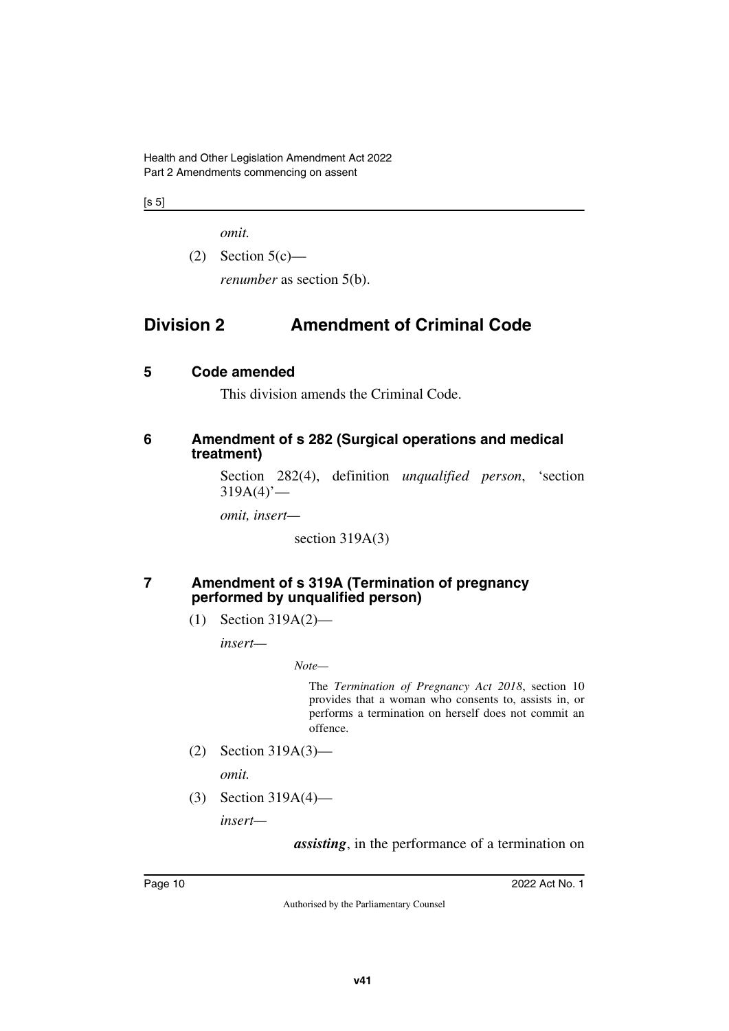*omit.*

(2) Section 5(c)—

*renumber* as section 5(b).

## Division 2 Amendment of Criminal Code

### 5 Code amended

This division amends the Criminal Code.

### 6 Amendment of s 282 (Surgical operations and medical treatment)

Section 282(4), definition *unqualified person*, 'section 319A(4)'—

*omit, insert—*

section 319A(3)

### 7 Amendment of s 319A (Termination of pregnancy performed by unqualified person)

(1) Section 319A(2)—

*insert—*

*Note—*

The *Termination of Pregnancy Act 2018*, section 10 provides that a woman who consents to, assists in, or performs a termination on herself does not commit an offence.

(2) Section 319A(3)—

*omit.*

(3) Section 319A(4)—

*insert—*

***assisting***, in the performance of a termination on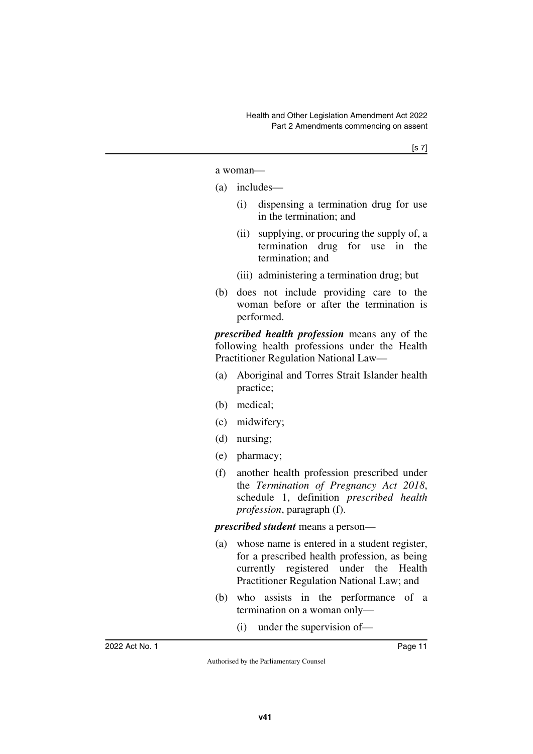a woman—

(a) includes—

  (i) dispensing a termination drug for use in the termination; and

  (ii) supplying, or procuring the supply of, a termination drug for use in the termination; and

  (iii) administering a termination drug; but

(b) does not include providing care to the woman before or after the termination is performed.

***prescribed health profession*** means any of the following health professions under the Health Practitioner Regulation National Law—

(a) Aboriginal and Torres Strait Islander health practice;

(b) medical;

(c) midwifery;

(d) nursing;

(e) pharmacy;

(f) another health profession prescribed under the *Termination of Pregnancy Act 2018*, schedule 1, definition *prescribed health profession*, paragraph (f).

***prescribed student*** means a person—

(a) whose name is entered in a student register, for a prescribed health profession, as being currently registered under the Health Practitioner Regulation National Law; and

(b) who assists in the performance of a termination on a woman only—

  (i) under the supervision of—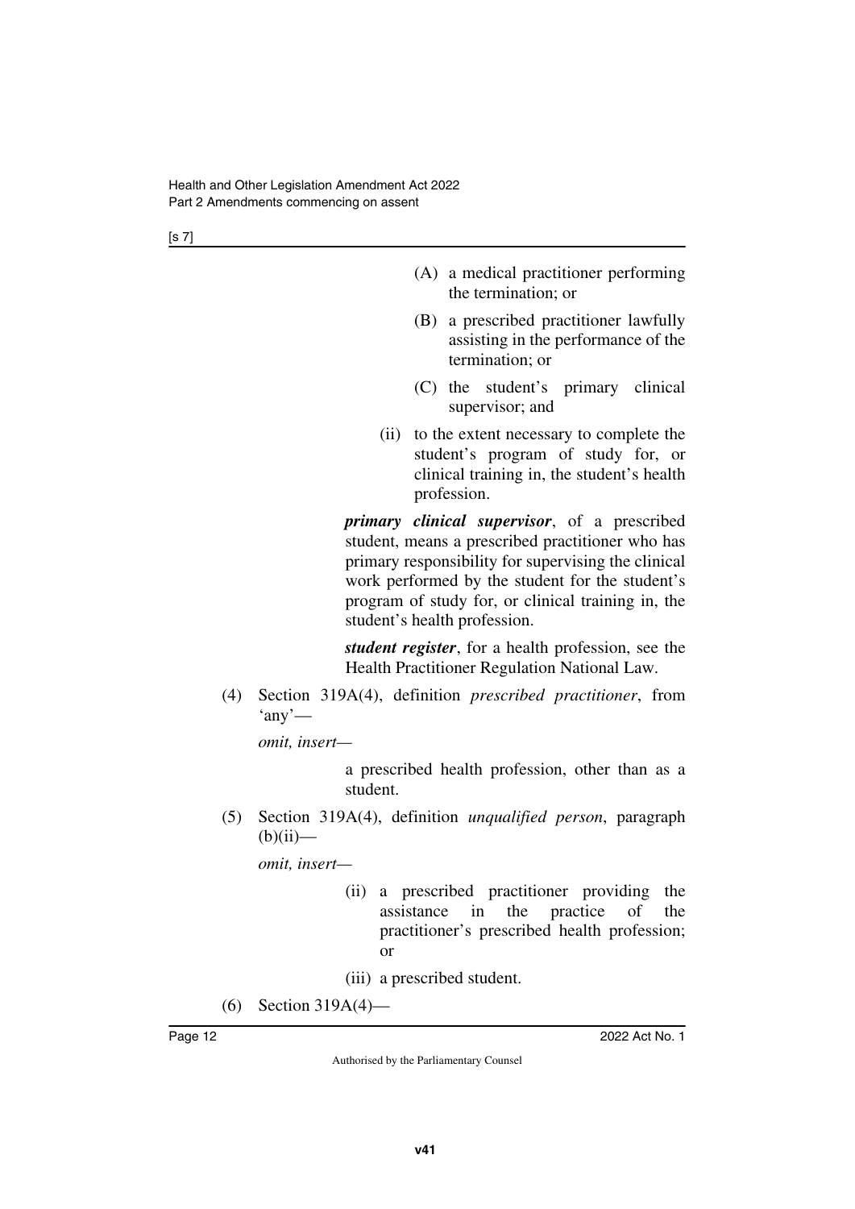(A) a medical practitioner performing the termination; or

(B) a prescribed practitioner lawfully assisting in the performance of the termination; or

(C) the student's primary clinical supervisor; and

(ii) to the extent necessary to complete the student's program of study for, or clinical training in, the student's health profession.

***primary clinical supervisor***, of a prescribed student, means a prescribed practitioner who has primary responsibility for supervising the clinical work performed by the student for the student's program of study for, or clinical training in, the student's health profession.

***student register***, for a health profession, see the Health Practitioner Regulation National Law.

(4) Section 319A(4), definition *prescribed practitioner*, from 'any'—

*omit, insert—*

a prescribed health profession, other than as a student.

(5) Section 319A(4), definition *unqualified person*, paragraph (b)(ii)—

*omit, insert—*

(ii) a prescribed practitioner providing the assistance in the practice of the practitioner's prescribed health profession; or

(iii) a prescribed student.

(6) Section 319A(4)—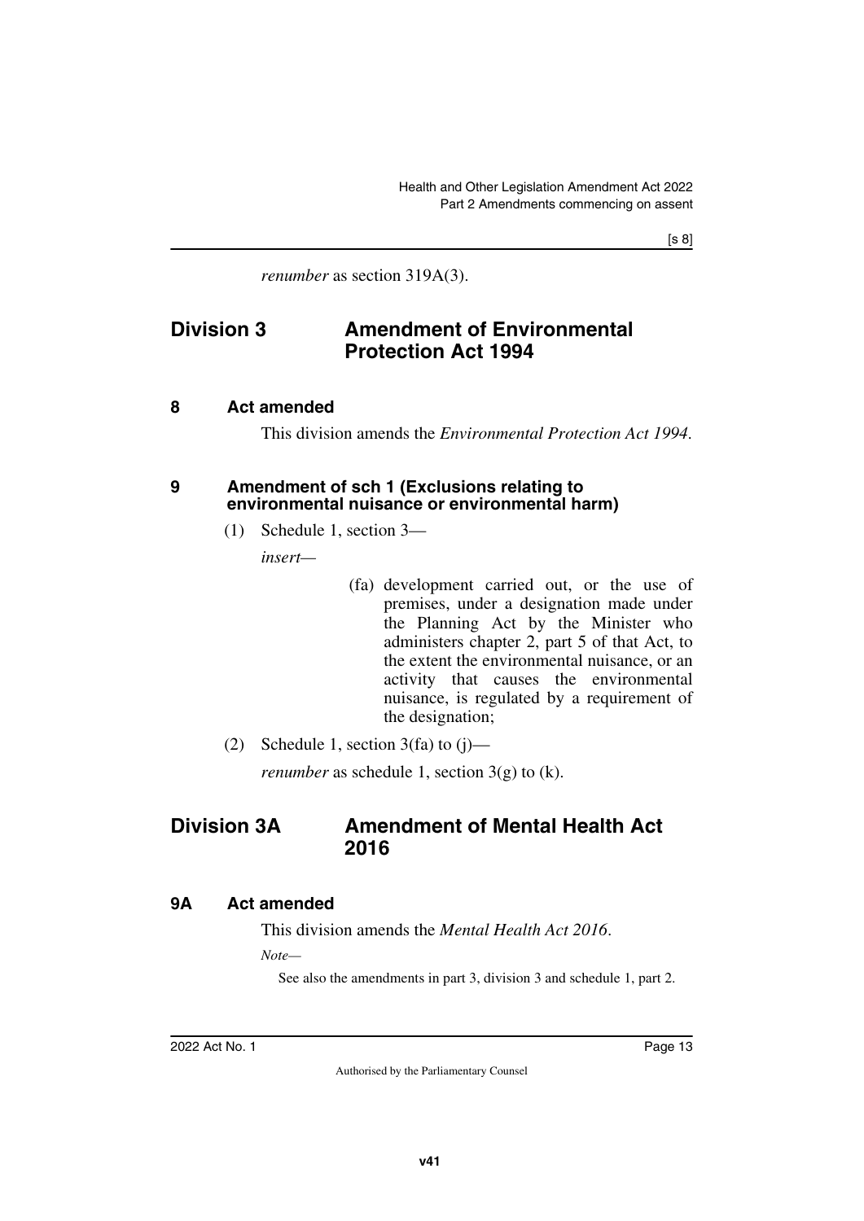*renumber* as section 319A(3).

## Division 3 Amendment of Environmental Protection Act 1994

### 8 Act amended

This division amends the *Environmental Protection Act 1994*.

### 9 Amendment of sch 1 (Exclusions relating to environmental nuisance or environmental harm)

(1) Schedule 1, section 3—

*insert*—

(fa) development carried out, or the use of premises, under a designation made under the Planning Act by the Minister who administers chapter 2, part 5 of that Act, to the extent the environmental nuisance, or an activity that causes the environmental nuisance, is regulated by a requirement of the designation;

(2) Schedule 1, section 3(fa) to (j)—

*renumber* as schedule 1, section 3(g) to (k).

## Division 3A Amendment of Mental Health Act 2016

### 9A Act amended

This division amends the *Mental Health Act 2016*.

*Note*—

See also the amendments in part 3, division 3 and schedule 1, part 2.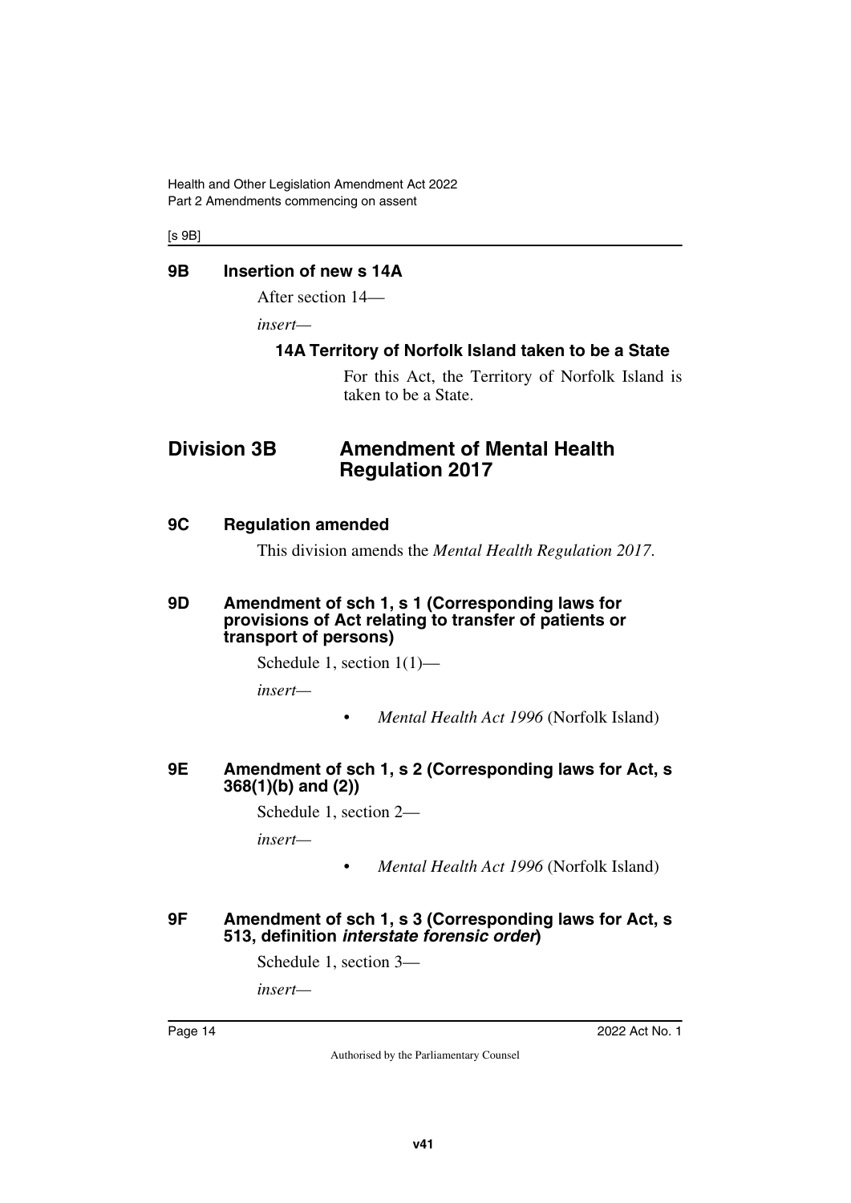## 9B Insertion of new s 14A

After section 14—

*insert*—

### 14A Territory of Norfolk Island taken to be a State

For this Act, the Territory of Norfolk Island is taken to be a State.

# Division 3B Amendment of Mental Health Regulation 2017

## 9C Regulation amended

This division amends the *Mental Health Regulation 2017*.

## 9D Amendment of sch 1, s 1 (Corresponding laws for provisions of Act relating to transfer of patients or transport of persons)

Schedule 1, section 1(1)—

*insert*—

- *Mental Health Act 1996* (Norfolk Island)

## 9E Amendment of sch 1, s 2 (Corresponding laws for Act, s 368(1)(b) and (2))

Schedule 1, section 2—

*insert*—

- *Mental Health Act 1996* (Norfolk Island)

## 9F Amendment of sch 1, s 3 (Corresponding laws for Act, s 513, definition *interstate forensic order*)

Schedule 1, section 3—

*insert*—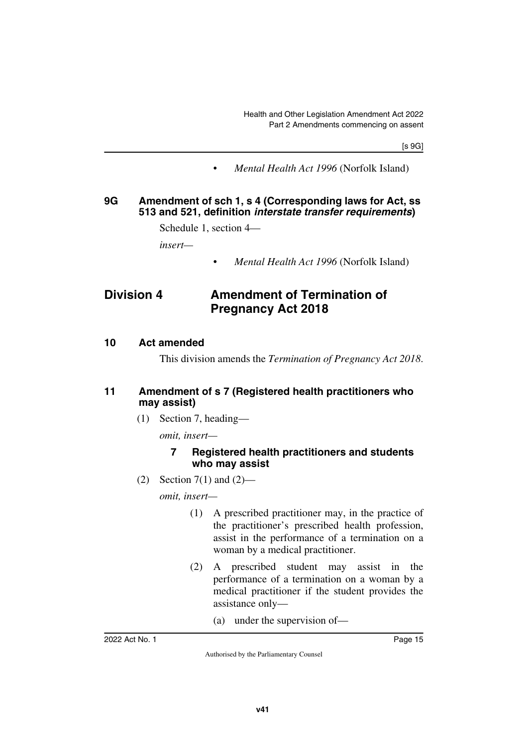- *Mental Health Act 1996* (Norfolk Island)

### 9G Amendment of sch 1, s 4 (Corresponding laws for Act, ss 513 and 521, definition *interstate transfer requirements*)

Schedule 1, section 4—

*insert*—

- *Mental Health Act 1996* (Norfolk Island)

## Division 4 Amendment of Termination of Pregnancy Act 2018

### 10 Act amended

This division amends the *Termination of Pregnancy Act 2018*.

### 11 Amendment of s 7 (Registered health practitioners who may assist)

(1) Section 7, heading—

*omit, insert*—

**7 Registered health practitioners and students who may assist**

(2) Section 7(1) and (2)—

*omit, insert*—

(1) A prescribed practitioner may, in the practice of the practitioner's prescribed health profession, assist in the performance of a termination on a woman by a medical practitioner.

(2) A prescribed student may assist in the performance of a termination on a woman by a medical practitioner if the student provides the assistance only—

(a) under the supervision of—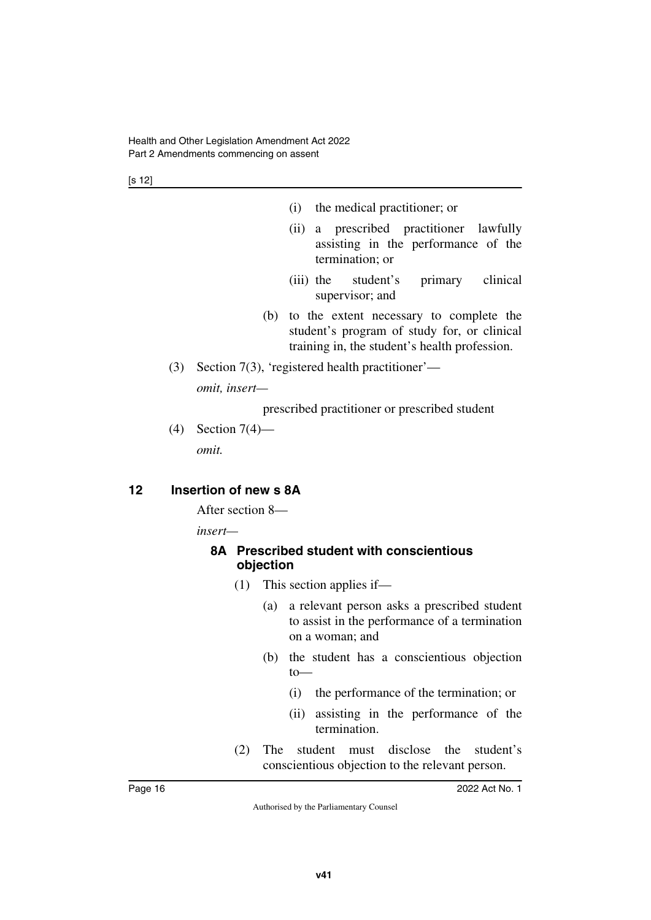(i) the medical practitioner; or

(ii) a prescribed practitioner lawfully assisting in the performance of the termination; or

(iii) the student's primary clinical supervisor; and

(b) to the extent necessary to complete the student's program of study for, or clinical training in, the student's health profession.

(3) Section 7(3), 'registered health practitioner'—

*omit, insert—*

prescribed practitioner or prescribed student

(4) Section 7(4)—

*omit.*

## 12 Insertion of new s 8A

After section 8—

*insert—*

### 8A Prescribed student with conscientious objection

(1) This section applies if—

(a) a relevant person asks a prescribed student to assist in the performance of a termination on a woman; and

(b) the student has a conscientious objection to—

(i) the performance of the termination; or

(ii) assisting in the performance of the termination.

(2) The student must disclose the student's conscientious objection to the relevant person.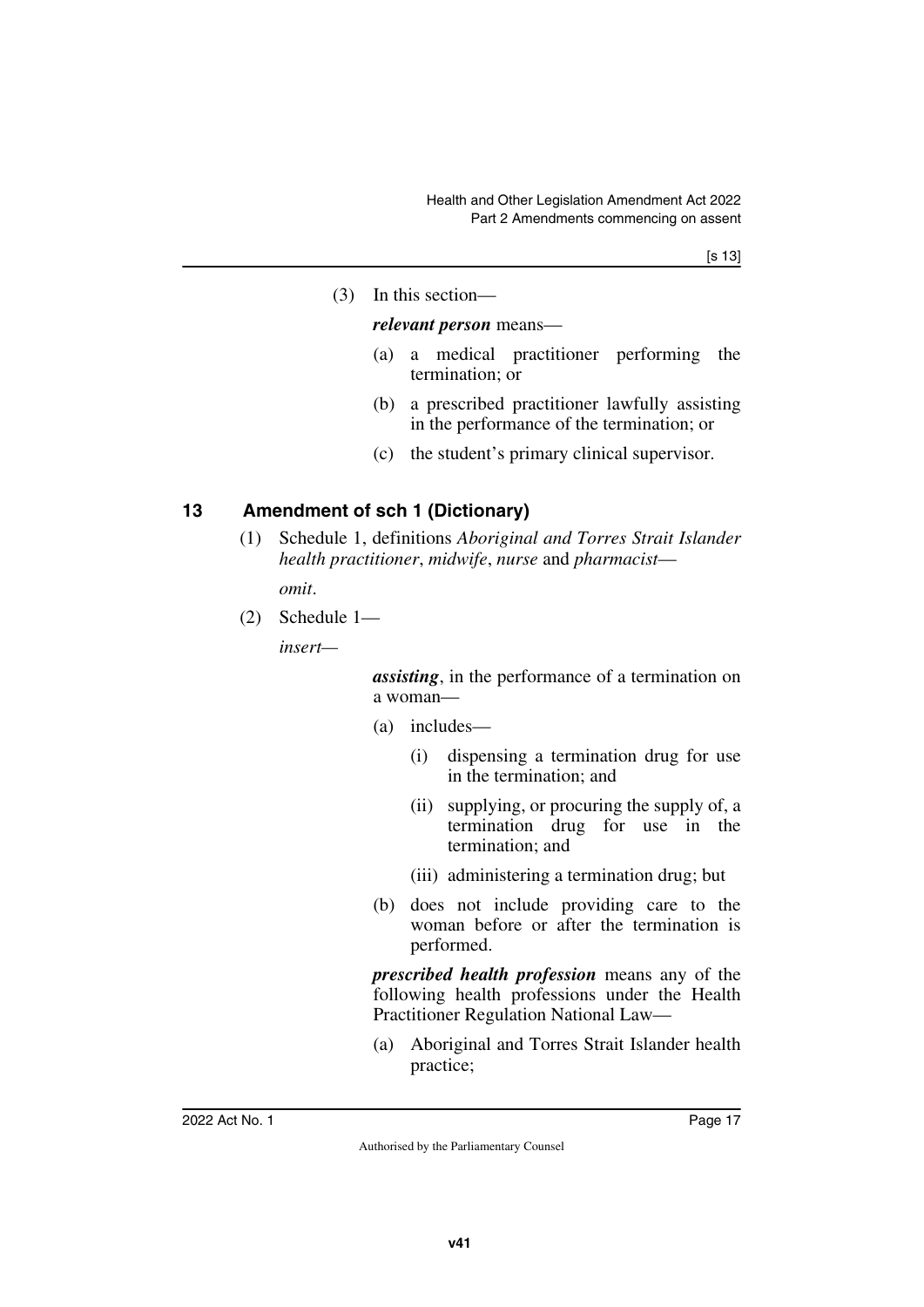(3) In this section—

***relevant person*** means—

(a) a medical practitioner performing the termination; or

(b) a prescribed practitioner lawfully assisting in the performance of the termination; or

(c) the student's primary clinical supervisor.

## 13 Amendment of sch 1 (Dictionary)

(1) Schedule 1, definitions *Aboriginal and Torres Strait Islander health practitioner*, *midwife*, *nurse* and *pharmacist*—

*omit*.

(2) Schedule 1—

*insert*—

***assisting***, in the performance of a termination on a woman—

(a) includes—

(i) dispensing a termination drug for use in the termination; and

(ii) supplying, or procuring the supply of, a termination drug for use in the termination; and

(iii) administering a termination drug; but

(b) does not include providing care to the woman before or after the termination is performed.

***prescribed health profession*** means any of the following health professions under the Health Practitioner Regulation National Law—

(a) Aboriginal and Torres Strait Islander health practice;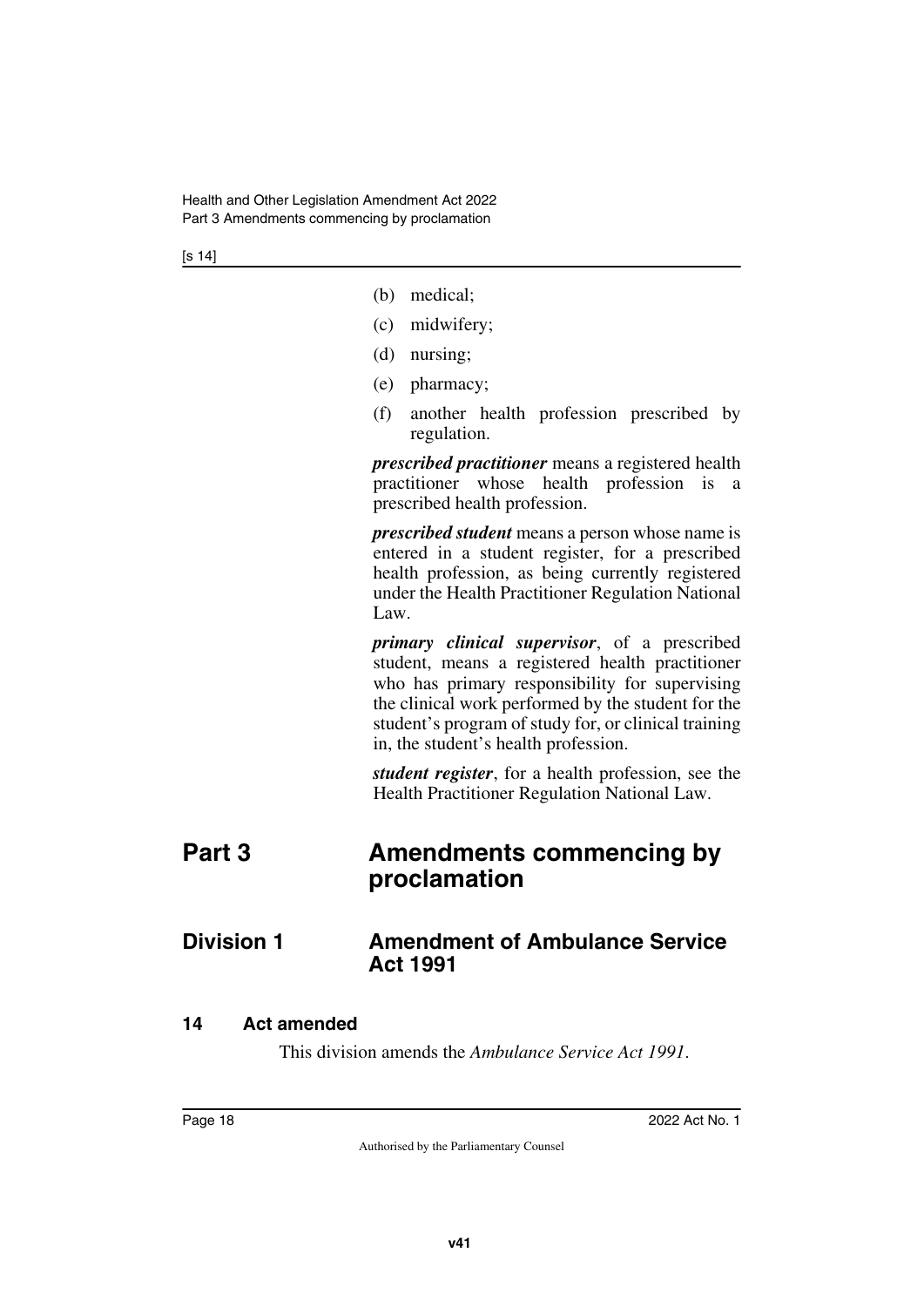(b) medical;

(c) midwifery;

(d) nursing;

(e) pharmacy;

(f) another health profession prescribed by regulation.

***prescribed practitioner*** means a registered health practitioner whose health profession is a prescribed health profession.

***prescribed student*** means a person whose name is entered in a student register, for a prescribed health profession, as being currently registered under the Health Practitioner Regulation National Law.

***primary clinical supervisor***, of a prescribed student, means a registered health practitioner who has primary responsibility for supervising the clinical work performed by the student for the student's program of study for, or clinical training in, the student's health profession.

***student register***, for a health profession, see the Health Practitioner Regulation National Law.

# Part 3 Amendments commencing by proclamation

## Division 1 Amendment of Ambulance Service Act 1991

### 14 Act amended

This division amends the *Ambulance Service Act 1991*.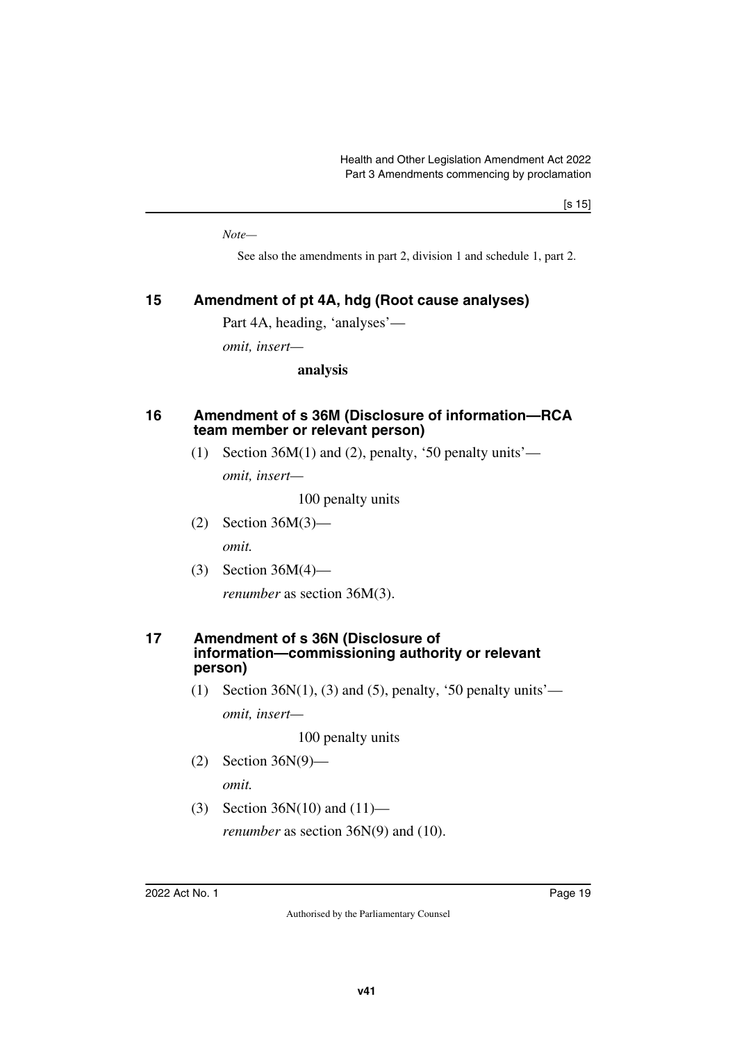*Note—*

See also the amendments in part 2, division 1 and schedule 1, part 2.

## 15 Amendment of pt 4A, hdg (Root cause analyses)

Part 4A, heading, 'analyses'—

*omit, insert—*

**analysis**

## 16 Amendment of s 36M (Disclosure of information—RCA team member or relevant person)

(1) Section 36M(1) and (2), penalty, '50 penalty units'—

*omit, insert—*

100 penalty units

(2) Section 36M(3)—

*omit.*

(3) Section 36M(4)—

*renumber* as section 36M(3).

## 17 Amendment of s 36N (Disclosure of information—commissioning authority or relevant person)

(1) Section 36N(1), (3) and (5), penalty, '50 penalty units'—

*omit, insert—*

100 penalty units

(2) Section 36N(9)—

*omit.*

(3) Section 36N(10) and (11)—

*renumber* as section 36N(9) and (10).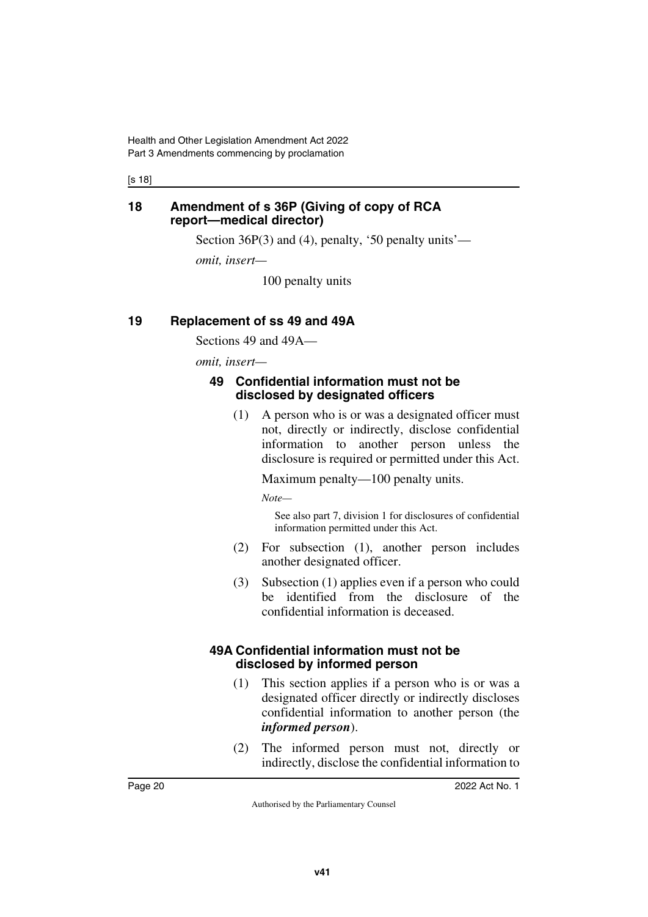## 18 Amendment of s 36P (Giving of copy of RCA report—medical director)

Section 36P(3) and (4), penalty, '50 penalty units'—

*omit, insert—*

100 penalty units

## 19 Replacement of ss 49 and 49A

Sections 49 and 49A—

*omit, insert—*

### 49 Confidential information must not be disclosed by designated officers

(1) A person who is or was a designated officer must not, directly or indirectly, disclose confidential information to another person unless the disclosure is required or permitted under this Act.

Maximum penalty—100 penalty units.

*Note—*

See also part 7, division 1 for disclosures of confidential information permitted under this Act.

(2) For subsection (1), another person includes another designated officer.

(3) Subsection (1) applies even if a person who could be identified from the disclosure of the confidential information is deceased.

### 49A Confidential information must not be disclosed by informed person

(1) This section applies if a person who is or was a designated officer directly or indirectly discloses confidential information to another person (the ***informed person***).

(2) The informed person must not, directly or indirectly, disclose the confidential information to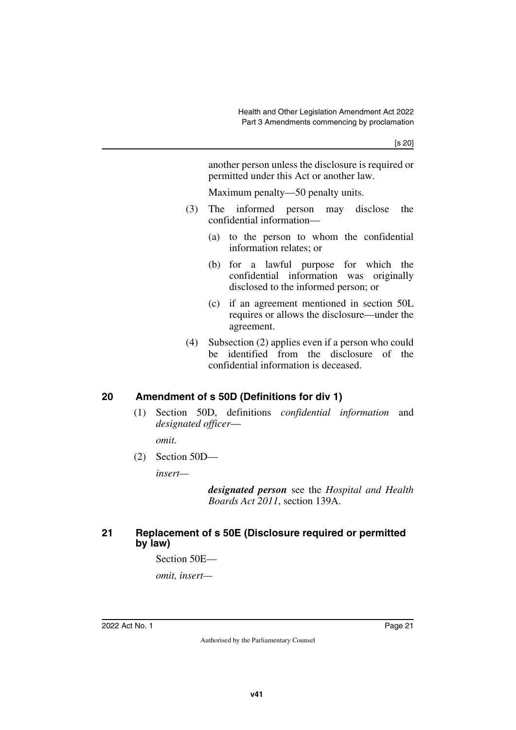another person unless the disclosure is required or permitted under this Act or another law.

Maximum penalty—50 penalty units.

(3) The informed person may disclose the confidential information—

(a) to the person to whom the confidential information relates; or

(b) for a lawful purpose for which the confidential information was originally disclosed to the informed person; or

(c) if an agreement mentioned in section 50L requires or allows the disclosure—under the agreement.

(4) Subsection (2) applies even if a person who could be identified from the disclosure of the confidential information is deceased.

## 20 Amendment of s 50D (Definitions for div 1)

(1) Section 50D, definitions *confidential information* and *designated officer*—

*omit.*

(2) Section 50D—

*insert—*

***designated person*** see the *Hospital and Health Boards Act 2011*, section 139A.

## 21 Replacement of s 50E (Disclosure required or permitted by law)

Section 50E—

*omit, insert—*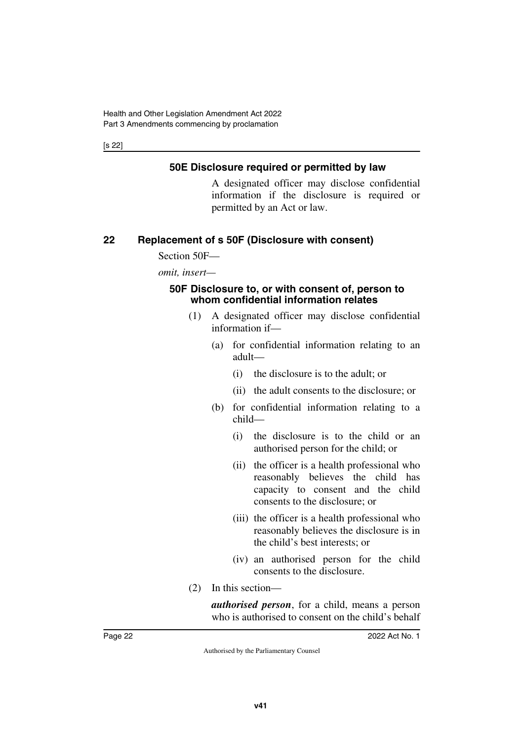[s 22]

### 50E Disclosure required or permitted by law

A designated officer may disclose confidential information if the disclosure is required or permitted by an Act or law.

## 22 Replacement of s 50F (Disclosure with consent)

Section 50F—

*omit, insert—*

### 50F Disclosure to, or with consent of, person to whom confidential information relates

(1) A designated officer may disclose confidential information if—

(a) for confidential information relating to an adult—

(i) the disclosure is to the adult; or

(ii) the adult consents to the disclosure; or

(b) for confidential information relating to a child—

(i) the disclosure is to the child or an authorised person for the child; or

(ii) the officer is a health professional who reasonably believes the child has capacity to consent and the child consents to the disclosure; or

(iii) the officer is a health professional who reasonably believes the disclosure is in the child's best interests; or

(iv) an authorised person for the child consents to the disclosure.

(2) In this section—

***authorised person***, for a child, means a person who is authorised to consent on the child's behalf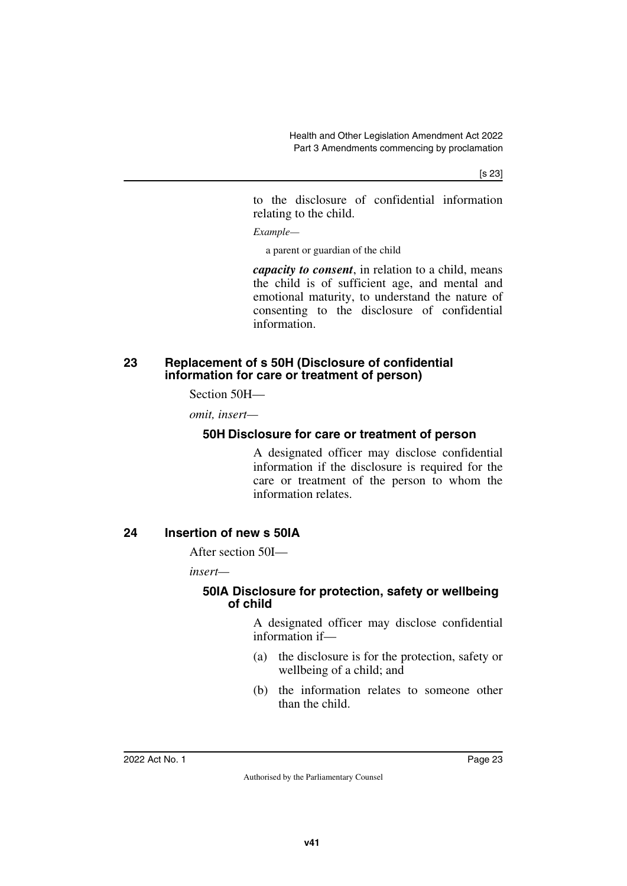to the disclosure of confidential information relating to the child.

*Example—*

a parent or guardian of the child

***capacity to consent***, in relation to a child, means the child is of sufficient age, and mental and emotional maturity, to understand the nature of consenting to the disclosure of confidential information.

## 23 Replacement of s 50H (Disclosure of confidential information for care or treatment of person)

Section 50H—

*omit, insert—*

### 50H Disclosure for care or treatment of person

A designated officer may disclose confidential information if the disclosure is required for the care or treatment of the person to whom the information relates.

## 24 Insertion of new s 50IA

After section 50I—

*insert—*

### 50IA Disclosure for protection, safety or wellbeing of child

A designated officer may disclose confidential information if—

(a) the disclosure is for the protection, safety or wellbeing of a child; and

(b) the information relates to someone other than the child.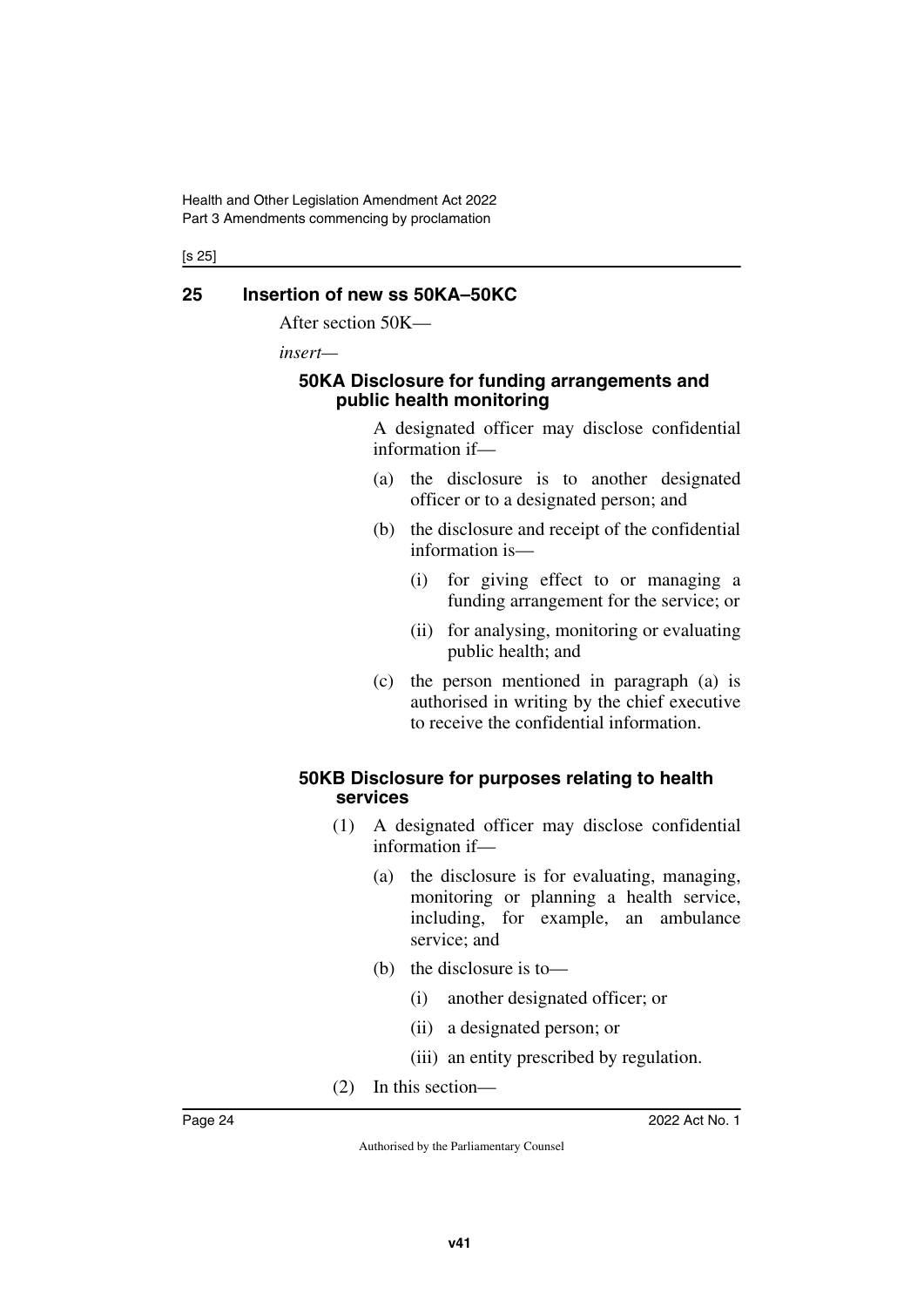## 25 Insertion of new ss 50KA–50KC

After section 50K—

*insert*—

### 50KA Disclosure for funding arrangements and public health monitoring

A designated officer may disclose confidential information if—

(a) the disclosure is to another designated officer or to a designated person; and

(b) the disclosure and receipt of the confidential information is—

(i) for giving effect to or managing a funding arrangement for the service; or

(ii) for analysing, monitoring or evaluating public health; and

(c) the person mentioned in paragraph (a) is authorised in writing by the chief executive to receive the confidential information.

### 50KB Disclosure for purposes relating to health services

(1) A designated officer may disclose confidential information if—

(a) the disclosure is for evaluating, managing, monitoring or planning a health service, including, for example, an ambulance service; and

(b) the disclosure is to—

(i) another designated officer; or

(ii) a designated person; or

(iii) an entity prescribed by regulation.

(2) In this section—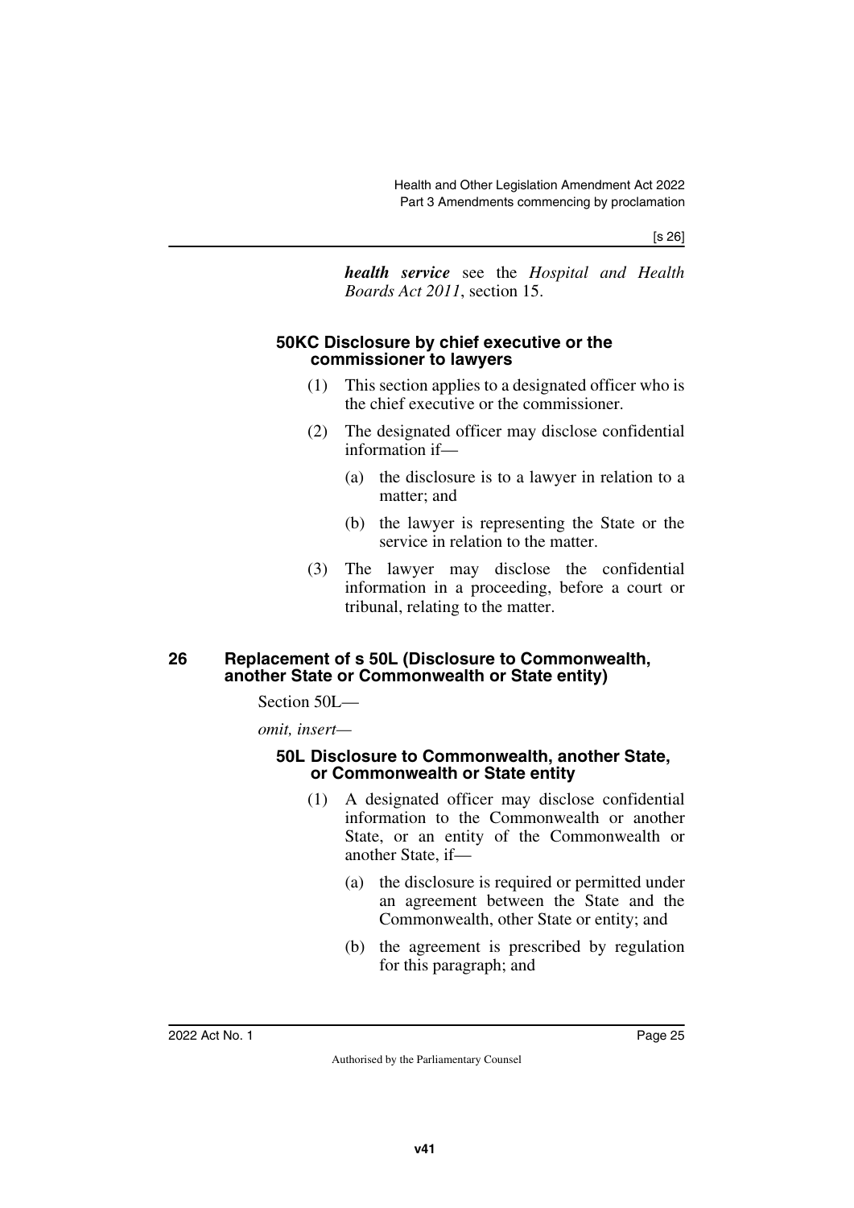***health service*** see the *Hospital and Health Boards Act 2011*, section 15.

#### 50KC Disclosure by chief executive or the commissioner to lawyers

(1) This section applies to a designated officer who is the chief executive or the commissioner.

(2) The designated officer may disclose confidential information if—

(a) the disclosure is to a lawyer in relation to a matter; and

(b) the lawyer is representing the State or the service in relation to the matter.

(3) The lawyer may disclose the confidential information in a proceeding, before a court or tribunal, relating to the matter.

### 26 Replacement of s 50L (Disclosure to Commonwealth, another State or Commonwealth or State entity)

Section 50L—

*omit, insert—*

#### 50L Disclosure to Commonwealth, another State, or Commonwealth or State entity

(1) A designated officer may disclose confidential information to the Commonwealth or another State, or an entity of the Commonwealth or another State, if—

(a) the disclosure is required or permitted under an agreement between the State and the Commonwealth, other State or entity; and

(b) the agreement is prescribed by regulation for this paragraph; and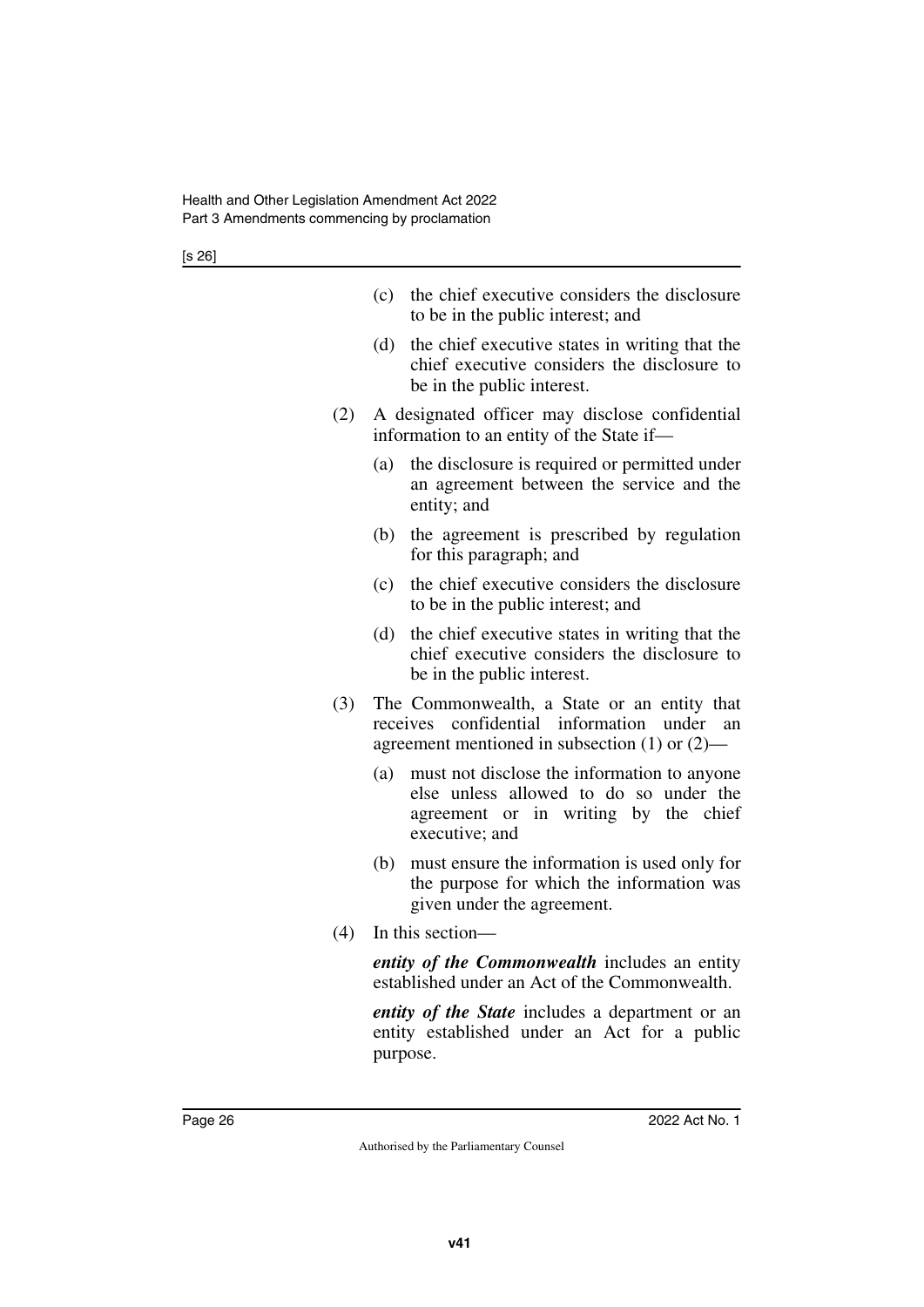(c) the chief executive considers the disclosure to be in the public interest; and

(d) the chief executive states in writing that the chief executive considers the disclosure to be in the public interest.

(2) A designated officer may disclose confidential information to an entity of the State if—

(a) the disclosure is required or permitted under an agreement between the service and the entity; and

(b) the agreement is prescribed by regulation for this paragraph; and

(c) the chief executive considers the disclosure to be in the public interest; and

(d) the chief executive states in writing that the chief executive considers the disclosure to be in the public interest.

(3) The Commonwealth, a State or an entity that receives confidential information under an agreement mentioned in subsection (1) or (2)—

(a) must not disclose the information to anyone else unless allowed to do so under the agreement or in writing by the chief executive; and

(b) must ensure the information is used only for the purpose for which the information was given under the agreement.

(4) In this section—

***entity of the Commonwealth*** includes an entity established under an Act of the Commonwealth.

***entity of the State*** includes a department or an entity established under an Act for a public purpose.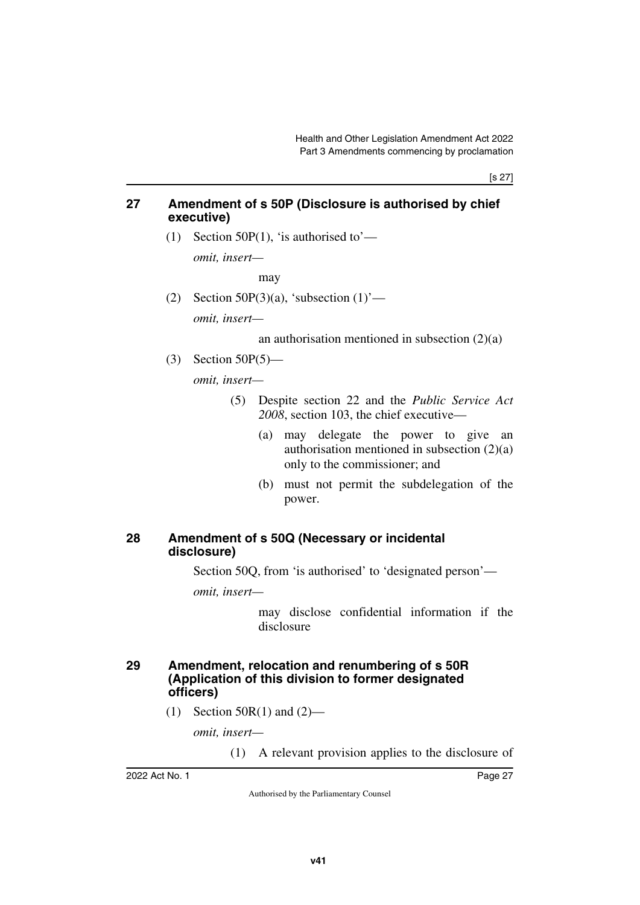## 27 Amendment of s 50P (Disclosure is authorised by chief executive)

(1) Section 50P(1), 'is authorised to'—

*omit, insert—*

may

(2) Section 50P(3)(a), 'subsection (1)'—

*omit, insert—*

an authorisation mentioned in subsection (2)(a)

(3) Section 50P(5)—

*omit, insert—*

(5) Despite section 22 and the *Public Service Act 2008*, section 103, the chief executive—

(a) may delegate the power to give an authorisation mentioned in subsection (2)(a) only to the commissioner; and

(b) must not permit the subdelegation of the power.

## 28 Amendment of s 50Q (Necessary or incidental disclosure)

Section 50Q, from 'is authorised' to 'designated person'—

*omit, insert—*

may disclose confidential information if the disclosure

## 29 Amendment, relocation and renumbering of s 50R (Application of this division to former designated officers)

(1) Section 50R(1) and (2)—

*omit, insert—*

(1) A relevant provision applies to the disclosure of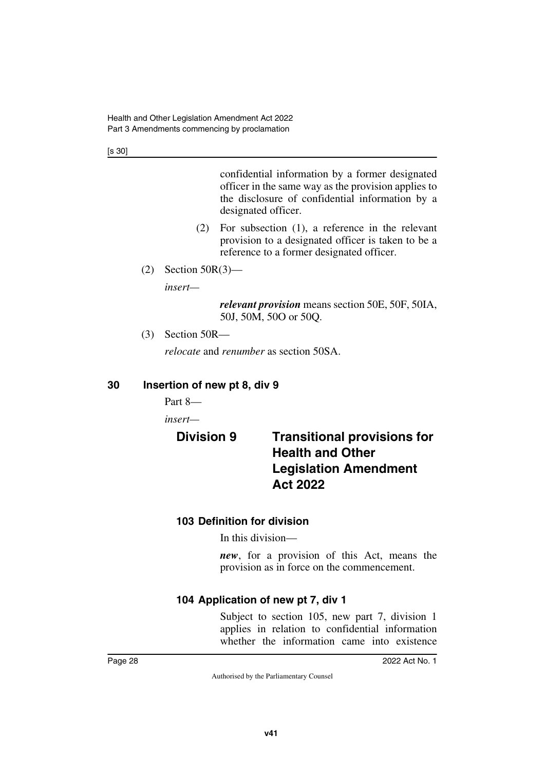confidential information by a former designated officer in the same way as the provision applies to the disclosure of confidential information by a designated officer.

(2) For subsection (1), a reference in the relevant provision to a designated officer is taken to be a reference to a former designated officer.

(2) Section 50R(3)—

*insert*—

***relevant provision*** means section 50E, 50F, 50IA, 50J, 50M, 50O or 50Q.

(3) Section 50R—

*relocate* and *renumber* as section 50SA.

## 30 Insertion of new pt 8, div 9

Part 8—

*insert*—

## Division 9 Transitional provisions for Health and Other Legislation Amendment Act 2022

### 103 Definition for division

In this division—

***new***, for a provision of this Act, means the provision as in force on the commencement.

### 104 Application of new pt 7, div 1

Subject to section 105, new part 7, division 1 applies in relation to confidential information whether the information came into existence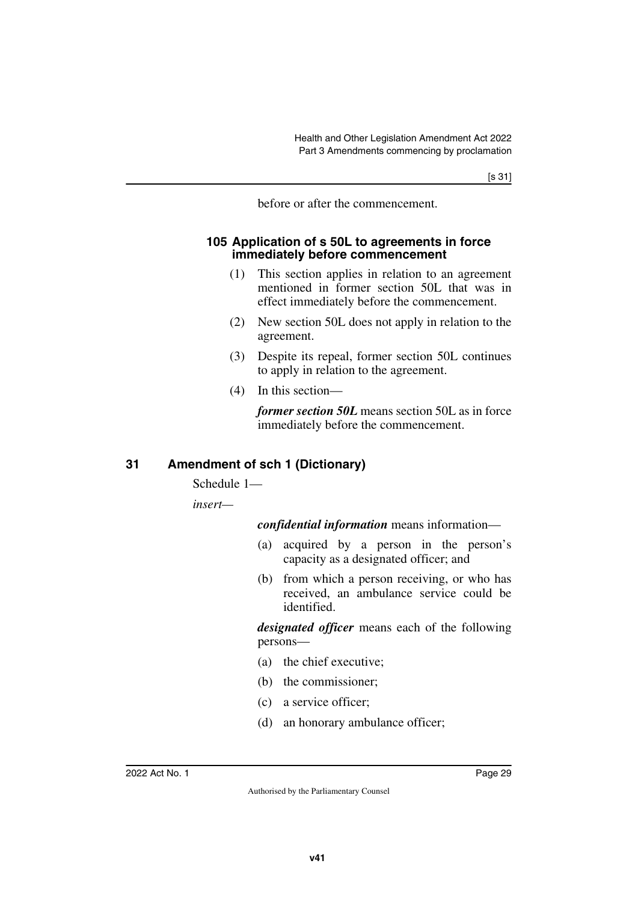before or after the commencement.

### 105 Application of s 50L to agreements in force immediately before commencement

(1) This section applies in relation to an agreement mentioned in former section 50L that was in effect immediately before the commencement.

(2) New section 50L does not apply in relation to the agreement.

(3) Despite its repeal, former section 50L continues to apply in relation to the agreement.

(4) In this section—

***former section 50L*** means section 50L as in force immediately before the commencement.

## 31 Amendment of sch 1 (Dictionary)

Schedule 1—

*insert*—

***confidential information*** means information—

(a) acquired by a person in the person's capacity as a designated officer; and

(b) from which a person receiving, or who has received, an ambulance service could be identified.

***designated officer*** means each of the following persons—

(a) the chief executive;

(b) the commissioner;

(c) a service officer;

(d) an honorary ambulance officer;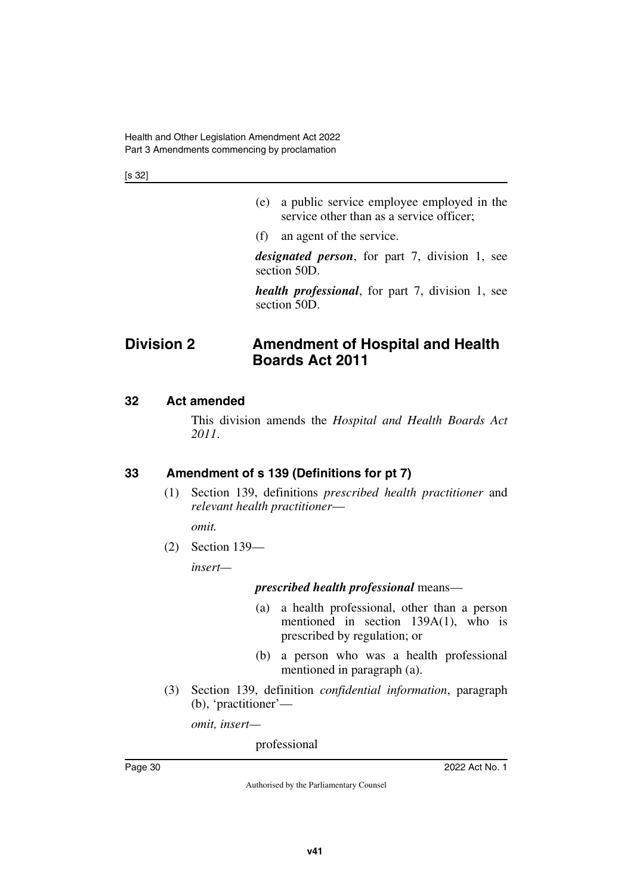(e) a public service employee employed in the service other than as a service officer;

(f) an agent of the service.

***designated person***, for part 7, division 1, see section 50D.

***health professional***, for part 7, division 1, see section 50D.

## Division 2 Amendment of Hospital and Health Boards Act 2011

### 32 Act amended

This division amends the *Hospital and Health Boards Act 2011*.

### 33 Amendment of s 139 (Definitions for pt 7)

(1) Section 139, definitions *prescribed health practitioner* and *relevant health practitioner*—

*omit.*

(2) Section 139—

*insert*—

***prescribed health professional*** means—

(a) a health professional, other than a person mentioned in section 139A(1), who is prescribed by regulation; or

(b) a person who was a health professional mentioned in paragraph (a).

(3) Section 139, definition *confidential information*, paragraph (b), 'practitioner'—

*omit, insert—*

professional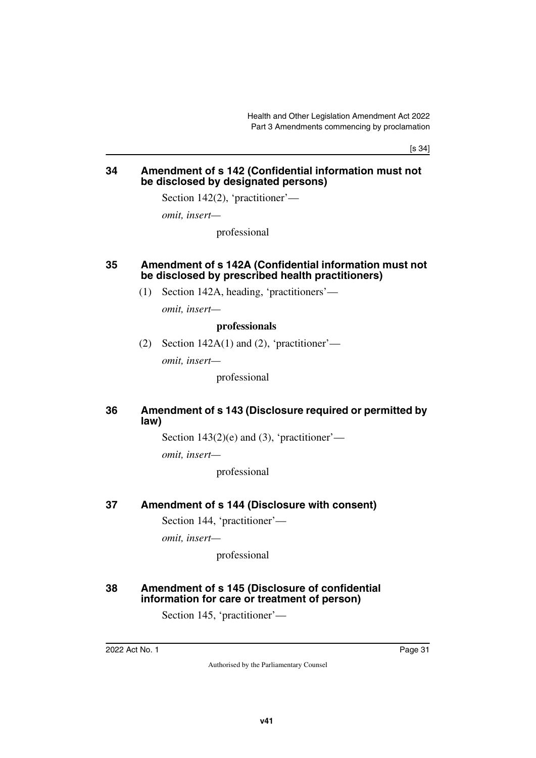## 34 Amendment of s 142 (Confidential information must not be disclosed by designated persons)

Section 142(2), 'practitioner'—

*omit, insert—*

professional

## 35 Amendment of s 142A (Confidential information must not be disclosed by prescribed health practitioners)

(1) Section 142A, heading, 'practitioners'—

*omit, insert—*

**professionals**

(2) Section 142A(1) and (2), 'practitioner'—

*omit, insert—*

professional

## 36 Amendment of s 143 (Disclosure required or permitted by law)

Section 143(2)(e) and (3), 'practitioner'—

*omit, insert—*

professional

## 37 Amendment of s 144 (Disclosure with consent)

Section 144, 'practitioner'—

*omit, insert—*

professional

## 38 Amendment of s 145 (Disclosure of confidential information for care or treatment of person)

Section 145, 'practitioner'—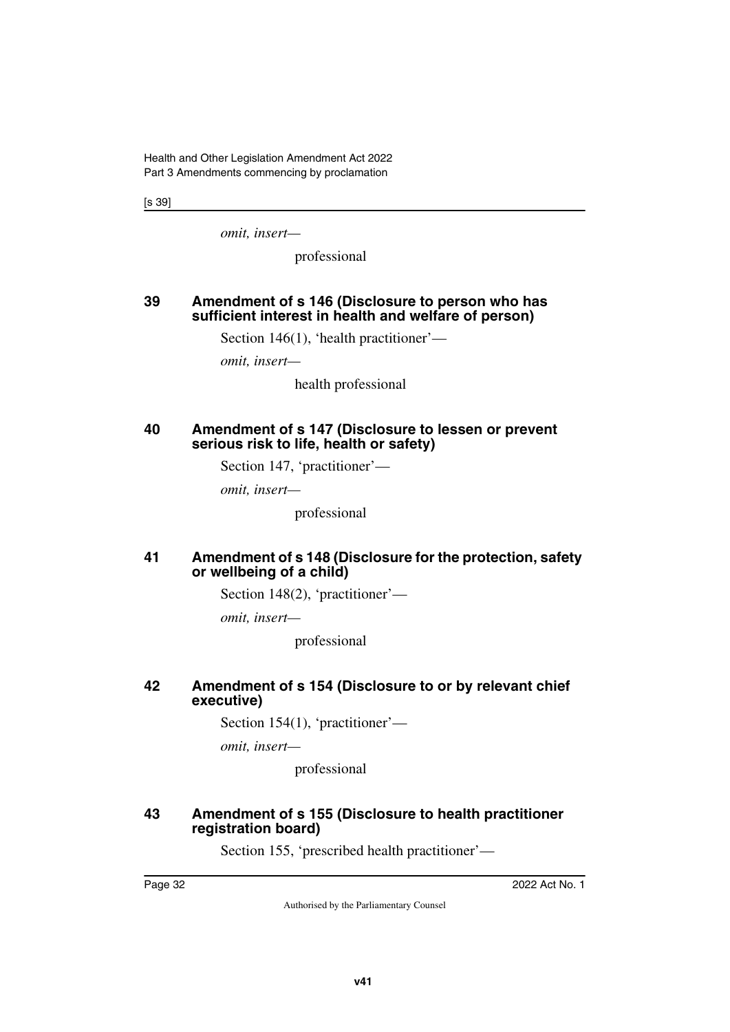*omit, insert—*

professional

### 39 Amendment of s 146 (Disclosure to person who has sufficient interest in health and welfare of person)

Section 146(1), 'health practitioner'—

*omit, insert—*

health professional

### 40 Amendment of s 147 (Disclosure to lessen or prevent serious risk to life, health or safety)

Section 147, 'practitioner'—

*omit, insert—*

professional

### 41 Amendment of s 148 (Disclosure for the protection, safety or wellbeing of a child)

Section 148(2), 'practitioner'—

*omit, insert—*

professional

### 42 Amendment of s 154 (Disclosure to or by relevant chief executive)

Section 154(1), 'practitioner'—

*omit, insert—*

professional

### 43 Amendment of s 155 (Disclosure to health practitioner registration board)

Section 155, 'prescribed health practitioner'—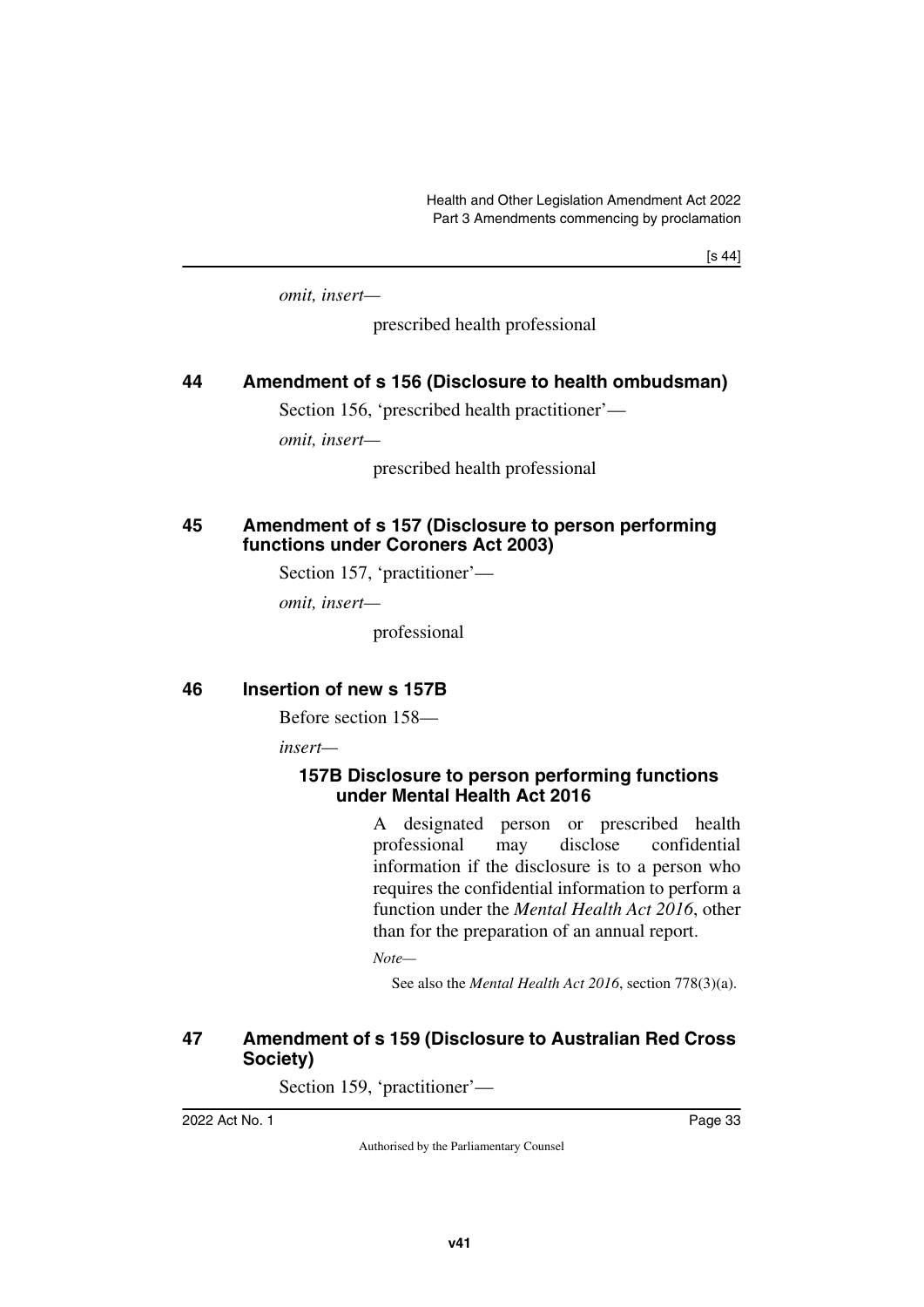*omit, insert—*

prescribed health professional

## 44 Amendment of s 156 (Disclosure to health ombudsman)

Section 156, 'prescribed health practitioner'—

*omit, insert—*

prescribed health professional

## 45 Amendment of s 157 (Disclosure to person performing functions under Coroners Act 2003)

Section 157, 'practitioner'—

*omit, insert—*

professional

## 46 Insertion of new s 157B

Before section 158—

*insert—*

### 157B Disclosure to person performing functions under Mental Health Act 2016

A designated person or prescribed health professional may disclose confidential information if the disclosure is to a person who requires the confidential information to perform a function under the *Mental Health Act 2016*, other than for the preparation of an annual report.

*Note—*

See also the *Mental Health Act 2016*, section 778(3)(a).

## 47 Amendment of s 159 (Disclosure to Australian Red Cross Society)

Section 159, 'practitioner'—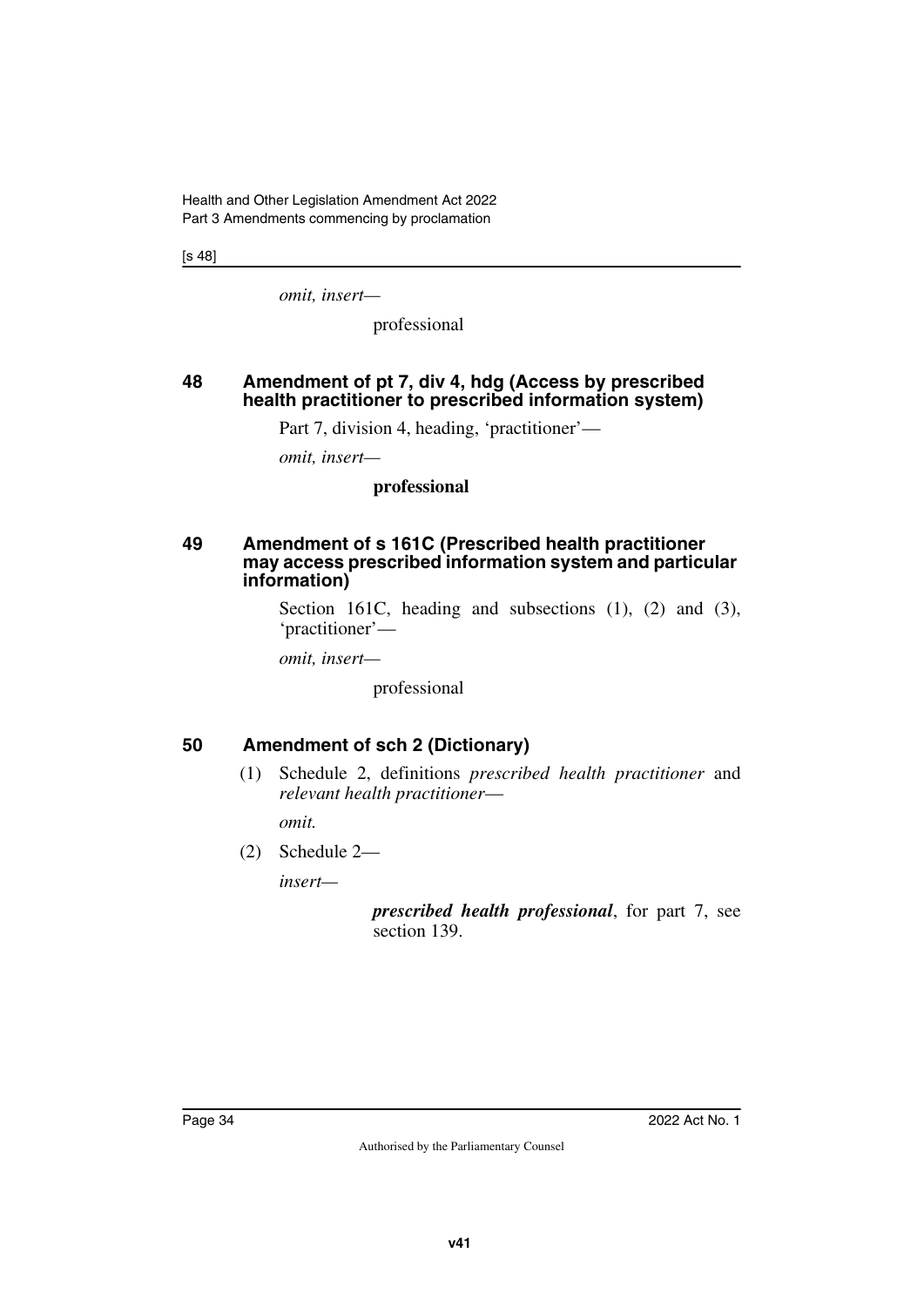*omit, insert—*

professional

## 48 Amendment of pt 7, div 4, hdg (Access by prescribed health practitioner to prescribed information system)

Part 7, division 4, heading, 'practitioner'—

*omit, insert—*

**professional**

## 49 Amendment of s 161C (Prescribed health practitioner may access prescribed information system and particular information)

Section 161C, heading and subsections (1), (2) and (3), 'practitioner'—

*omit, insert—*

professional

## 50 Amendment of sch 2 (Dictionary)

(1) Schedule 2, definitions *prescribed health practitioner* and *relevant health practitioner*—

*omit.*

(2) Schedule 2—

*insert—*

***prescribed health professional***, for part 7, see section 139.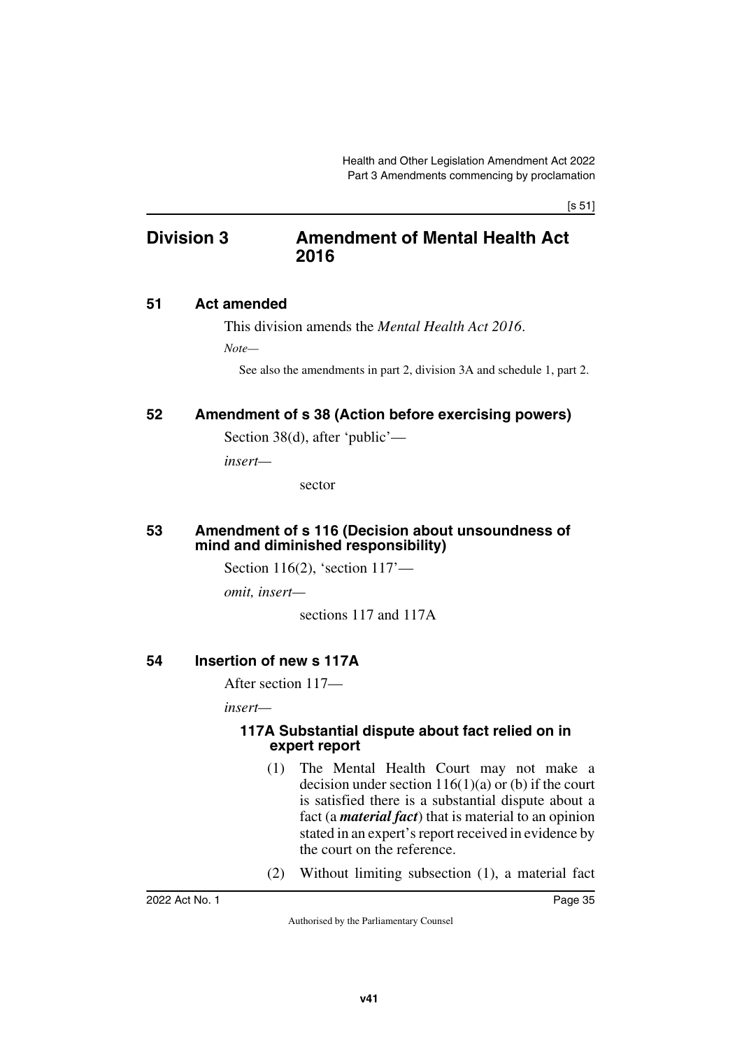## Division 3 Amendment of Mental Health Act 2016

### 51 Act amended

This division amends the *Mental Health Act 2016*.

*Note—*

See also the amendments in part 2, division 3A and schedule 1, part 2.

### 52 Amendment of s 38 (Action before exercising powers)

Section 38(d), after 'public'—

*insert—*

sector

### 53 Amendment of s 116 (Decision about unsoundness of mind and diminished responsibility)

Section 116(2), 'section 117'—

*omit, insert—*

sections 117 and 117A

### 54 Insertion of new s 117A

After section 117—

*insert—*

#### 117A Substantial dispute about fact relied on in expert report

(1) The Mental Health Court may not make a decision under section 116(1)(a) or (b) if the court is satisfied there is a substantial dispute about a fact (a ***material fact***) that is material to an opinion stated in an expert's report received in evidence by the court on the reference.

(2) Without limiting subsection (1), a material fact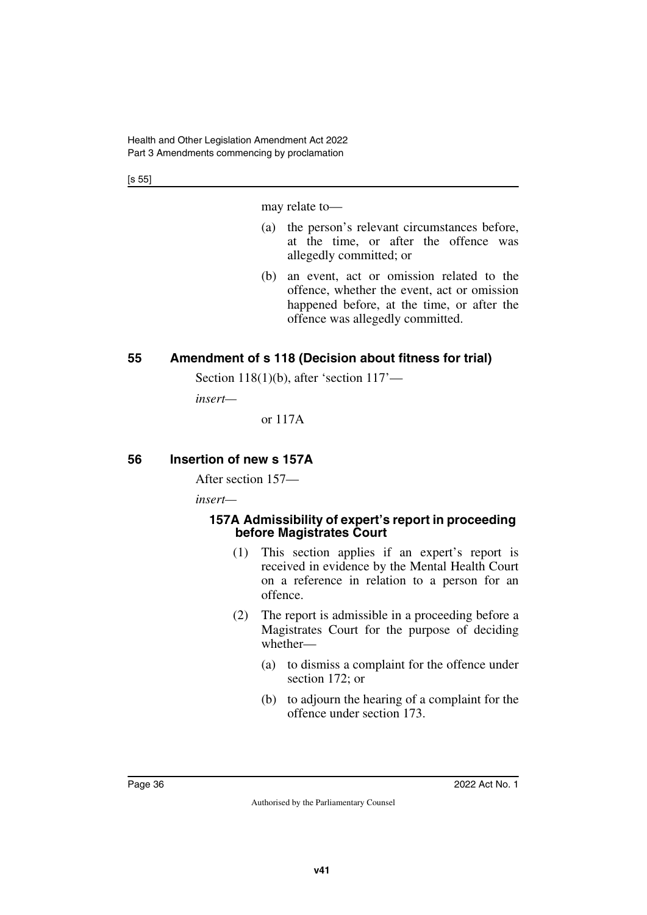may relate to—

(a) the person's relevant circumstances before, at the time, or after the offence was allegedly committed; or

(b) an event, act or omission related to the offence, whether the event, act or omission happened before, at the time, or after the offence was allegedly committed.

## 55 Amendment of s 118 (Decision about fitness for trial)

Section 118(1)(b), after 'section 117'—

*insert*—

or 117A

## 56 Insertion of new s 157A

After section 157—

*insert*—

### 157A Admissibility of expert's report in proceeding before Magistrates Court

(1) This section applies if an expert's report is received in evidence by the Mental Health Court on a reference in relation to a person for an offence.

(2) The report is admissible in a proceeding before a Magistrates Court for the purpose of deciding whether—

(a) to dismiss a complaint for the offence under section 172; or

(b) to adjourn the hearing of a complaint for the offence under section 173.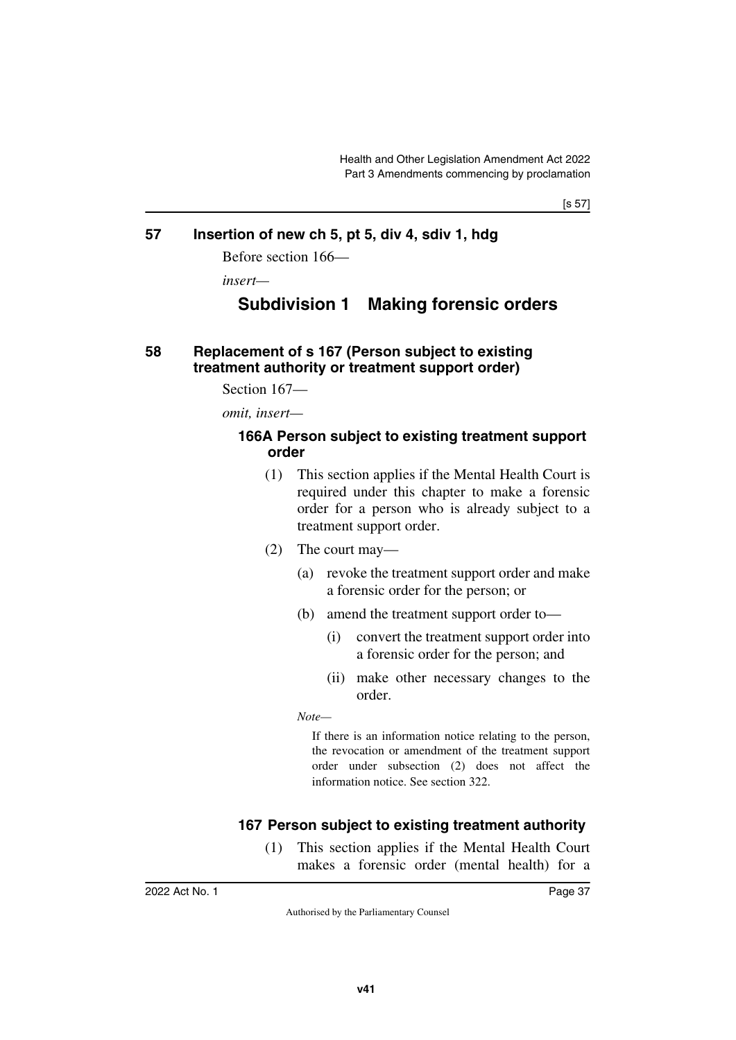## 57 Insertion of new ch 5, pt 5, div 4, sdiv 1, hdg

Before section 166—

*insert—*

# Subdivision 1 Making forensic orders

## 58 Replacement of s 167 (Person subject to existing treatment authority or treatment support order)

Section 167—

*omit, insert—*

### 166A Person subject to existing treatment support order

(1) This section applies if the Mental Health Court is required under this chapter to make a forensic order for a person who is already subject to a treatment support order.

(2) The court may—

(a) revoke the treatment support order and make a forensic order for the person; or

(b) amend the treatment support order to—

(i) convert the treatment support order into a forensic order for the person; and

(ii) make other necessary changes to the order.

*Note—*

If there is an information notice relating to the person, the revocation or amendment of the treatment support order under subsection (2) does not affect the information notice. See section 322.

### 167 Person subject to existing treatment authority

(1) This section applies if the Mental Health Court makes a forensic order (mental health) for a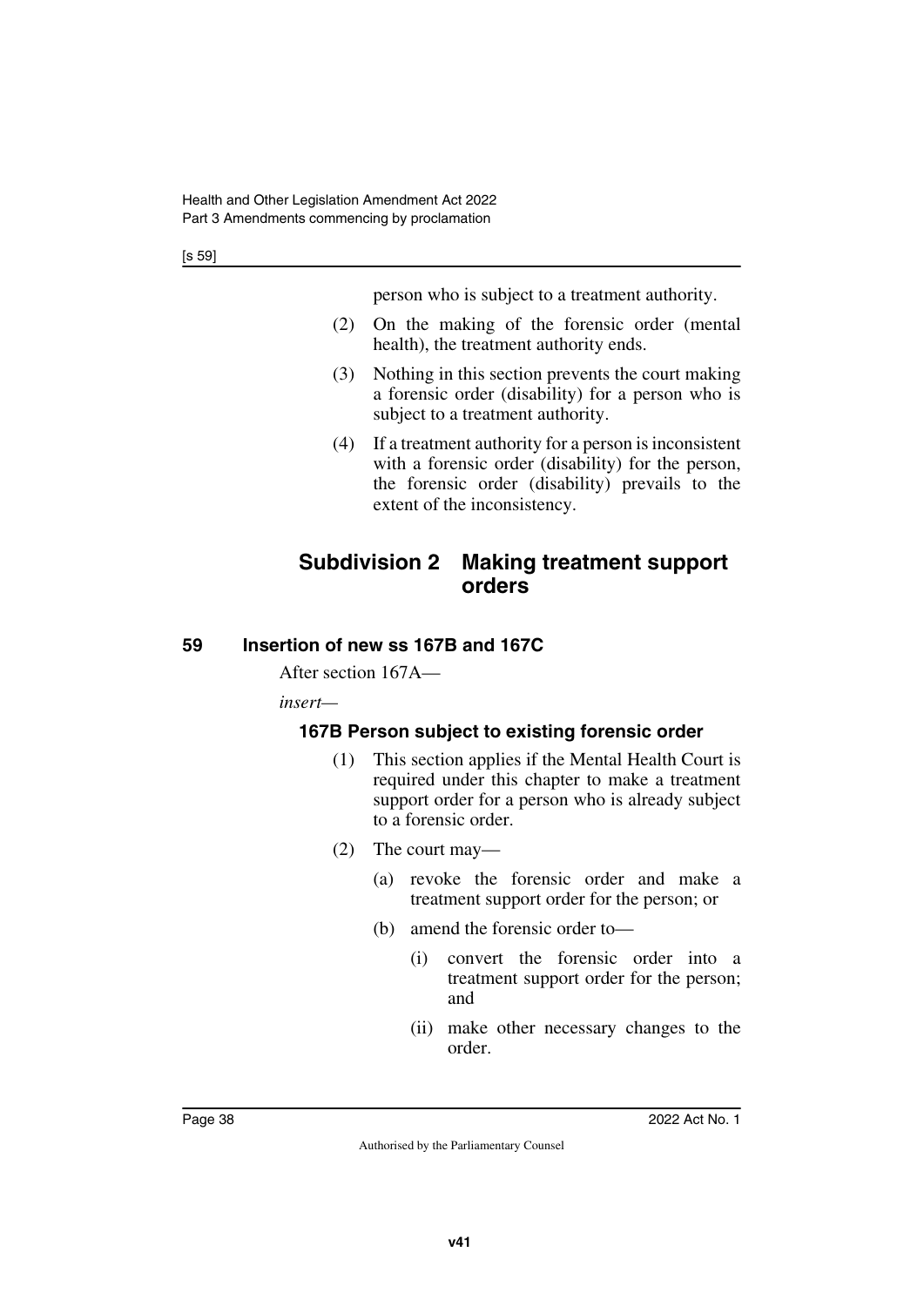person who is subject to a treatment authority.

(2) On the making of the forensic order (mental health), the treatment authority ends.

(3) Nothing in this section prevents the court making a forensic order (disability) for a person who is subject to a treatment authority.

(4) If a treatment authority for a person is inconsistent with a forensic order (disability) for the person, the forensic order (disability) prevails to the extent of the inconsistency.

## Subdivision 2 Making treatment support orders

### 59 Insertion of new ss 167B and 167C

After section 167A—

*insert—*

#### 167B Person subject to existing forensic order

(1) This section applies if the Mental Health Court is required under this chapter to make a treatment support order for a person who is already subject to a forensic order.

(2) The court may—

(a) revoke the forensic order and make a treatment support order for the person; or

(b) amend the forensic order to—

(i) convert the forensic order into a treatment support order for the person; and

(ii) make other necessary changes to the order.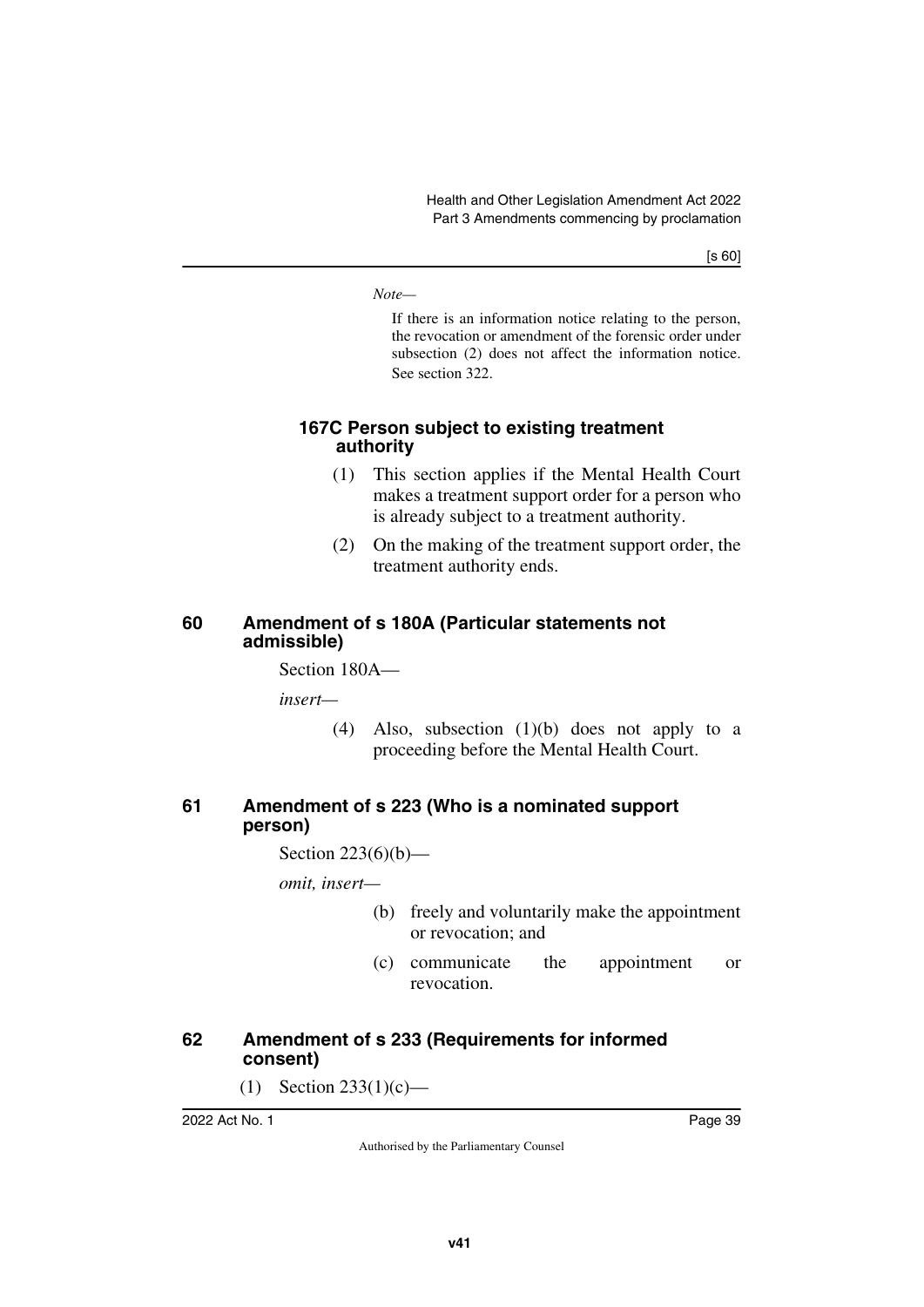*Note—*

If there is an information notice relating to the person, the revocation or amendment of the forensic order under subsection (2) does not affect the information notice. See section 322.

**167C Person subject to existing treatment authority**

(1) This section applies if the Mental Health Court makes a treatment support order for a person who is already subject to a treatment authority.

(2) On the making of the treatment support order, the treatment authority ends.

## 60 Amendment of s 180A (Particular statements not admissible)

Section 180A—

*insert—*

(4) Also, subsection (1)(b) does not apply to a proceeding before the Mental Health Court.

## 61 Amendment of s 223 (Who is a nominated support person)

Section 223(6)(b)—

*omit, insert—*

(b) freely and voluntarily make the appointment or revocation; and

(c) communicate the appointment or revocation.

## 62 Amendment of s 233 (Requirements for informed consent)

(1) Section 233(1)(c)—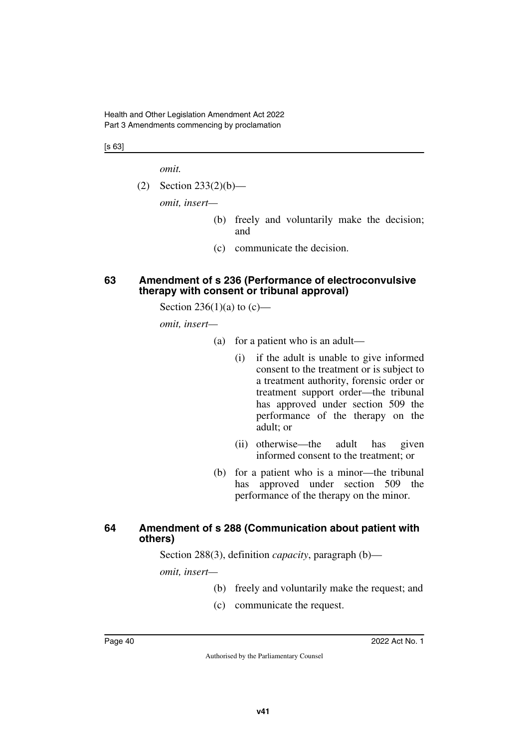*omit.*

(2) Section 233(2)(b)—

*omit, insert—*

(b) freely and voluntarily make the decision; and

(c) communicate the decision.

### 63 Amendment of s 236 (Performance of electroconvulsive therapy with consent or tribunal approval)

Section 236(1)(a) to (c)—

*omit, insert—*

(a) for a patient who is an adult—

(i) if the adult is unable to give informed consent to the treatment or is subject to a treatment authority, forensic order or treatment support order—the tribunal has approved under section 509 the performance of the therapy on the adult; or

(ii) otherwise—the adult has given informed consent to the treatment; or

(b) for a patient who is a minor—the tribunal has approved under section 509 the performance of the therapy on the minor.

### 64 Amendment of s 288 (Communication about patient with others)

Section 288(3), definition *capacity*, paragraph (b)—

*omit, insert—*

(b) freely and voluntarily make the request; and

(c) communicate the request.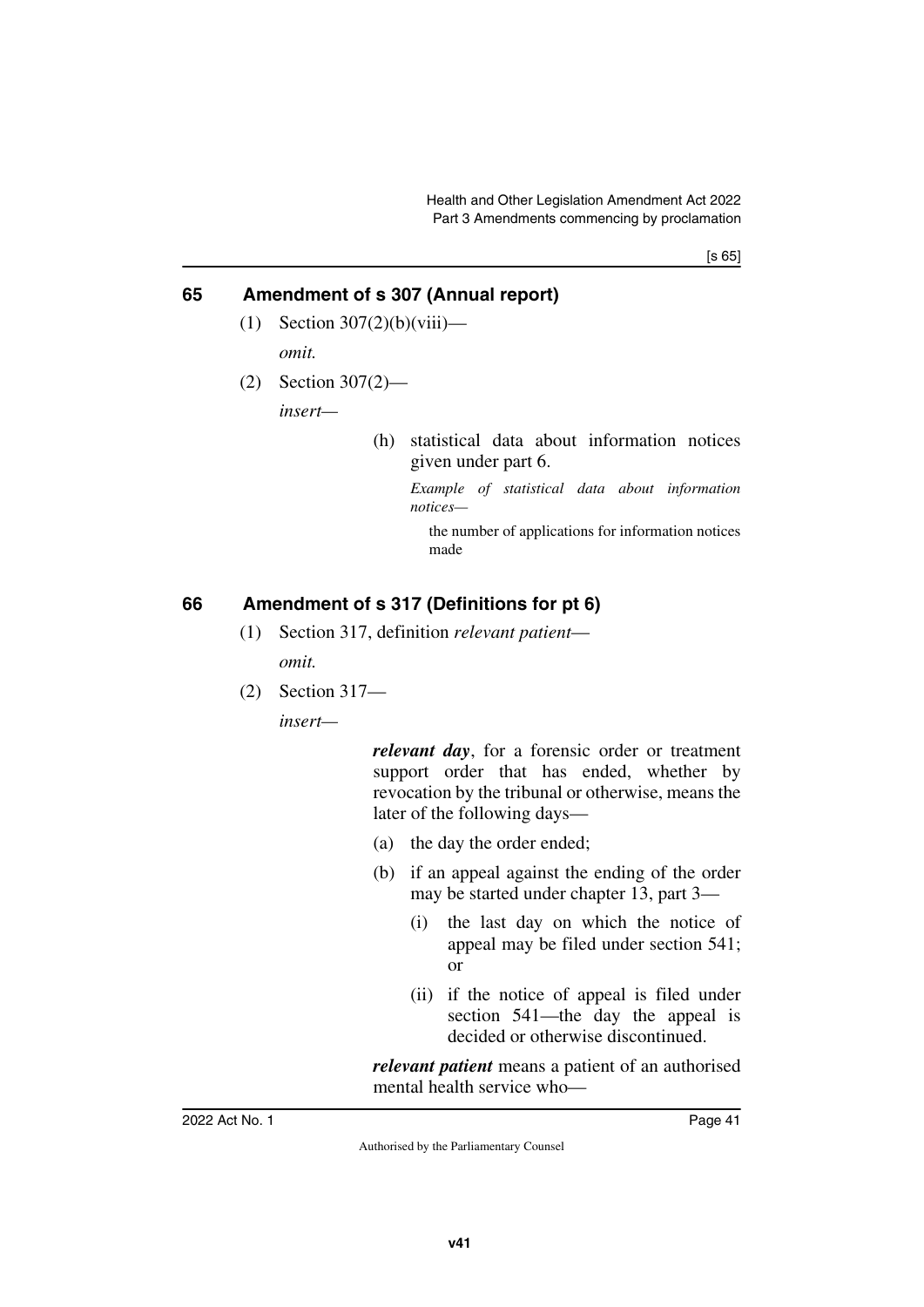## 65 Amendment of s 307 (Annual report)

(1) Section 307(2)(b)(viii)—

*omit.*

(2) Section 307(2)—

*insert—*

> (h) statistical data about information notices given under part 6.
>
> *Example of statistical data about information notices—*
>
> the number of applications for information notices made

## 66 Amendment of s 317 (Definitions for pt 6)

(1) Section 317, definition *relevant patient*—

*omit.*

(2) Section 317—

*insert—*

> ***relevant day***, for a forensic order or treatment support order that has ended, whether by revocation by the tribunal or otherwise, means the later of the following days—
>
> (a) the day the order ended;
>
> (b) if an appeal against the ending of the order may be started under chapter 13, part 3—
>
> (i) the last day on which the notice of appeal may be filed under section 541; or
>
> (ii) if the notice of appeal is filed under section 541—the day the appeal is decided or otherwise discontinued.
>
> ***relevant patient*** means a patient of an authorised mental health service who—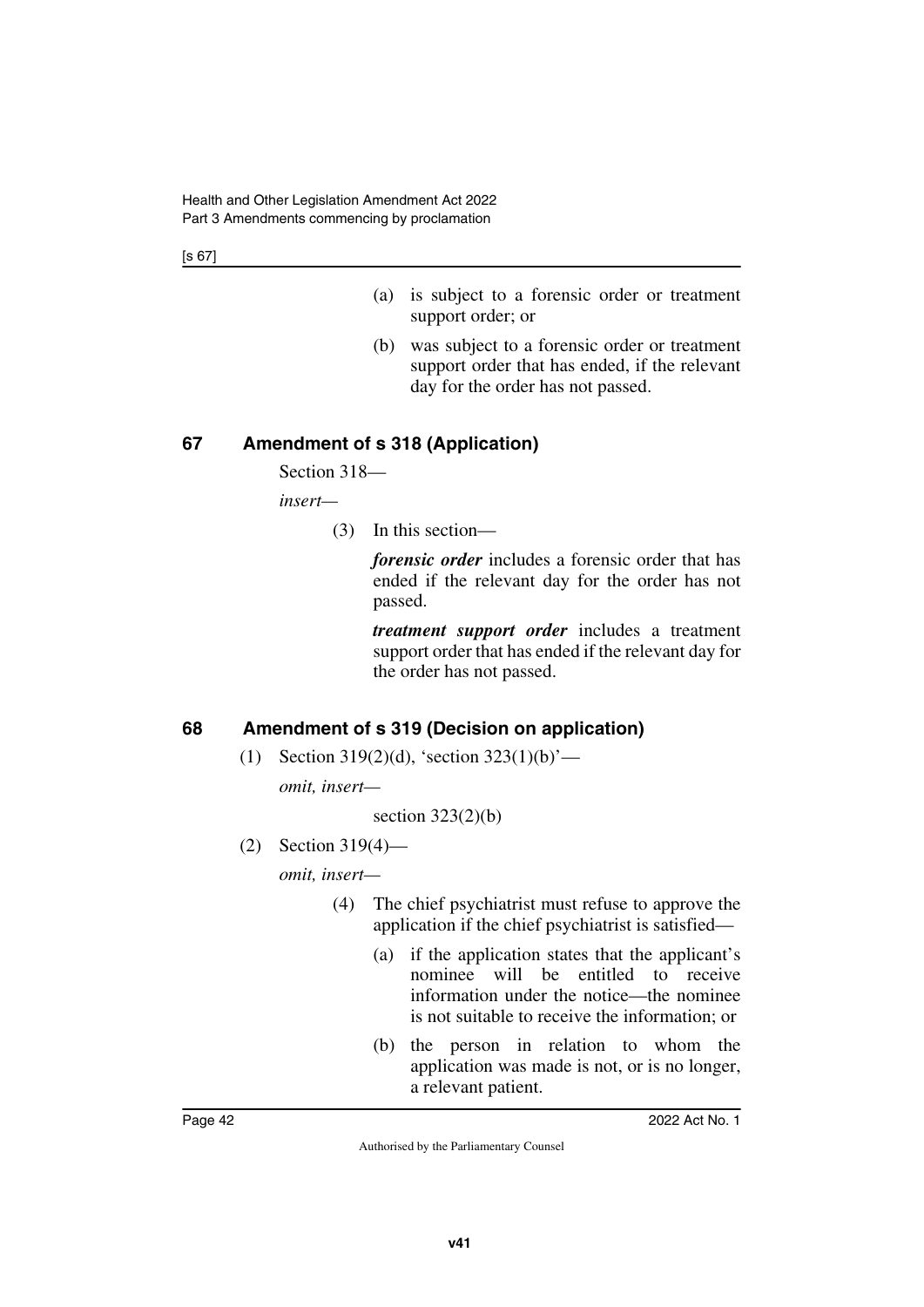- (a) is subject to a forensic order or treatment support order; or
- (b) was subject to a forensic order or treatment support order that has ended, if the relevant day for the order has not passed.

## 67 Amendment of s 318 (Application)

Section 318—

*insert—*

(3) In this section—

***forensic order*** includes a forensic order that has ended if the relevant day for the order has not passed.

***treatment support order*** includes a treatment support order that has ended if the relevant day for the order has not passed.

## 68 Amendment of s 319 (Decision on application)

(1) Section 319(2)(d), 'section 323(1)(b)'—

*omit, insert—*

section 323(2)(b)

(2) Section 319(4)—

*omit, insert—*

(4) The chief psychiatrist must refuse to approve the application if the chief psychiatrist is satisfied—

- (a) if the application states that the applicant's nominee will be entitled to receive information under the notice—the nominee is not suitable to receive the information; or
- (b) the person in relation to whom the application was made is not, or is no longer, a relevant patient.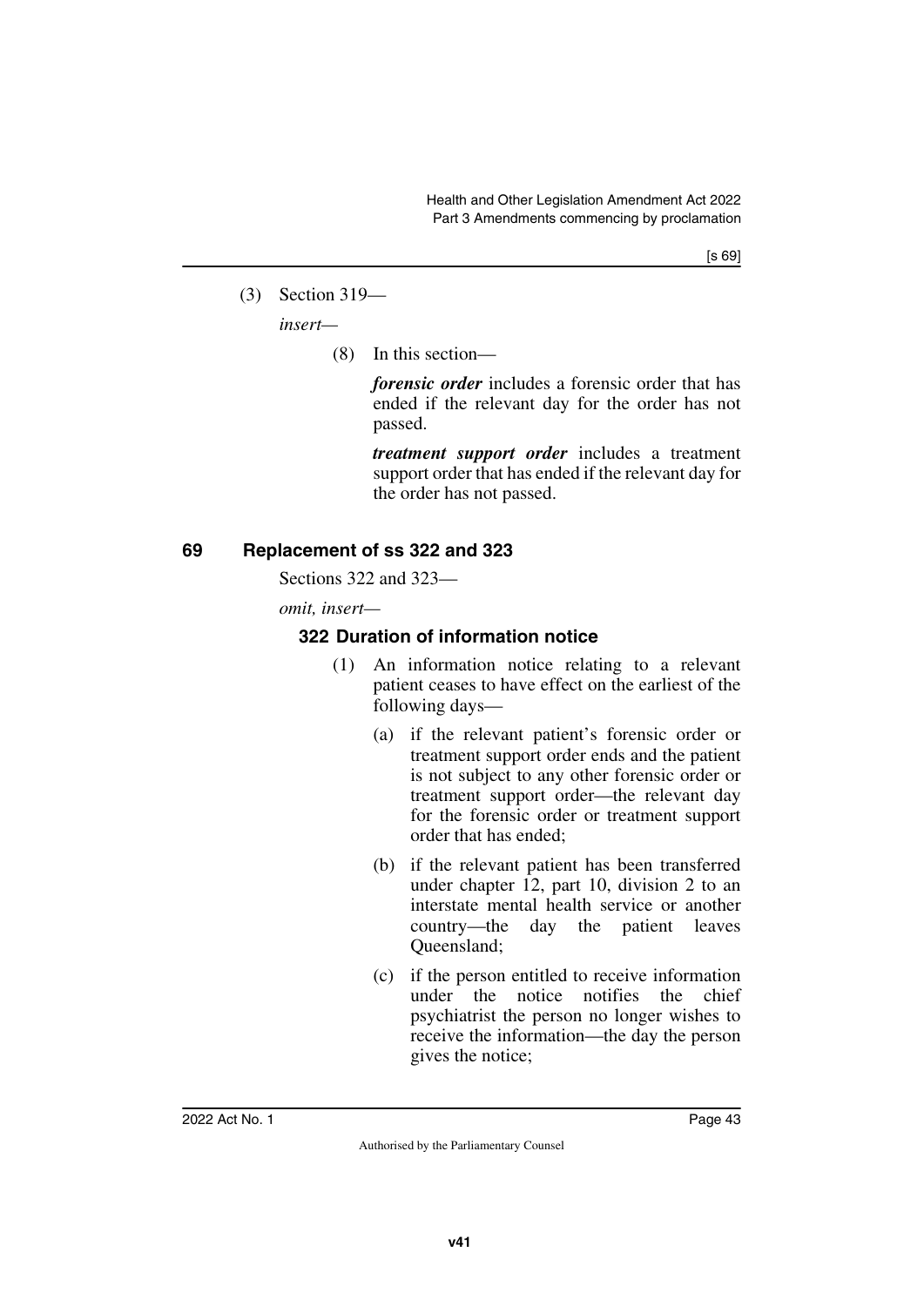(3) Section 319—

*insert*—

(8) In this section—

***forensic order*** includes a forensic order that has ended if the relevant day for the order has not passed.

***treatment support order*** includes a treatment support order that has ended if the relevant day for the order has not passed.

## 69 Replacement of ss 322 and 323

Sections 322 and 323—

*omit, insert*—

### 322 Duration of information notice

(1) An information notice relating to a relevant patient ceases to have effect on the earliest of the following days—

(a) if the relevant patient's forensic order or treatment support order ends and the patient is not subject to any other forensic order or treatment support order—the relevant day for the forensic order or treatment support order that has ended;

(b) if the relevant patient has been transferred under chapter 12, part 10, division 2 to an interstate mental health service or another country—the day the patient leaves Queensland;

(c) if the person entitled to receive information under the notice notifies the chief psychiatrist the person no longer wishes to receive the information—the day the person gives the notice;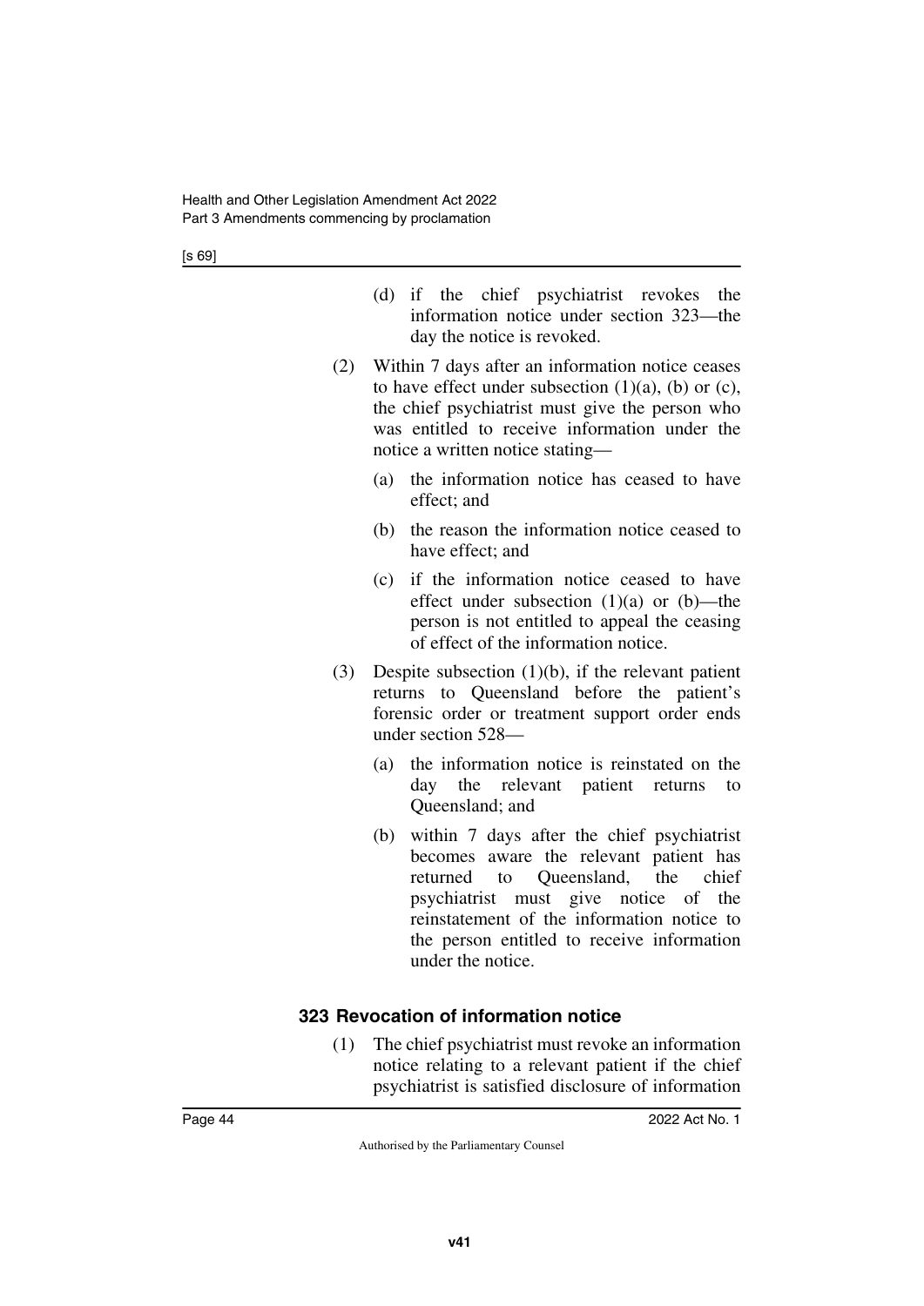(d) if the chief psychiatrist revokes the information notice under section 323—the day the notice is revoked.

(2) Within 7 days after an information notice ceases to have effect under subsection (1)(a), (b) or (c), the chief psychiatrist must give the person who was entitled to receive information under the notice a written notice stating—

(a) the information notice has ceased to have effect; and

(b) the reason the information notice ceased to have effect; and

(c) if the information notice ceased to have effect under subsection (1)(a) or (b)—the person is not entitled to appeal the ceasing of effect of the information notice.

(3) Despite subsection (1)(b), if the relevant patient returns to Queensland before the patient's forensic order or treatment support order ends under section 528—

(a) the information notice is reinstated on the day the relevant patient returns to Queensland; and

(b) within 7 days after the chief psychiatrist becomes aware the relevant patient has returned to Queensland, the chief psychiatrist must give notice of the reinstatement of the information notice to the person entitled to receive information under the notice.

### 323 Revocation of information notice

(1) The chief psychiatrist must revoke an information notice relating to a relevant patient if the chief psychiatrist is satisfied disclosure of information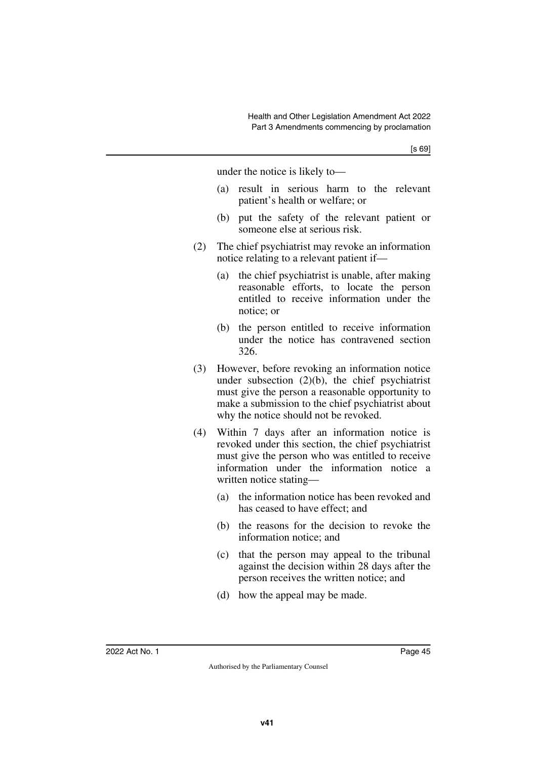under the notice is likely to—

(a) result in serious harm to the relevant patient's health or welfare; or

(b) put the safety of the relevant patient or someone else at serious risk.

(2) The chief psychiatrist may revoke an information notice relating to a relevant patient if—

(a) the chief psychiatrist is unable, after making reasonable efforts, to locate the person entitled to receive information under the notice; or

(b) the person entitled to receive information under the notice has contravened section 326.

(3) However, before revoking an information notice under subsection (2)(b), the chief psychiatrist must give the person a reasonable opportunity to make a submission to the chief psychiatrist about why the notice should not be revoked.

(4) Within 7 days after an information notice is revoked under this section, the chief psychiatrist must give the person who was entitled to receive information under the information notice a written notice stating—

(a) the information notice has been revoked and has ceased to have effect; and

(b) the reasons for the decision to revoke the information notice; and

(c) that the person may appeal to the tribunal against the decision within 28 days after the person receives the written notice; and

(d) how the appeal may be made.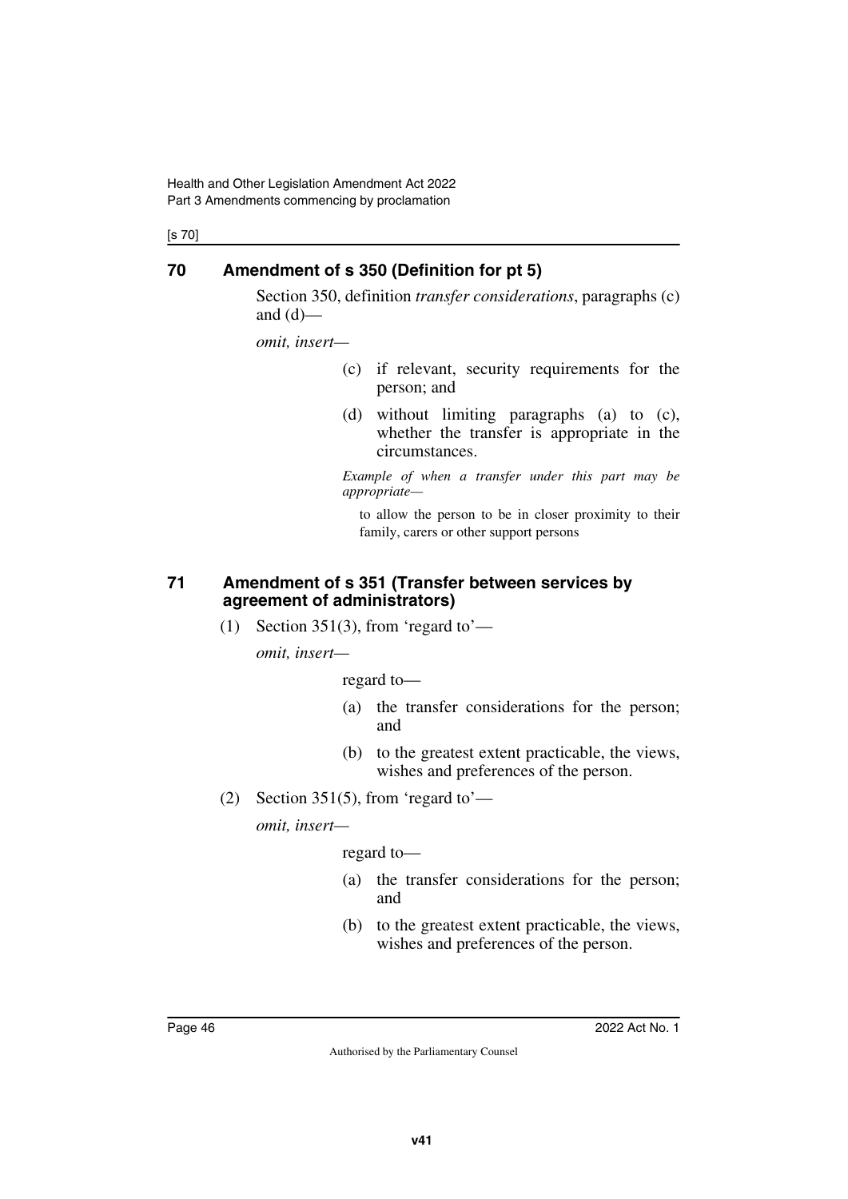## 70 Amendment of s 350 (Definition for pt 5)

Section 350, definition *transfer considerations*, paragraphs (c) and (d)—

*omit, insert*—

(c) if relevant, security requirements for the person; and

(d) without limiting paragraphs (a) to (c), whether the transfer is appropriate in the circumstances.

*Example of when a transfer under this part may be appropriate—*

to allow the person to be in closer proximity to their family, carers or other support persons

## 71 Amendment of s 351 (Transfer between services by agreement of administrators)

(1) Section 351(3), from 'regard to'—

*omit, insert*—

regard to—

(a) the transfer considerations for the person; and

(b) to the greatest extent practicable, the views, wishes and preferences of the person.

(2) Section 351(5), from 'regard to'—

*omit, insert*—

regard to—

(a) the transfer considerations for the person; and

(b) to the greatest extent practicable, the views, wishes and preferences of the person.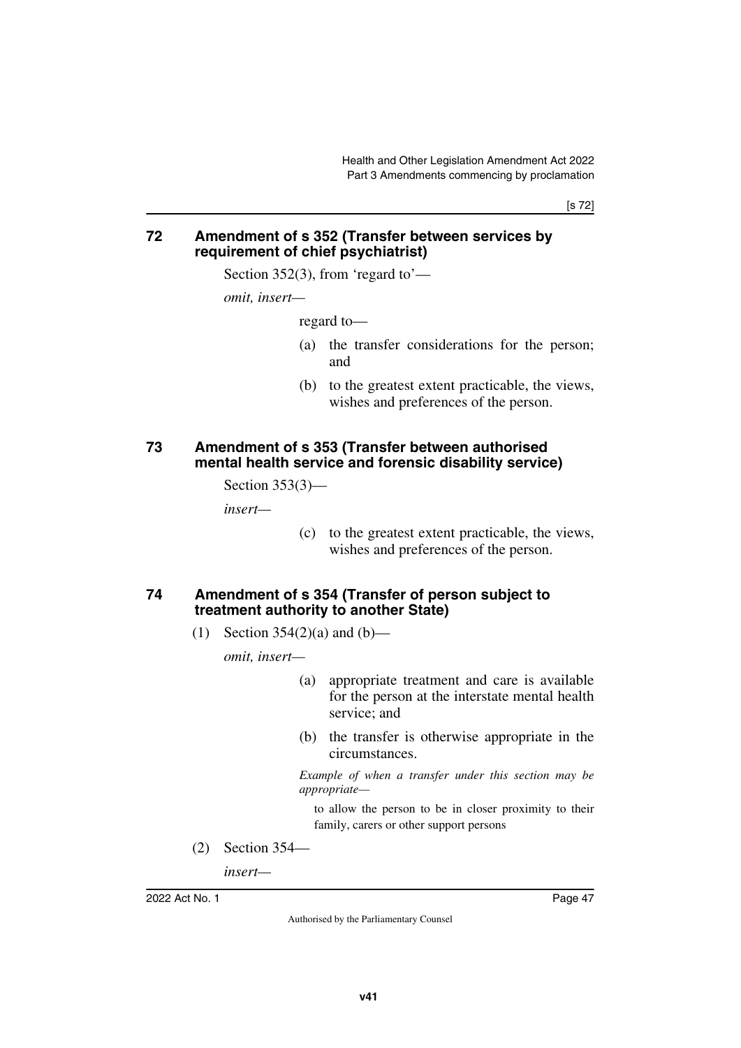## 72 Amendment of s 352 (Transfer between services by requirement of chief psychiatrist)

Section 352(3), from 'regard to'—

*omit, insert—*

regard to—

(a) the transfer considerations for the person; and

(b) to the greatest extent practicable, the views, wishes and preferences of the person.

## 73 Amendment of s 353 (Transfer between authorised mental health service and forensic disability service)

Section 353(3)—

*insert—*

(c) to the greatest extent practicable, the views, wishes and preferences of the person.

## 74 Amendment of s 354 (Transfer of person subject to treatment authority to another State)

(1) Section 354(2)(a) and (b)—

*omit, insert—*

(a) appropriate treatment and care is available for the person at the interstate mental health service; and

(b) the transfer is otherwise appropriate in the circumstances.

*Example of when a transfer under this section may be appropriate—*

to allow the person to be in closer proximity to their family, carers or other support persons

(2) Section 354—

*insert—*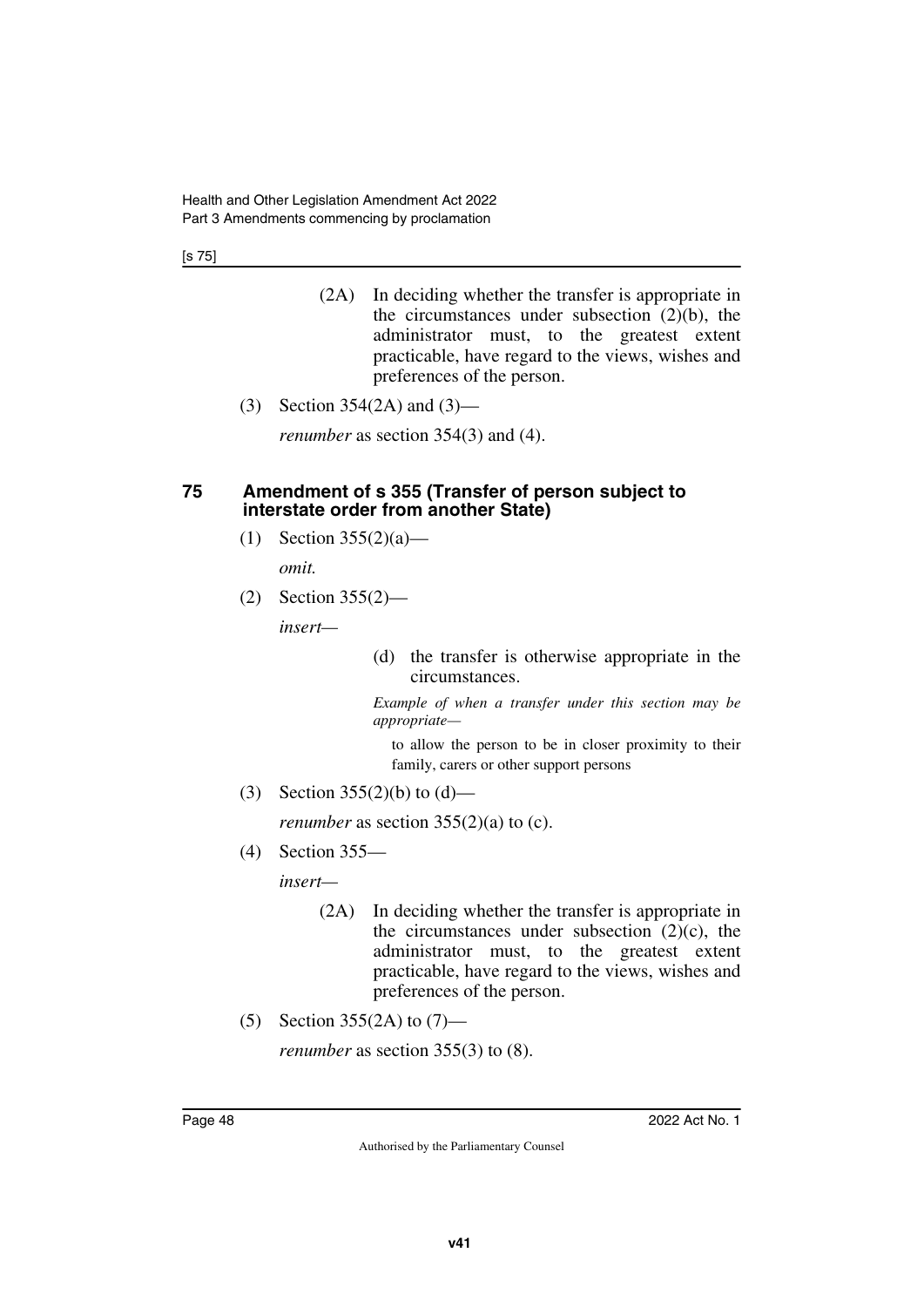(2A) In deciding whether the transfer is appropriate in the circumstances under subsection (2)(b), the administrator must, to the greatest extent practicable, have regard to the views, wishes and preferences of the person.

(3) Section 354(2A) and (3)—

*renumber* as section 354(3) and (4).

## 75 Amendment of s 355 (Transfer of person subject to interstate order from another State)

(1) Section 355(2)(a)—

*omit.*

(2) Section 355(2)—

*insert—*

(d) the transfer is otherwise appropriate in the circumstances.

*Example of when a transfer under this section may be appropriate—*

to allow the person to be in closer proximity to their family, carers or other support persons

(3) Section 355(2)(b) to (d)—

*renumber* as section 355(2)(a) to (c).

(4) Section 355—

*insert—*

(2A) In deciding whether the transfer is appropriate in the circumstances under subsection (2)(c), the administrator must, to the greatest extent practicable, have regard to the views, wishes and preferences of the person.

(5) Section 355(2A) to (7)—

*renumber* as section 355(3) to (8).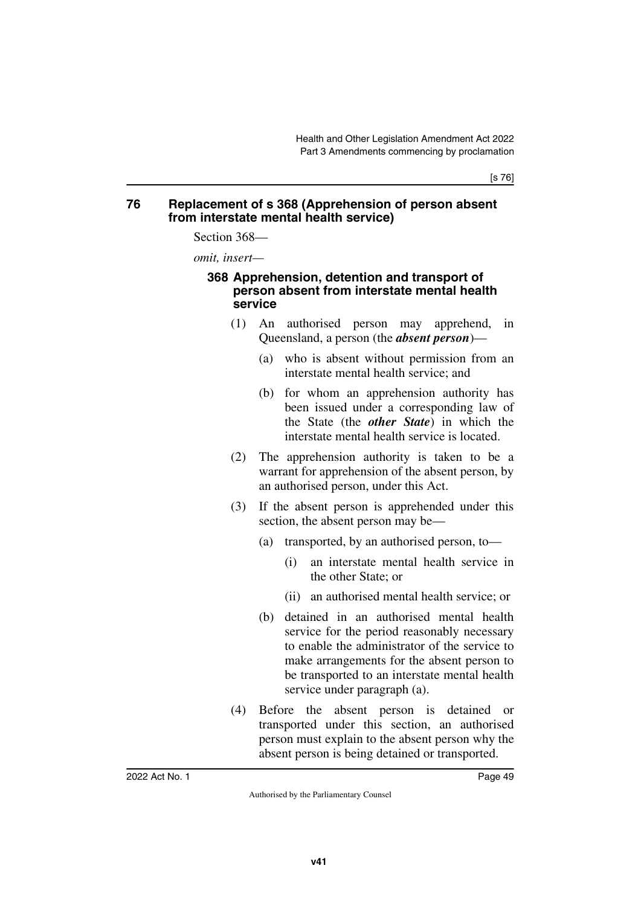## 76 Replacement of s 368 (Apprehension of person absent from interstate mental health service)

Section 368—

*omit, insert—*

### 368 Apprehension, detention and transport of person absent from interstate mental health service

(1) An authorised person may apprehend, in Queensland, a person (the ***absent person***)—

(a) who is absent without permission from an interstate mental health service; and

(b) for whom an apprehension authority has been issued under a corresponding law of the State (the ***other State***) in which the interstate mental health service is located.

(2) The apprehension authority is taken to be a warrant for apprehension of the absent person, by an authorised person, under this Act.

(3) If the absent person is apprehended under this section, the absent person may be—

(a) transported, by an authorised person, to—

(i) an interstate mental health service in the other State; or

(ii) an authorised mental health service; or

(b) detained in an authorised mental health service for the period reasonably necessary to enable the administrator of the service to make arrangements for the absent person to be transported to an interstate mental health service under paragraph (a).

(4) Before the absent person is detained or transported under this section, an authorised person must explain to the absent person why the absent person is being detained or transported.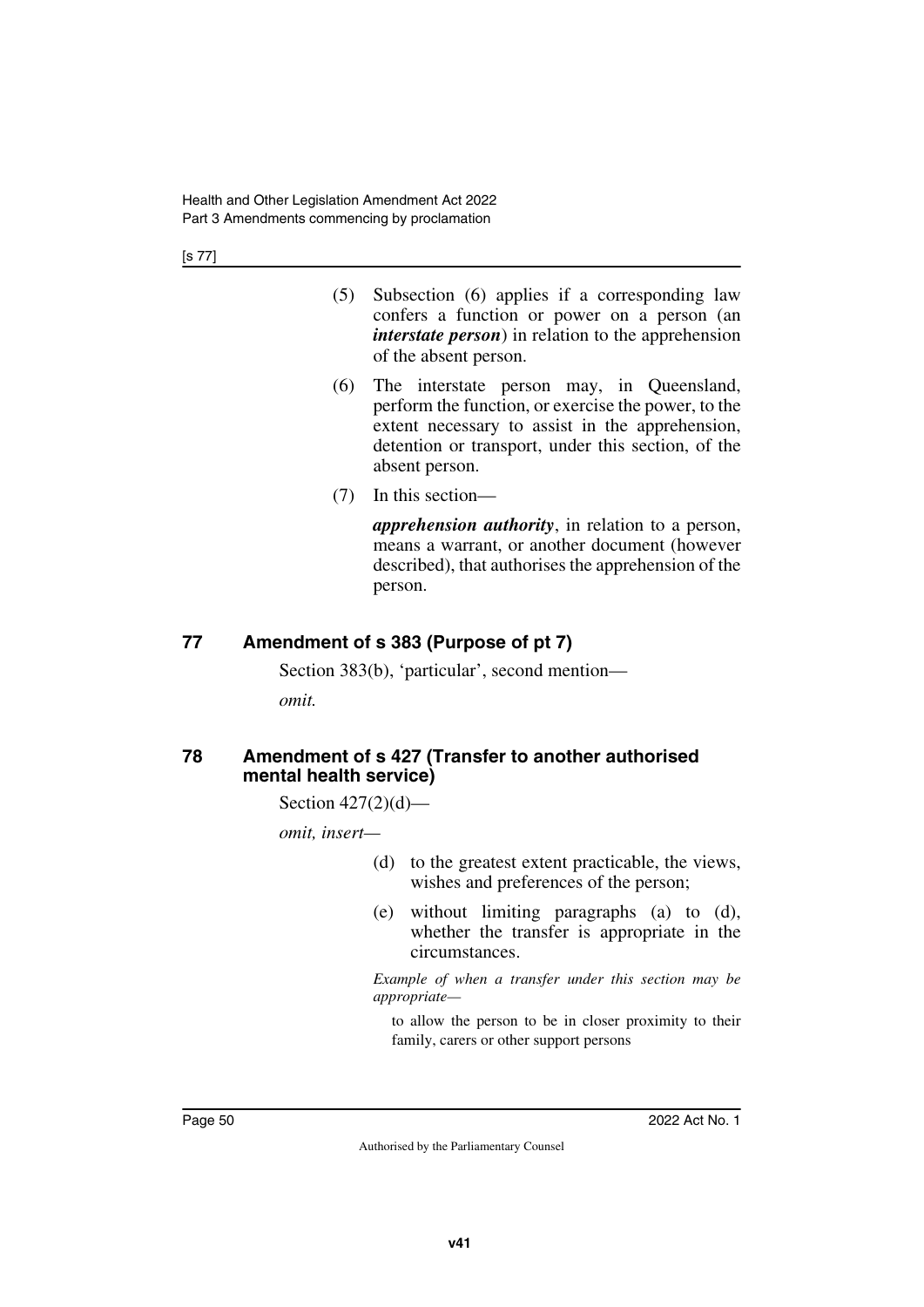(5) Subsection (6) applies if a corresponding law confers a function or power on a person (an ***interstate person***) in relation to the apprehension of the absent person.

(6) The interstate person may, in Queensland, perform the function, or exercise the power, to the extent necessary to assist in the apprehension, detention or transport, under this section, of the absent person.

(7) In this section—

***apprehension authority***, in relation to a person, means a warrant, or another document (however described), that authorises the apprehension of the person.

## 77 Amendment of s 383 (Purpose of pt 7)

Section 383(b), 'particular', second mention—

*omit.*

## 78 Amendment of s 427 (Transfer to another authorised mental health service)

Section 427(2)(d)—

*omit, insert—*

(d) to the greatest extent practicable, the views, wishes and preferences of the person;

(e) without limiting paragraphs (a) to (d), whether the transfer is appropriate in the circumstances.

*Example of when a transfer under this section may be appropriate—*

to allow the person to be in closer proximity to their family, carers or other support persons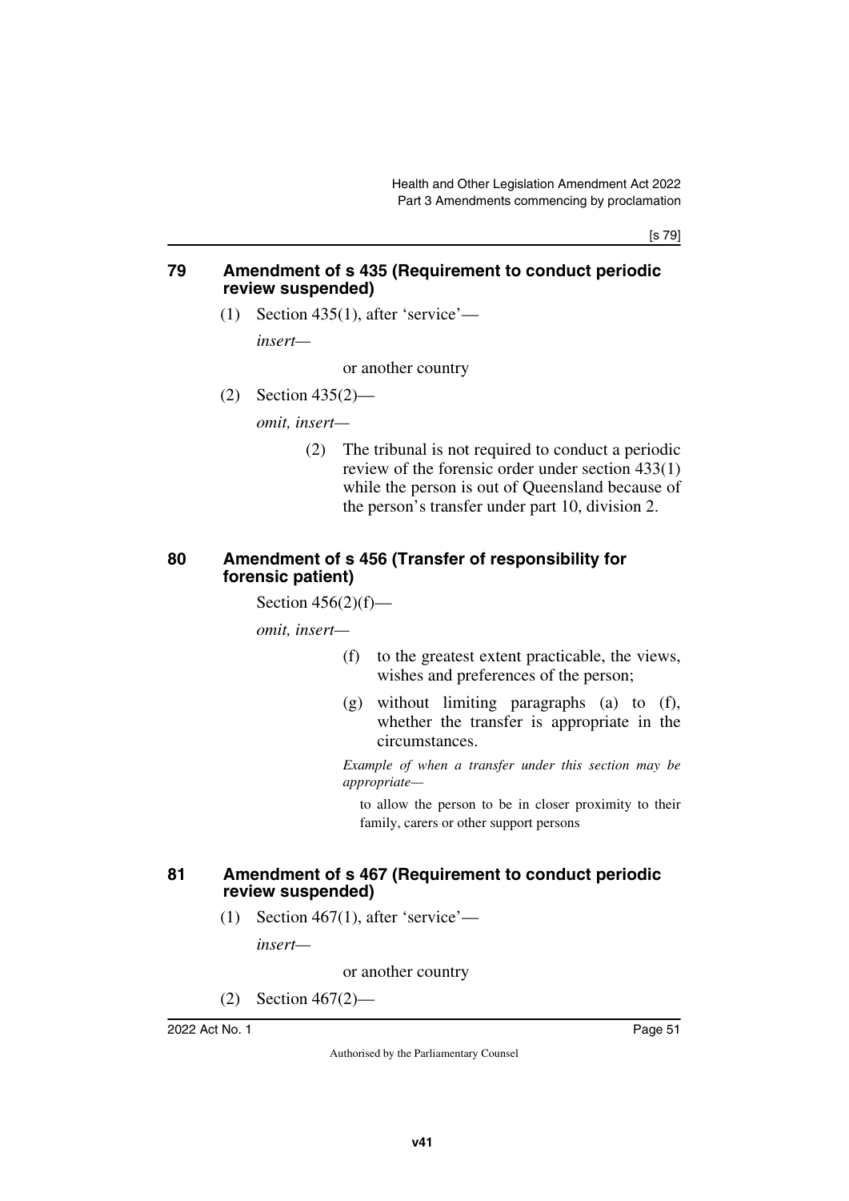## 79 Amendment of s 435 (Requirement to conduct periodic review suspended)

(1) Section 435(1), after 'service'—

*insert*—

or another country

(2) Section 435(2)—

*omit, insert*—

(2) The tribunal is not required to conduct a periodic review of the forensic order under section 433(1) while the person is out of Queensland because of the person's transfer under part 10, division 2.

## 80 Amendment of s 456 (Transfer of responsibility for forensic patient)

Section 456(2)(f)—

*omit, insert*—

(f) to the greatest extent practicable, the views, wishes and preferences of the person;

(g) without limiting paragraphs (a) to (f), whether the transfer is appropriate in the circumstances.

*Example of when a transfer under this section may be appropriate*—

to allow the person to be in closer proximity to their family, carers or other support persons

## 81 Amendment of s 467 (Requirement to conduct periodic review suspended)

(1) Section 467(1), after 'service'—

*insert*—

or another country

(2) Section 467(2)—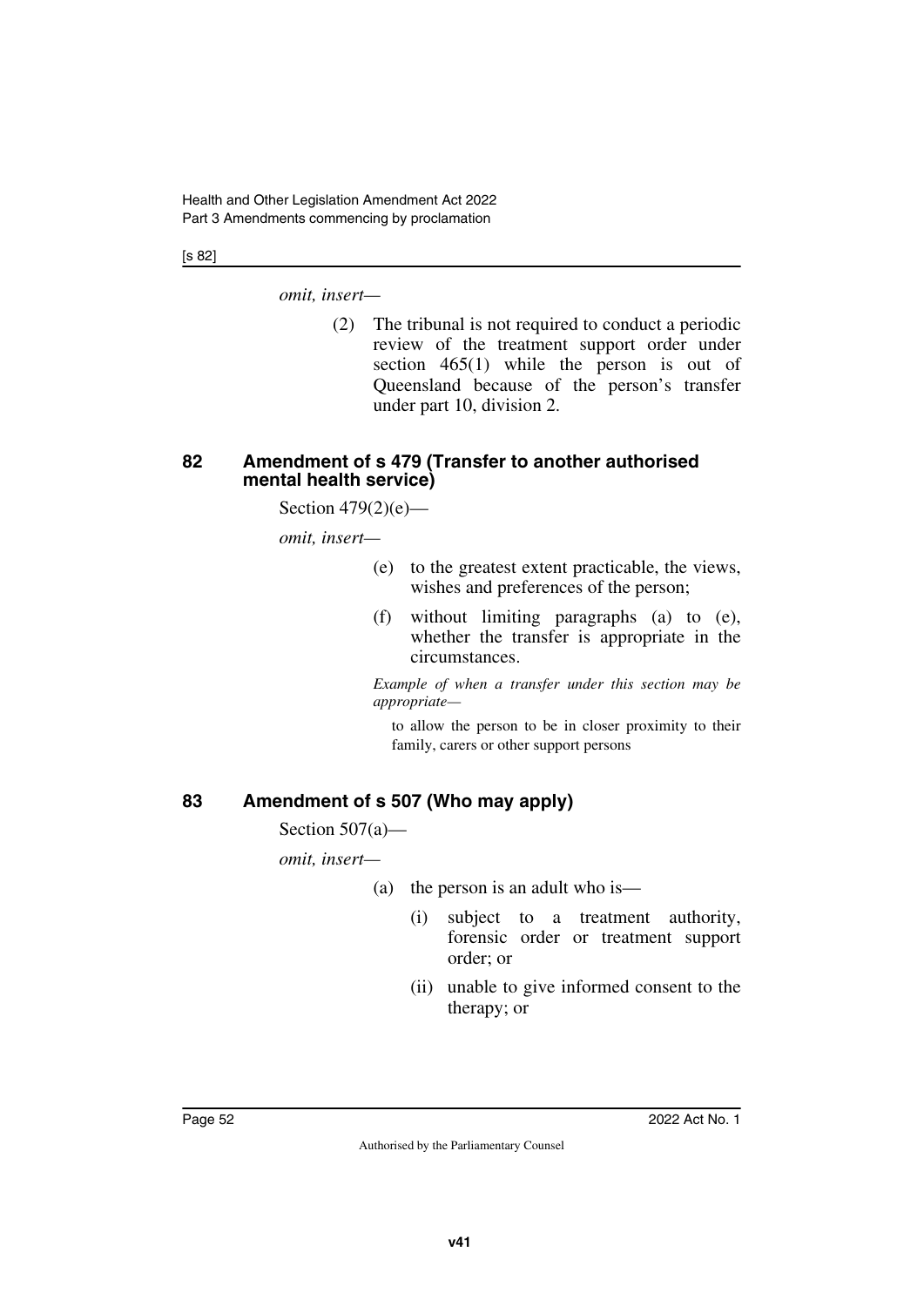*omit, insert—*

(2) The tribunal is not required to conduct a periodic review of the treatment support order under section 465(1) while the person is out of Queensland because of the person's transfer under part 10, division 2.

### 82 Amendment of s 479 (Transfer to another authorised mental health service)

Section 479(2)(e)—

*omit, insert—*

(e) to the greatest extent practicable, the views, wishes and preferences of the person;

(f) without limiting paragraphs (a) to (e), whether the transfer is appropriate in the circumstances.

*Example of when a transfer under this section may be appropriate—*

to allow the person to be in closer proximity to their family, carers or other support persons

### 83 Amendment of s 507 (Who may apply)

Section 507(a)—

*omit, insert—*

(a) the person is an adult who is—

(i) subject to a treatment authority, forensic order or treatment support order; or

(ii) unable to give informed consent to the therapy; or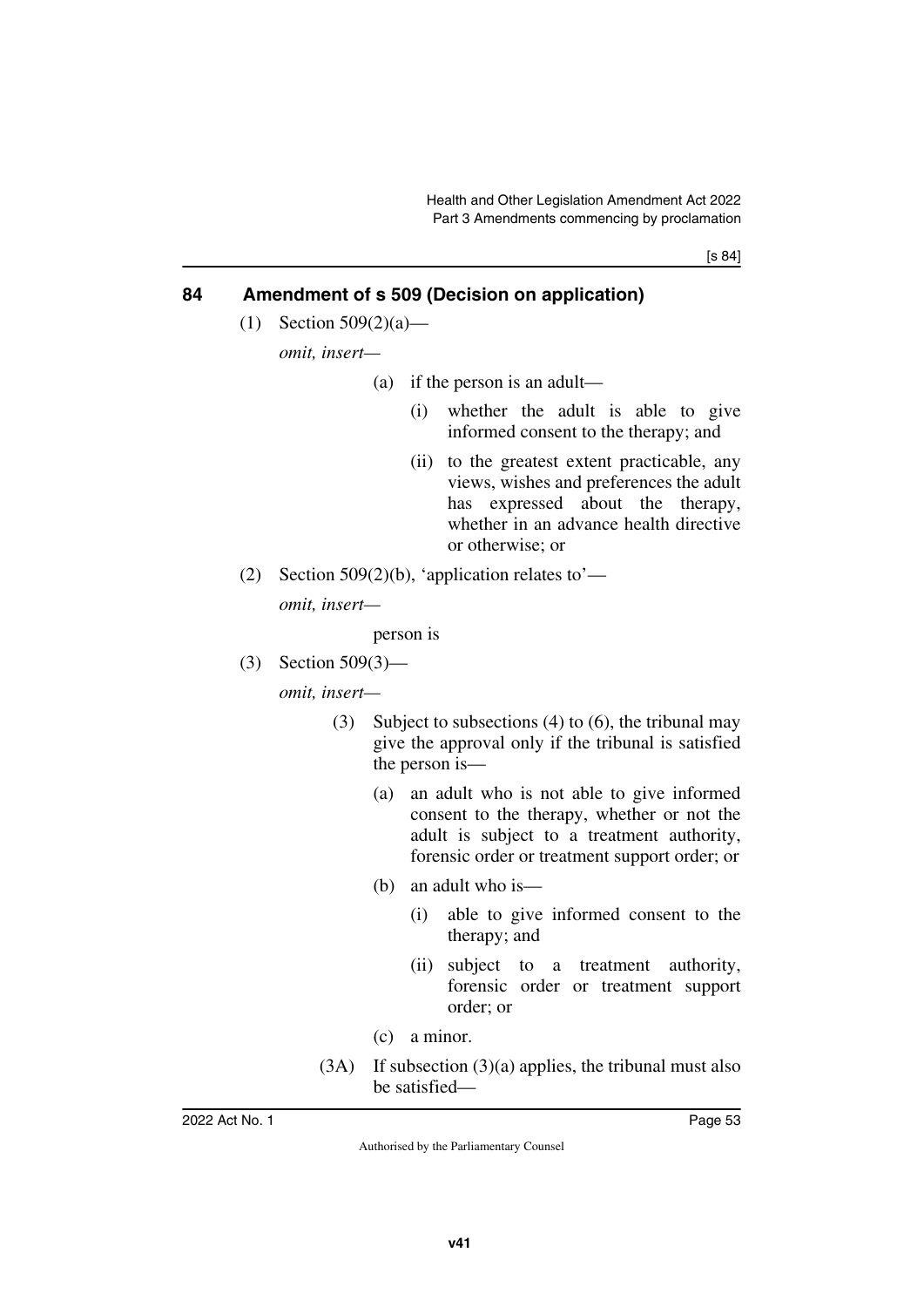## 84 Amendment of s 509 (Decision on application)

(1) Section 509(2)(a)—

*omit, insert—*

> (a) if the person is an adult—
>
> > (i) whether the adult is able to give informed consent to the therapy; and
> >
> > (ii) to the greatest extent practicable, any views, wishes and preferences the adult has expressed about the therapy, whether in an advance health directive or otherwise; or

(2) Section 509(2)(b), 'application relates to'—

*omit, insert—*

> person is

(3) Section 509(3)—

*omit, insert—*

> (3) Subject to subsections (4) to (6), the tribunal may give the approval only if the tribunal is satisfied the person is—
>
> > (a) an adult who is not able to give informed consent to the therapy, whether or not the adult is subject to a treatment authority, forensic order or treatment support order; or
> >
> > (b) an adult who is—
> >
> > > (i) able to give informed consent to the therapy; and
> > >
> > > (ii) subject to a treatment authority, forensic order or treatment support order; or
> >
> > (c) a minor.
>
> (3A) If subsection (3)(a) applies, the tribunal must also be satisfied—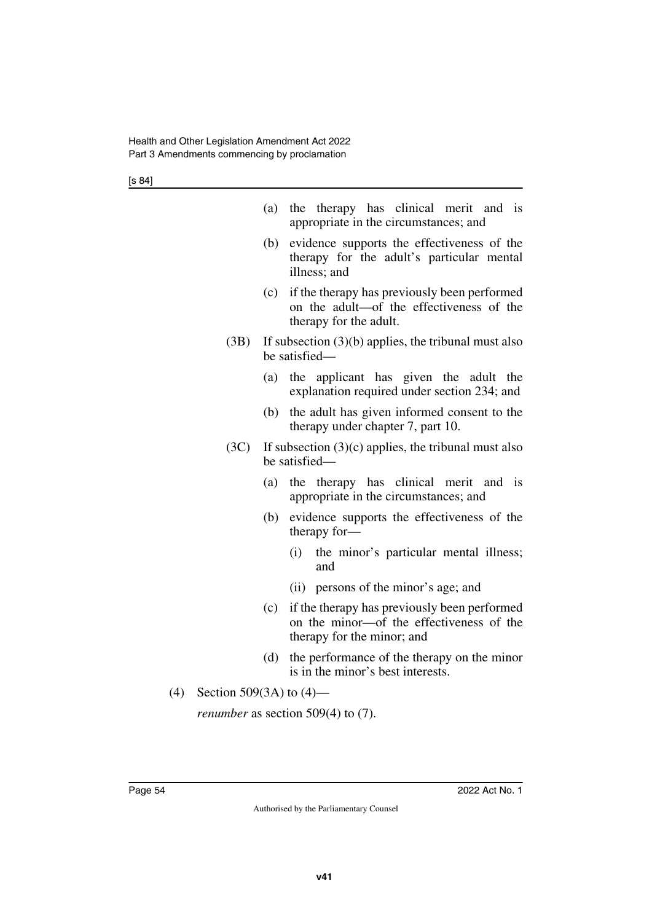(a) the therapy has clinical merit and is appropriate in the circumstances; and

(b) evidence supports the effectiveness of the therapy for the adult's particular mental illness; and

(c) if the therapy has previously been performed on the adult—of the effectiveness of the therapy for the adult.

(3B) If subsection (3)(b) applies, the tribunal must also be satisfied—

(a) the applicant has given the adult the explanation required under section 234; and

(b) the adult has given informed consent to the therapy under chapter 7, part 10.

(3C) If subsection (3)(c) applies, the tribunal must also be satisfied—

(a) the therapy has clinical merit and is appropriate in the circumstances; and

(b) evidence supports the effectiveness of the therapy for—

(i) the minor's particular mental illness; and

(ii) persons of the minor's age; and

(c) if the therapy has previously been performed on the minor—of the effectiveness of the therapy for the minor; and

(d) the performance of the therapy on the minor is in the minor's best interests.

(4) Section 509(3A) to (4)—

*renumber* as section 509(4) to (7).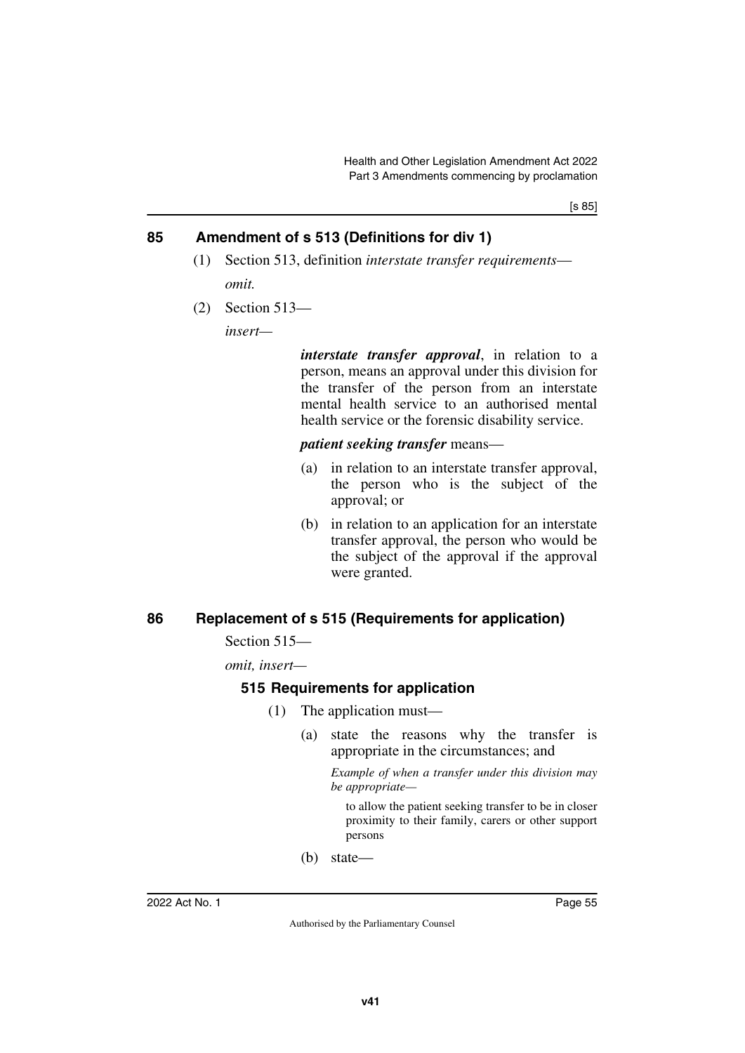## 85 Amendment of s 513 (Definitions for div 1)

(1) Section 513, definition *interstate transfer requirements*—

*omit.*

(2) Section 513—

*insert*—

***interstate transfer approval***, in relation to a person, means an approval under this division for the transfer of the person from an interstate mental health service to an authorised mental health service or the forensic disability service.

***patient seeking transfer*** means—

(a) in relation to an interstate transfer approval, the person who is the subject of the approval; or

(b) in relation to an application for an interstate transfer approval, the person who would be the subject of the approval if the approval were granted.

## 86 Replacement of s 515 (Requirements for application)

Section 515—

*omit, insert*—

### 515 Requirements for application

(1) The application must—

(a) state the reasons why the transfer is appropriate in the circumstances; and

*Example of when a transfer under this division may be appropriate—*

to allow the patient seeking transfer to be in closer proximity to their family, carers or other support persons

(b) state—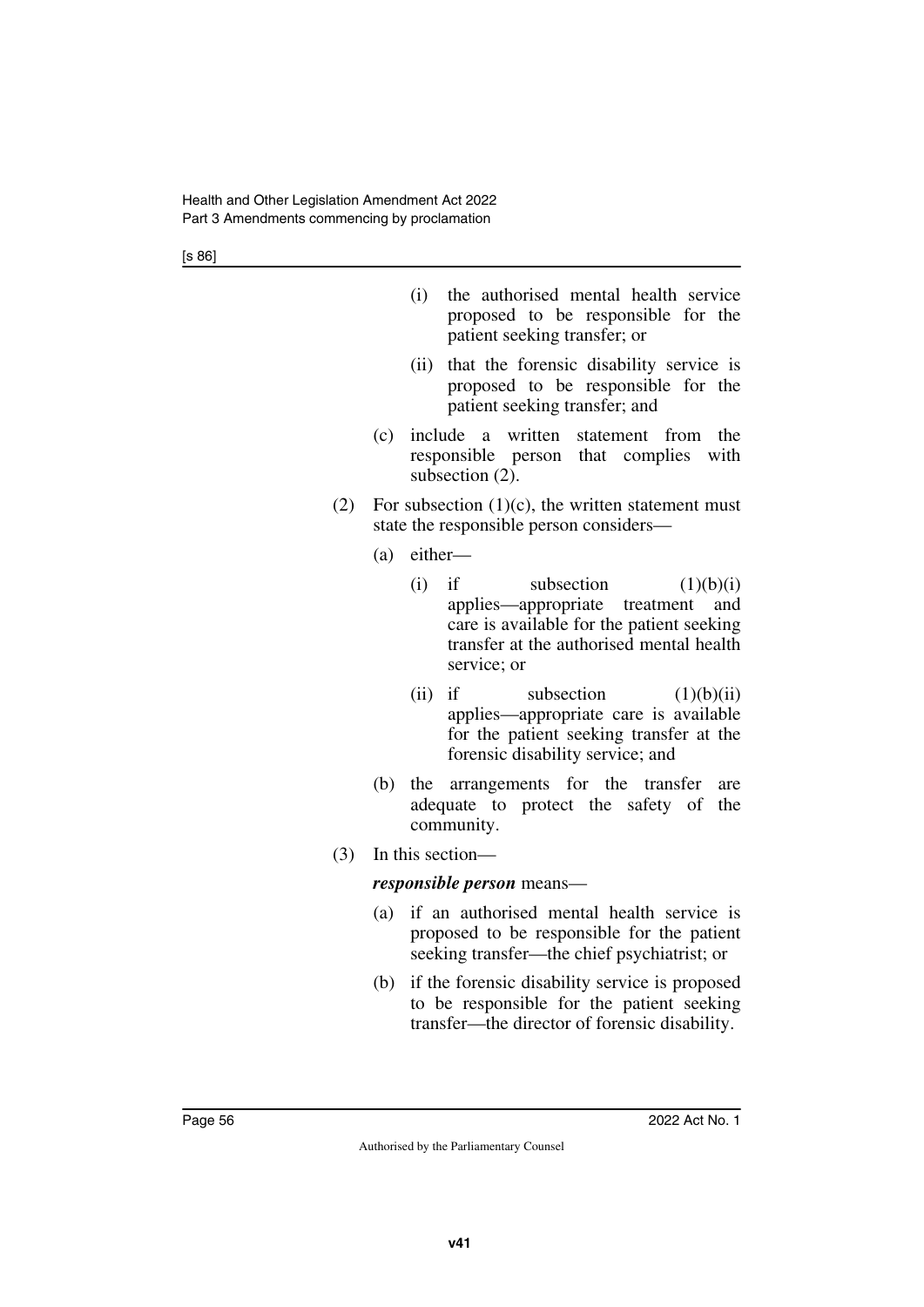(i) the authorised mental health service proposed to be responsible for the patient seeking transfer; or

(ii) that the forensic disability service is proposed to be responsible for the patient seeking transfer; and

(c) include a written statement from the responsible person that complies with subsection (2).

(2) For subsection (1)(c), the written statement must state the responsible person considers—

(a) either—

(i) if subsection (1)(b)(i) applies—appropriate treatment and care is available for the patient seeking transfer at the authorised mental health service; or

(ii) if subsection (1)(b)(ii) applies—appropriate care is available for the patient seeking transfer at the forensic disability service; and

(b) the arrangements for the transfer are adequate to protect the safety of the community.

(3) In this section—

***responsible person*** means—

(a) if an authorised mental health service is proposed to be responsible for the patient seeking transfer—the chief psychiatrist; or

(b) if the forensic disability service is proposed to be responsible for the patient seeking transfer—the director of forensic disability.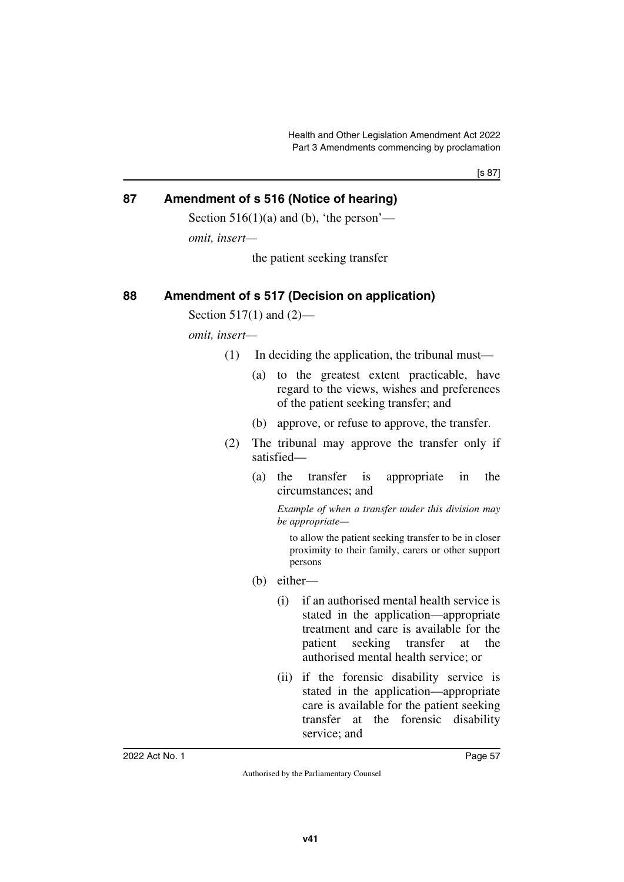## 87 Amendment of s 516 (Notice of hearing)

Section 516(1)(a) and (b), 'the person'—

*omit, insert—*

the patient seeking transfer

## 88 Amendment of s 517 (Decision on application)

Section 517(1) and (2)—

*omit, insert—*

(1) In deciding the application, the tribunal must—

(a) to the greatest extent practicable, have regard to the views, wishes and preferences of the patient seeking transfer; and

(b) approve, or refuse to approve, the transfer.

(2) The tribunal may approve the transfer only if satisfied—

(a) the transfer is appropriate in the circumstances; and

*Example of when a transfer under this division may be appropriate—*

to allow the patient seeking transfer to be in closer proximity to their family, carers or other support persons

(b) either—

(i) if an authorised mental health service is stated in the application—appropriate treatment and care is available for the patient seeking transfer at the authorised mental health service; or

(ii) if the forensic disability service is stated in the application—appropriate care is available for the patient seeking transfer at the forensic disability service; and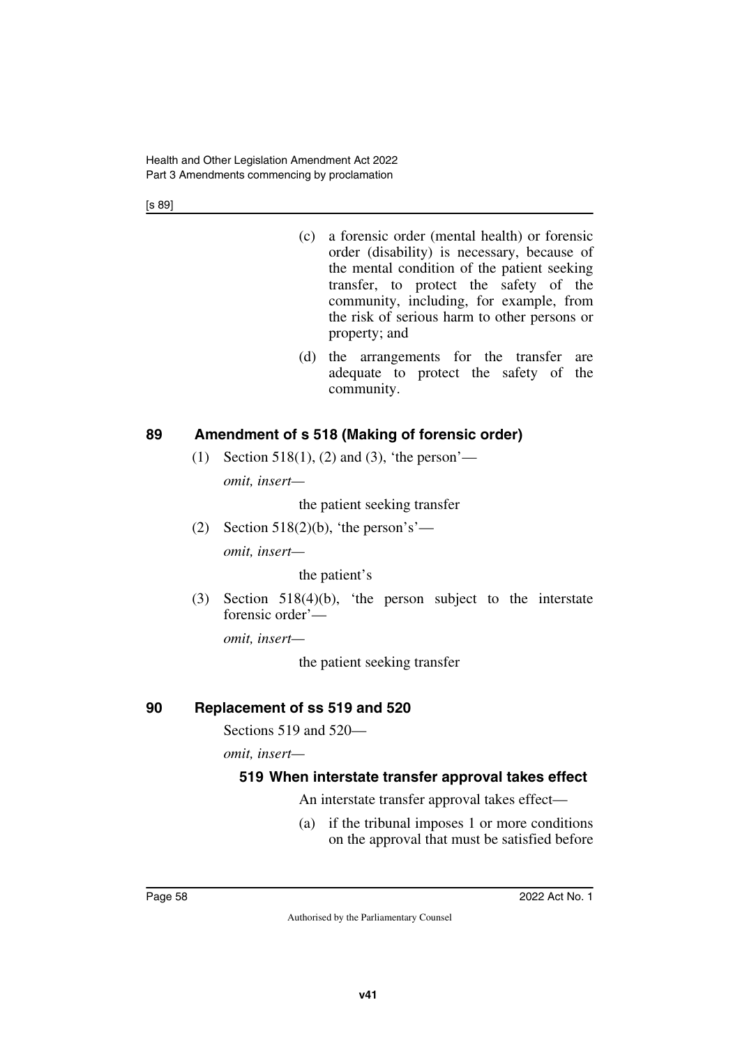(c) a forensic order (mental health) or forensic order (disability) is necessary, because of the mental condition of the patient seeking transfer, to protect the safety of the community, including, for example, from the risk of serious harm to other persons or property; and

(d) the arrangements for the transfer are adequate to protect the safety of the community.

## 89 Amendment of s 518 (Making of forensic order)

(1) Section 518(1), (2) and (3), 'the person'—

*omit, insert—*

the patient seeking transfer

(2) Section 518(2)(b), 'the person's'—

*omit, insert—*

the patient's

(3) Section 518(4)(b), 'the person subject to the interstate forensic order'—

*omit, insert—*

the patient seeking transfer

## 90 Replacement of ss 519 and 520

Sections 519 and 520—

*omit, insert—*

### 519 When interstate transfer approval takes effect

An interstate transfer approval takes effect—

(a) if the tribunal imposes 1 or more conditions on the approval that must be satisfied before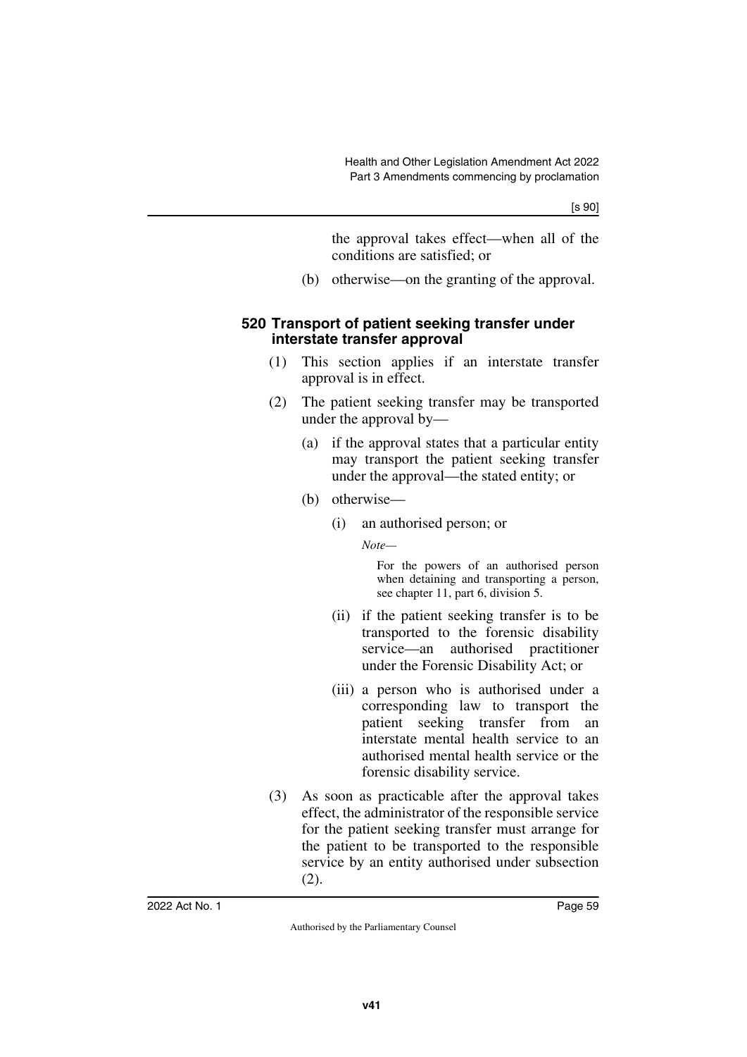the approval takes effect—when all of the conditions are satisfied; or

(b) otherwise—on the granting of the approval.

### 520 Transport of patient seeking transfer under interstate transfer approval

(1) This section applies if an interstate transfer approval is in effect.

(2) The patient seeking transfer may be transported under the approval by—

(a) if the approval states that a particular entity may transport the patient seeking transfer under the approval—the stated entity; or

(b) otherwise—

(i) an authorised person; or

*Note—*

For the powers of an authorised person when detaining and transporting a person, see chapter 11, part 6, division 5.

(ii) if the patient seeking transfer is to be transported to the forensic disability service—an authorised practitioner under the Forensic Disability Act; or

(iii) a person who is authorised under a corresponding law to transport the patient seeking transfer from an interstate mental health service to an authorised mental health service or the forensic disability service.

(3) As soon as practicable after the approval takes effect, the administrator of the responsible service for the patient seeking transfer must arrange for the patient to be transported to the responsible service by an entity authorised under subsection (2).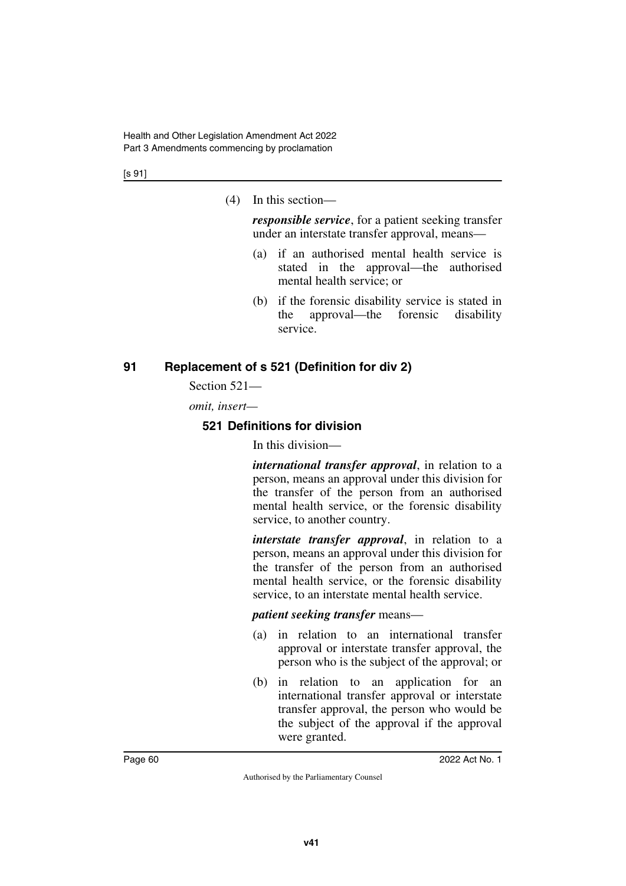(4) In this section—

***responsible service***, for a patient seeking transfer under an interstate transfer approval, means—

(a) if an authorised mental health service is stated in the approval—the authorised mental health service; or

(b) if the forensic disability service is stated in the approval—the forensic disability service.

## 91 Replacement of s 521 (Definition for div 2)

Section 521—

*omit, insert—*

### 521 Definitions for division

In this division—

***international transfer approval***, in relation to a person, means an approval under this division for the transfer of the person from an authorised mental health service, or the forensic disability service, to another country.

***interstate transfer approval***, in relation to a person, means an approval under this division for the transfer of the person from an authorised mental health service, or the forensic disability service, to an interstate mental health service.

***patient seeking transfer*** means—

(a) in relation to an international transfer approval or interstate transfer approval, the person who is the subject of the approval; or

(b) in relation to an application for an international transfer approval or interstate transfer approval, the person who would be the subject of the approval if the approval were granted.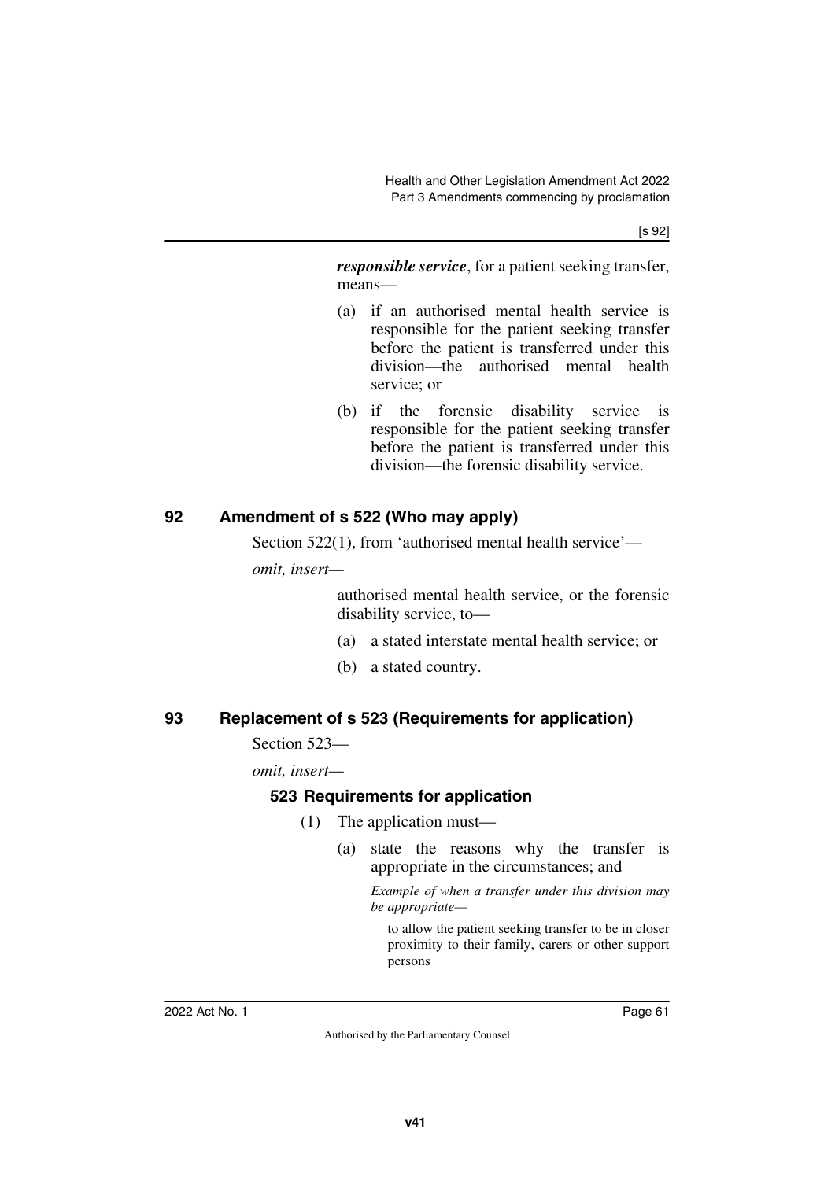***responsible service***, for a patient seeking transfer, means—

(a) if an authorised mental health service is responsible for the patient seeking transfer before the patient is transferred under this division—the authorised mental health service; or

(b) if the forensic disability service is responsible for the patient seeking transfer before the patient is transferred under this division—the forensic disability service.

## 92 Amendment of s 522 (Who may apply)

Section 522(1), from 'authorised mental health service'—

*omit, insert—*

authorised mental health service, or the forensic disability service, to—

(a) a stated interstate mental health service; or

(b) a stated country.

## 93 Replacement of s 523 (Requirements for application)

Section 523—

*omit, insert—*

### 523 Requirements for application

(1) The application must—

(a) state the reasons why the transfer is appropriate in the circumstances; and

*Example of when a transfer under this division may be appropriate—*

to allow the patient seeking transfer to be in closer proximity to their family, carers or other support persons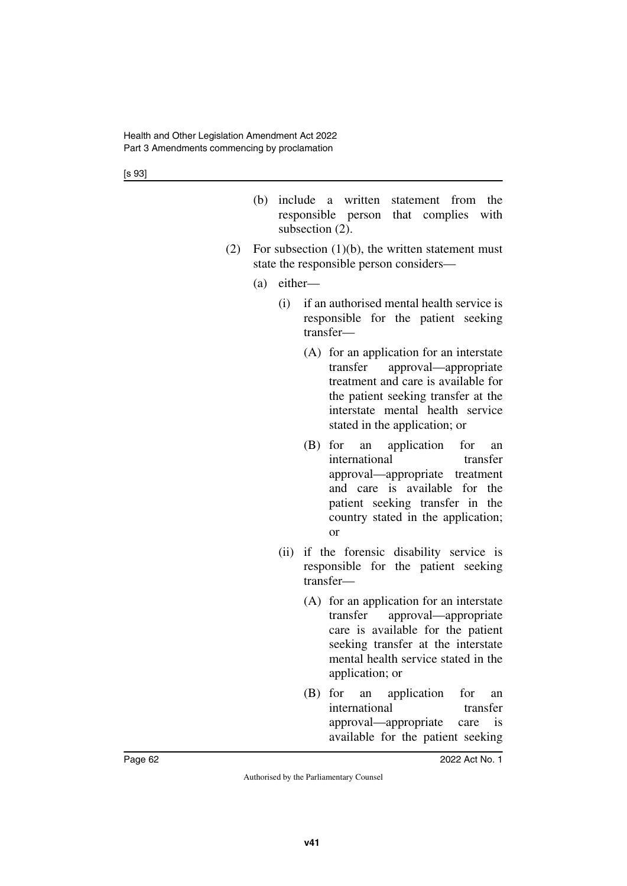(b) include a written statement from the responsible person that complies with subsection (2).

(2) For subsection (1)(b), the written statement must state the responsible person considers—

  (a) either—

    (i) if an authorised mental health service is responsible for the patient seeking transfer—

      (A) for an application for an interstate transfer approval—appropriate treatment and care is available for the patient seeking transfer at the interstate mental health service stated in the application; or

      (B) for an application for an international transfer approval—appropriate treatment and care is available for the patient seeking transfer in the country stated in the application; or

    (ii) if the forensic disability service is responsible for the patient seeking transfer—

      (A) for an application for an interstate transfer approval—appropriate care is available for the patient seeking transfer at the interstate mental health service stated in the application; or

      (B) for an application for an international transfer approval—appropriate care is available for the patient seeking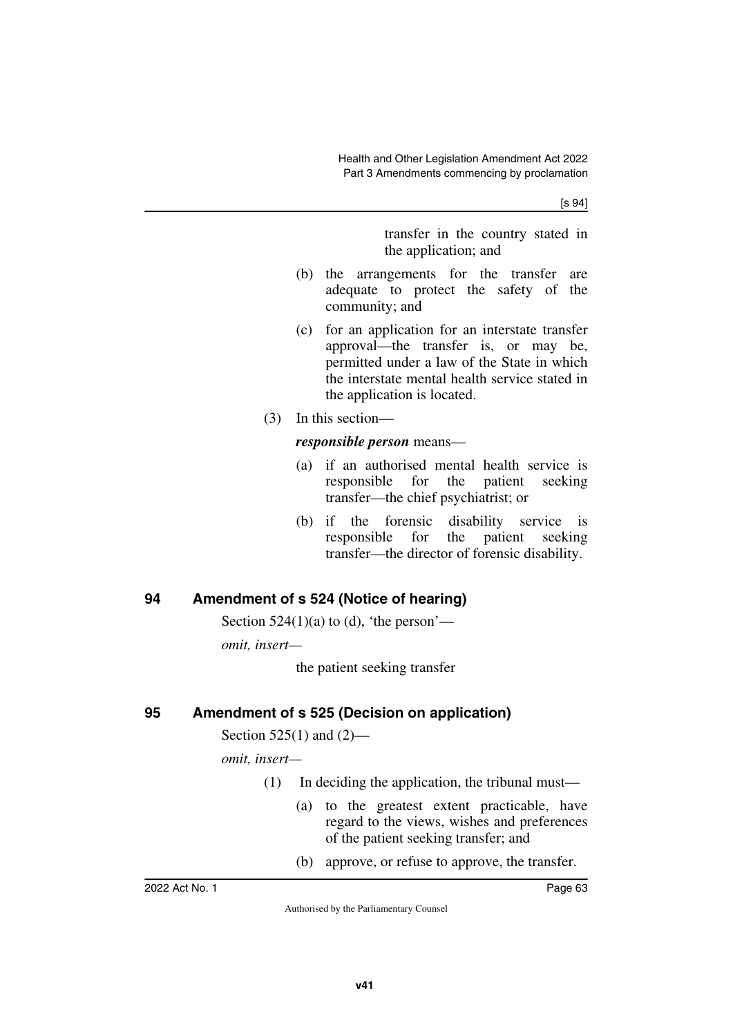transfer in the country stated in the application; and

(b) the arrangements for the transfer are adequate to protect the safety of the community; and

(c) for an application for an interstate transfer approval—the transfer is, or may be, permitted under a law of the State in which the interstate mental health service stated in the application is located.

(3) In this section—

***responsible person*** means—

(a) if an authorised mental health service is responsible for the patient seeking transfer—the chief psychiatrist; or

(b) if the forensic disability service is responsible for the patient seeking transfer—the director of forensic disability.

## 94 Amendment of s 524 (Notice of hearing)

Section 524(1)(a) to (d), 'the person'—

*omit, insert—*

the patient seeking transfer

## 95 Amendment of s 525 (Decision on application)

Section 525(1) and (2)—

*omit, insert—*

(1) In deciding the application, the tribunal must—

(a) to the greatest extent practicable, have regard to the views, wishes and preferences of the patient seeking transfer; and

(b) approve, or refuse to approve, the transfer.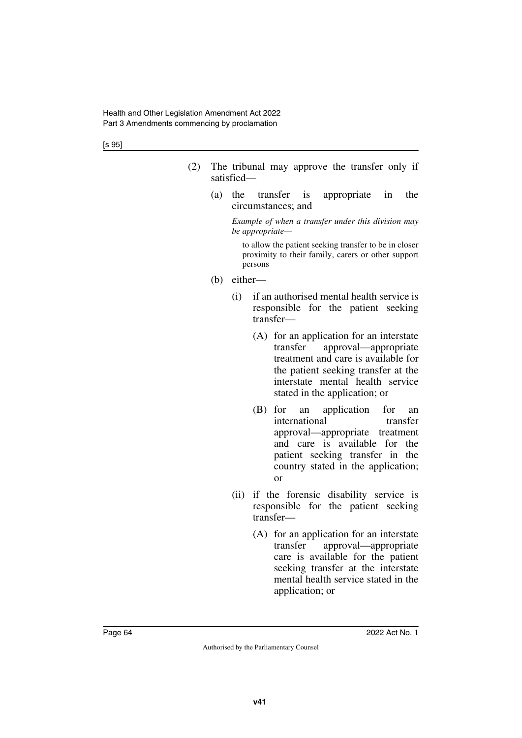(2) The tribunal may approve the transfer only if satisfied—

(a) the transfer is appropriate in the circumstances; and

*Example of when a transfer under this division may be appropriate—*

to allow the patient seeking transfer to be in closer proximity to their family, carers or other support persons

(b) either—

(i) if an authorised mental health service is responsible for the patient seeking transfer—

(A) for an application for an interstate transfer approval—appropriate treatment and care is available for the patient seeking transfer at the interstate mental health service stated in the application; or

(B) for an application for an international transfer approval—appropriate treatment and care is available for the patient seeking transfer in the country stated in the application; or

(ii) if the forensic disability service is responsible for the patient seeking transfer—

(A) for an application for an interstate transfer approval—appropriate care is available for the patient seeking transfer at the interstate mental health service stated in the application; or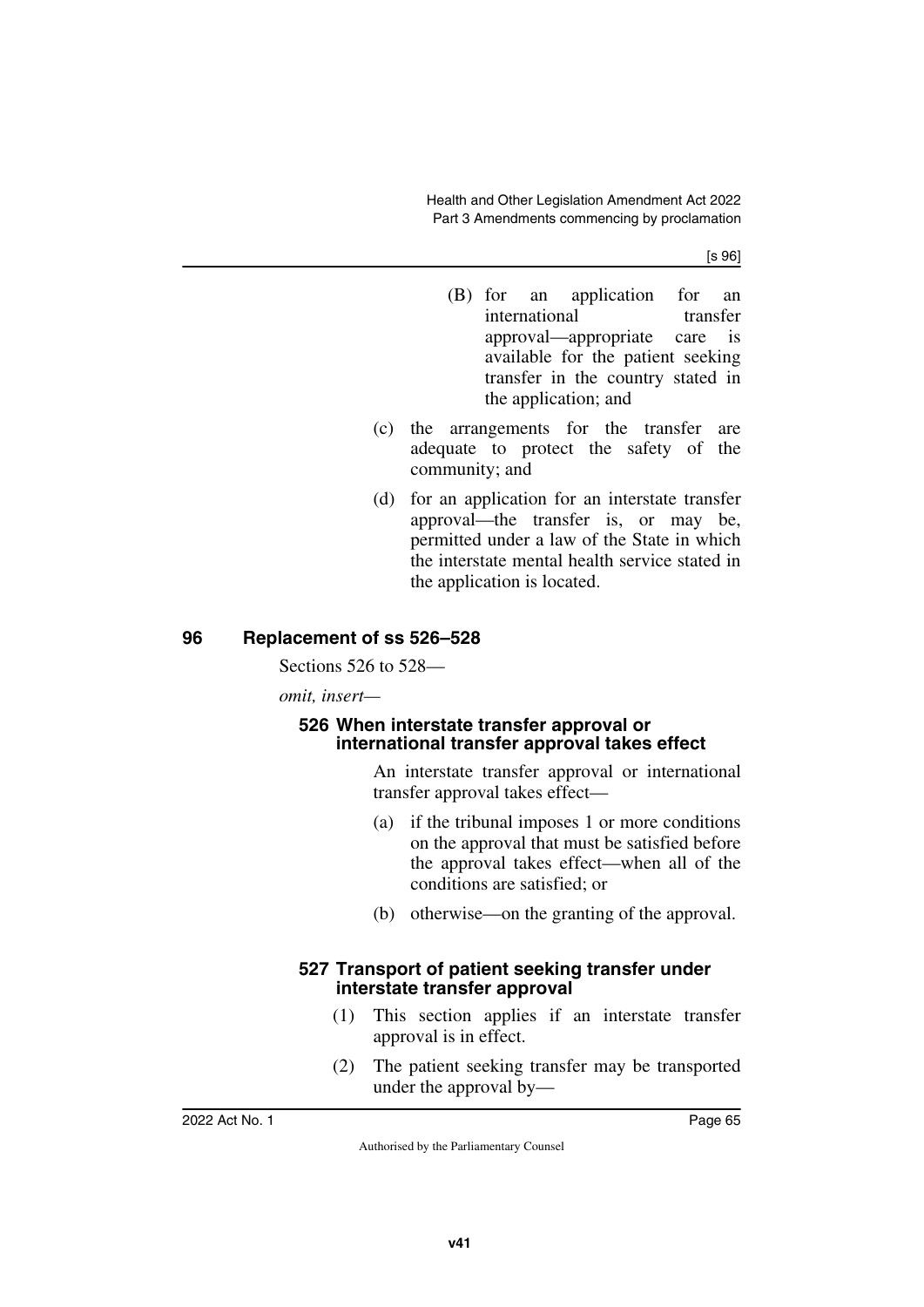(B) for an application for an international transfer approval—appropriate care is available for the patient seeking transfer in the country stated in the application; and

(c) the arrangements for the transfer are adequate to protect the safety of the community; and

(d) for an application for an interstate transfer approval—the transfer is, or may be, permitted under a law of the State in which the interstate mental health service stated in the application is located.

## 96 Replacement of ss 526–528

Sections 526 to 528—

*omit, insert—*

### 526 When interstate transfer approval or international transfer approval takes effect

An interstate transfer approval or international transfer approval takes effect—

(a) if the tribunal imposes 1 or more conditions on the approval that must be satisfied before the approval takes effect—when all of the conditions are satisfied; or

(b) otherwise—on the granting of the approval.

### 527 Transport of patient seeking transfer under interstate transfer approval

(1) This section applies if an interstate transfer approval is in effect.

(2) The patient seeking transfer may be transported under the approval by—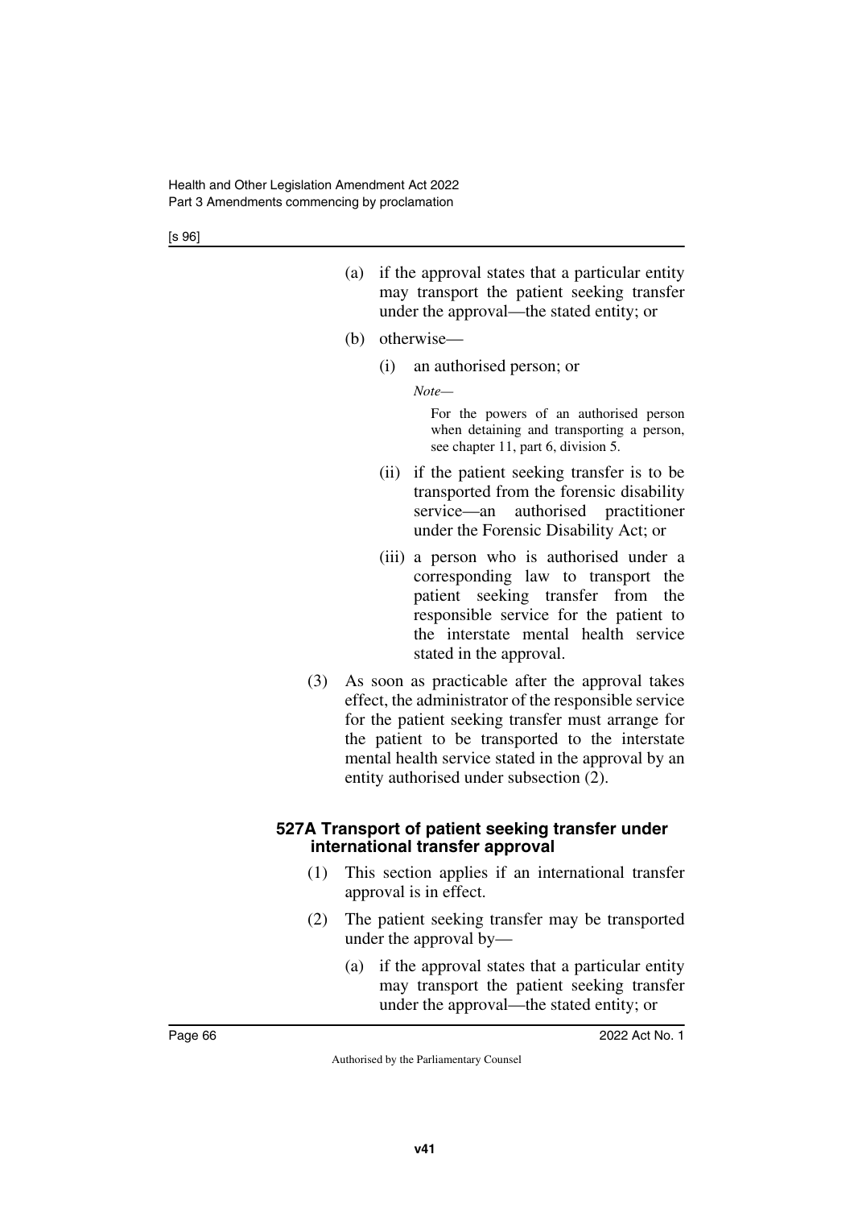(a) if the approval states that a particular entity may transport the patient seeking transfer under the approval—the stated entity; or

(b) otherwise—

(i) an authorised person; or

*Note—*

For the powers of an authorised person when detaining and transporting a person, see chapter 11, part 6, division 5.

(ii) if the patient seeking transfer is to be transported from the forensic disability service—an authorised practitioner under the Forensic Disability Act; or

(iii) a person who is authorised under a corresponding law to transport the patient seeking transfer from the responsible service for the patient to the interstate mental health service stated in the approval.

(3) As soon as practicable after the approval takes effect, the administrator of the responsible service for the patient seeking transfer must arrange for the patient to be transported to the interstate mental health service stated in the approval by an entity authorised under subsection (2).

**527A Transport of patient seeking transfer under international transfer approval**

(1) This section applies if an international transfer approval is in effect.

(2) The patient seeking transfer may be transported under the approval by—

(a) if the approval states that a particular entity may transport the patient seeking transfer under the approval—the stated entity; or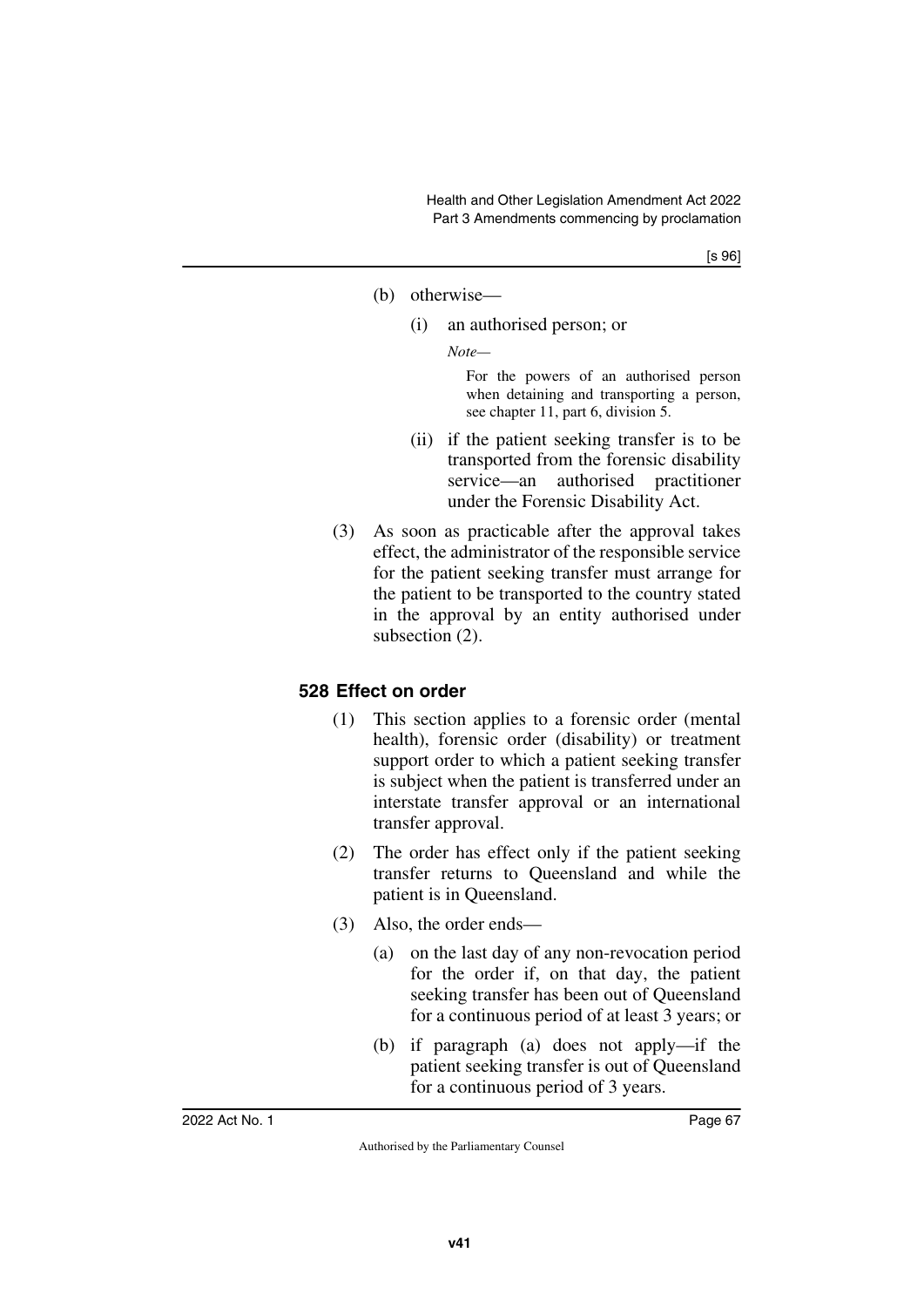(b) otherwise—

(i) an authorised person; or

*Note—*

For the powers of an authorised person when detaining and transporting a person, see chapter 11, part 6, division 5.

(ii) if the patient seeking transfer is to be transported from the forensic disability service—an authorised practitioner under the Forensic Disability Act.

(3) As soon as practicable after the approval takes effect, the administrator of the responsible service for the patient seeking transfer must arrange for the patient to be transported to the country stated in the approval by an entity authorised under subsection (2).

### 528 Effect on order

(1) This section applies to a forensic order (mental health), forensic order (disability) or treatment support order to which a patient seeking transfer is subject when the patient is transferred under an interstate transfer approval or an international transfer approval.

(2) The order has effect only if the patient seeking transfer returns to Queensland and while the patient is in Queensland.

(3) Also, the order ends—

(a) on the last day of any non-revocation period for the order if, on that day, the patient seeking transfer has been out of Queensland for a continuous period of at least 3 years; or

(b) if paragraph (a) does not apply—if the patient seeking transfer is out of Queensland for a continuous period of 3 years.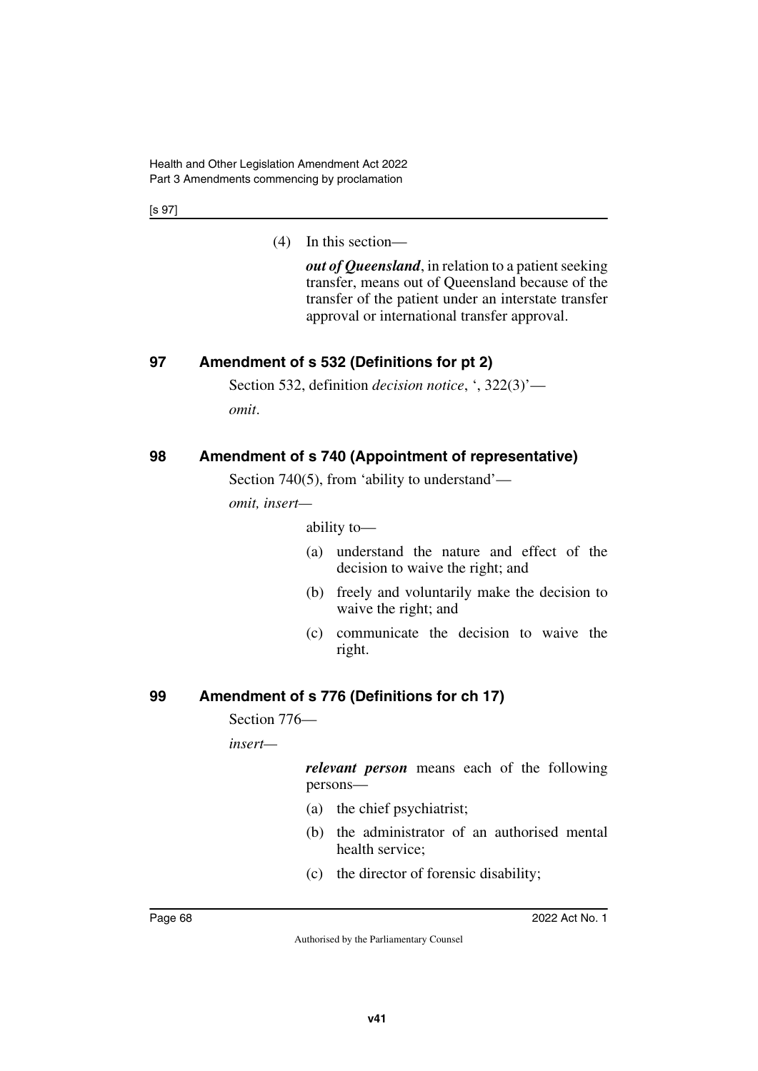(4) In this section—

***out of Queensland***, in relation to a patient seeking transfer, means out of Queensland because of the transfer of the patient under an interstate transfer approval or international transfer approval.

## 97 Amendment of s 532 (Definitions for pt 2)

Section 532, definition *decision notice*, ', 322(3)'—

*omit*.

## 98 Amendment of s 740 (Appointment of representative)

Section 740(5), from 'ability to understand'—

*omit, insert—*

ability to—

(a) understand the nature and effect of the decision to waive the right; and

(b) freely and voluntarily make the decision to waive the right; and

(c) communicate the decision to waive the right.

## 99 Amendment of s 776 (Definitions for ch 17)

Section 776—

*insert—*

***relevant person*** means each of the following persons—

(a) the chief psychiatrist;

(b) the administrator of an authorised mental health service;

(c) the director of forensic disability;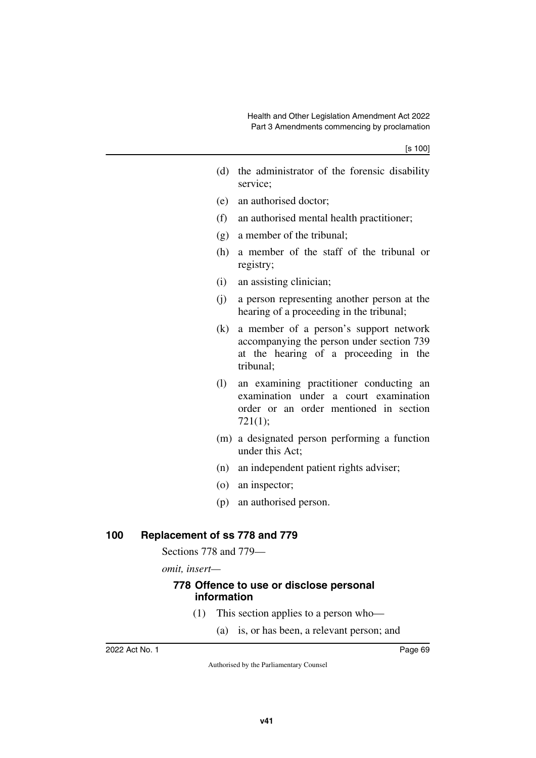(d) the administrator of the forensic disability service;

(e) an authorised doctor;

(f) an authorised mental health practitioner;

(g) a member of the tribunal;

(h) a member of the staff of the tribunal or registry;

(i) an assisting clinician;

(j) a person representing another person at the hearing of a proceeding in the tribunal;

(k) a member of a person's support network accompanying the person under section 739 at the hearing of a proceeding in the tribunal;

(l) an examining practitioner conducting an examination under a court examination order or an order mentioned in section 721(1);

(m) a designated person performing a function under this Act;

(n) an independent patient rights adviser;

(o) an inspector;

(p) an authorised person.

## 100 Replacement of ss 778 and 779

Sections 778 and 779—

*omit, insert—*

### 778 Offence to use or disclose personal information

(1) This section applies to a person who—

(a) is, or has been, a relevant person; and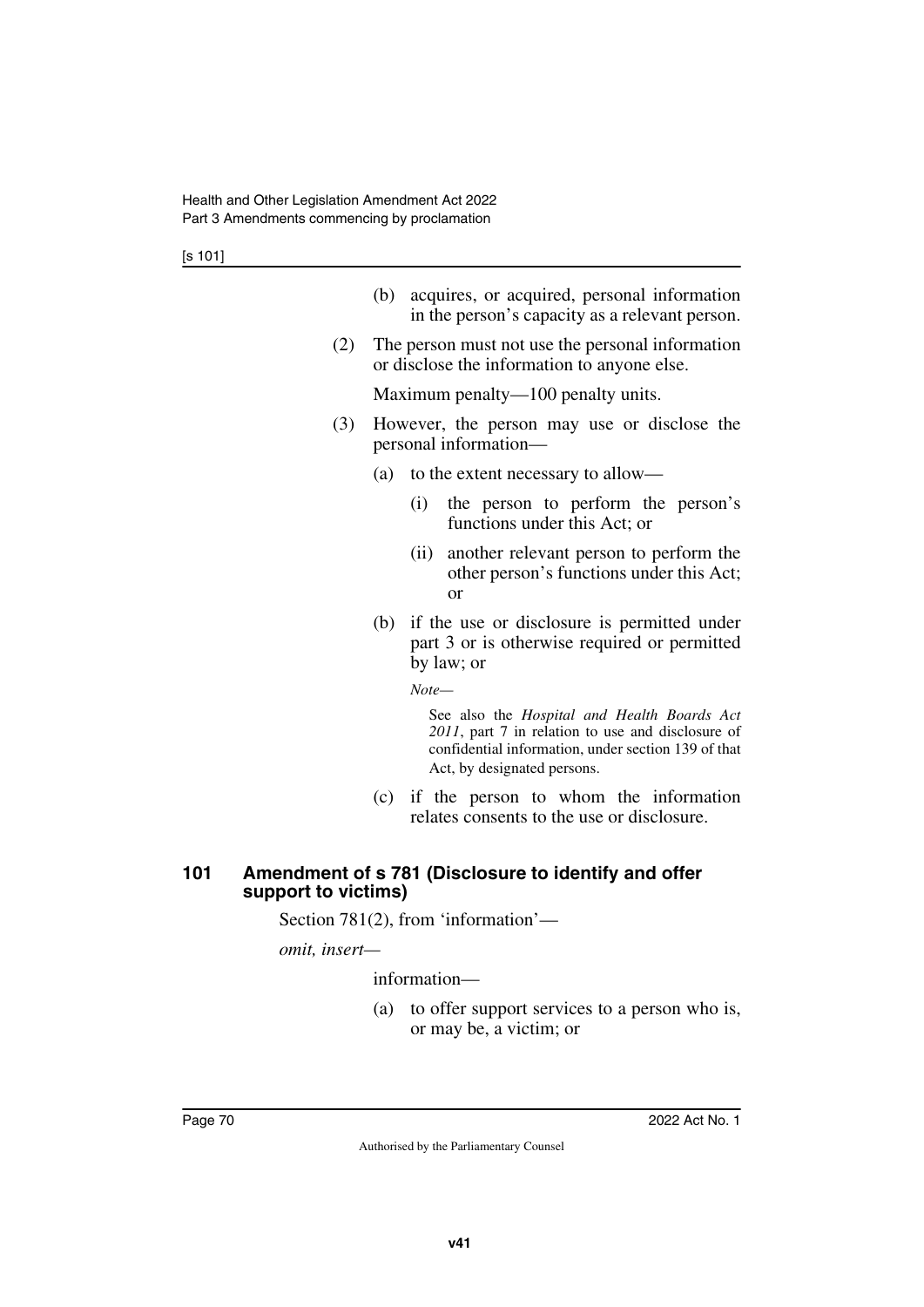(b) acquires, or acquired, personal information in the person's capacity as a relevant person.

(2) The person must not use the personal information or disclose the information to anyone else.

Maximum penalty—100 penalty units.

(3) However, the person may use or disclose the personal information—

(a) to the extent necessary to allow—

(i) the person to perform the person's functions under this Act; or

(ii) another relevant person to perform the other person's functions under this Act; or

(b) if the use or disclosure is permitted under part 3 or is otherwise required or permitted by law; or

*Note—*

See also the *Hospital and Health Boards Act 2011*, part 7 in relation to use and disclosure of confidential information, under section 139 of that Act, by designated persons.

(c) if the person to whom the information relates consents to the use or disclosure.

### 101 Amendment of s 781 (Disclosure to identify and offer support to victims)

Section 781(2), from 'information'—

*omit, insert—*

information—

(a) to offer support services to a person who is, or may be, a victim; or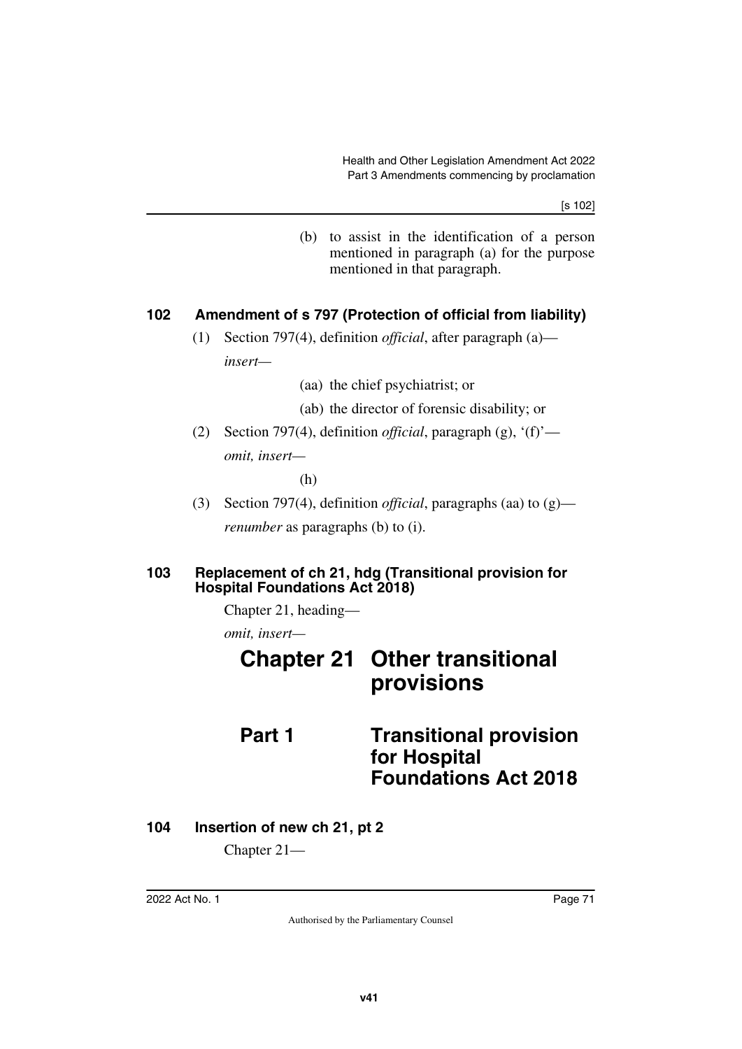(b) to assist in the identification of a person mentioned in paragraph (a) for the purpose mentioned in that paragraph.

### 102 Amendment of s 797 (Protection of official from liability)

(1) Section 797(4), definition *official*, after paragraph (a)—

*insert*—

(aa) the chief psychiatrist; or

(ab) the director of forensic disability; or

(2) Section 797(4), definition *official*, paragraph (g), '(f)'—

*omit, insert*—

(h)

(3) Section 797(4), definition *official*, paragraphs (aa) to (g)—

*renumber* as paragraphs (b) to (i).

### 103 Replacement of ch 21, hdg (Transitional provision for Hospital Foundations Act 2018)

Chapter 21, heading—

*omit, insert*—

# Chapter 21 Other transitional provisions

## Part 1 Transitional provision for Hospital Foundations Act 2018

### 104 Insertion of new ch 21, pt 2

Chapter 21—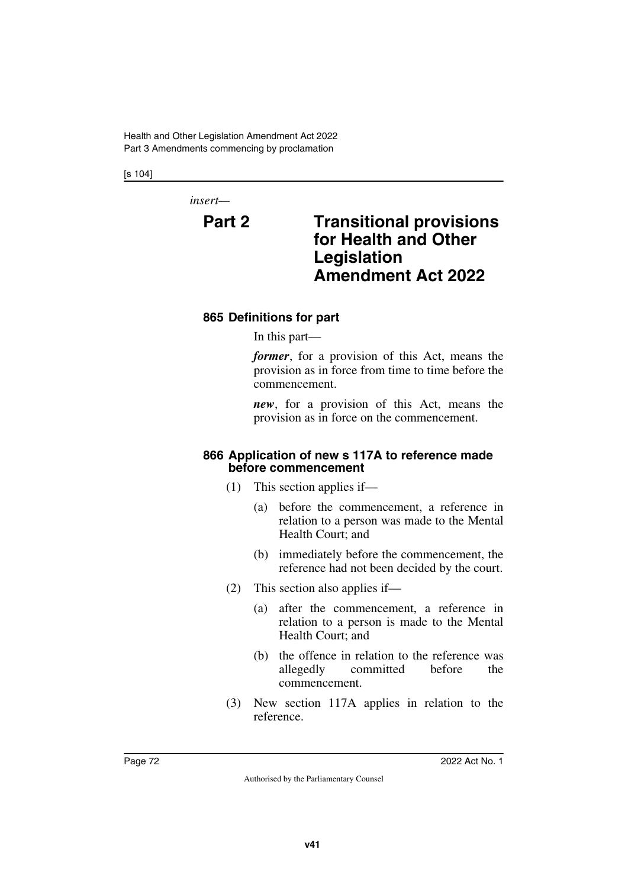*insert—*

# Part 2 Transitional provisions for Health and Other Legislation Amendment Act 2022

### 865 Definitions for part

In this part—

***former***, for a provision of this Act, means the provision as in force from time to time before the commencement.

***new***, for a provision of this Act, means the provision as in force on the commencement.

### 866 Application of new s 117A to reference made before commencement

(1) This section applies if—

(a) before the commencement, a reference in relation to a person was made to the Mental Health Court; and

(b) immediately before the commencement, the reference had not been decided by the court.

(2) This section also applies if—

(a) after the commencement, a reference in relation to a person is made to the Mental Health Court; and

(b) the offence in relation to the reference was allegedly committed before the commencement.

(3) New section 117A applies in relation to the reference.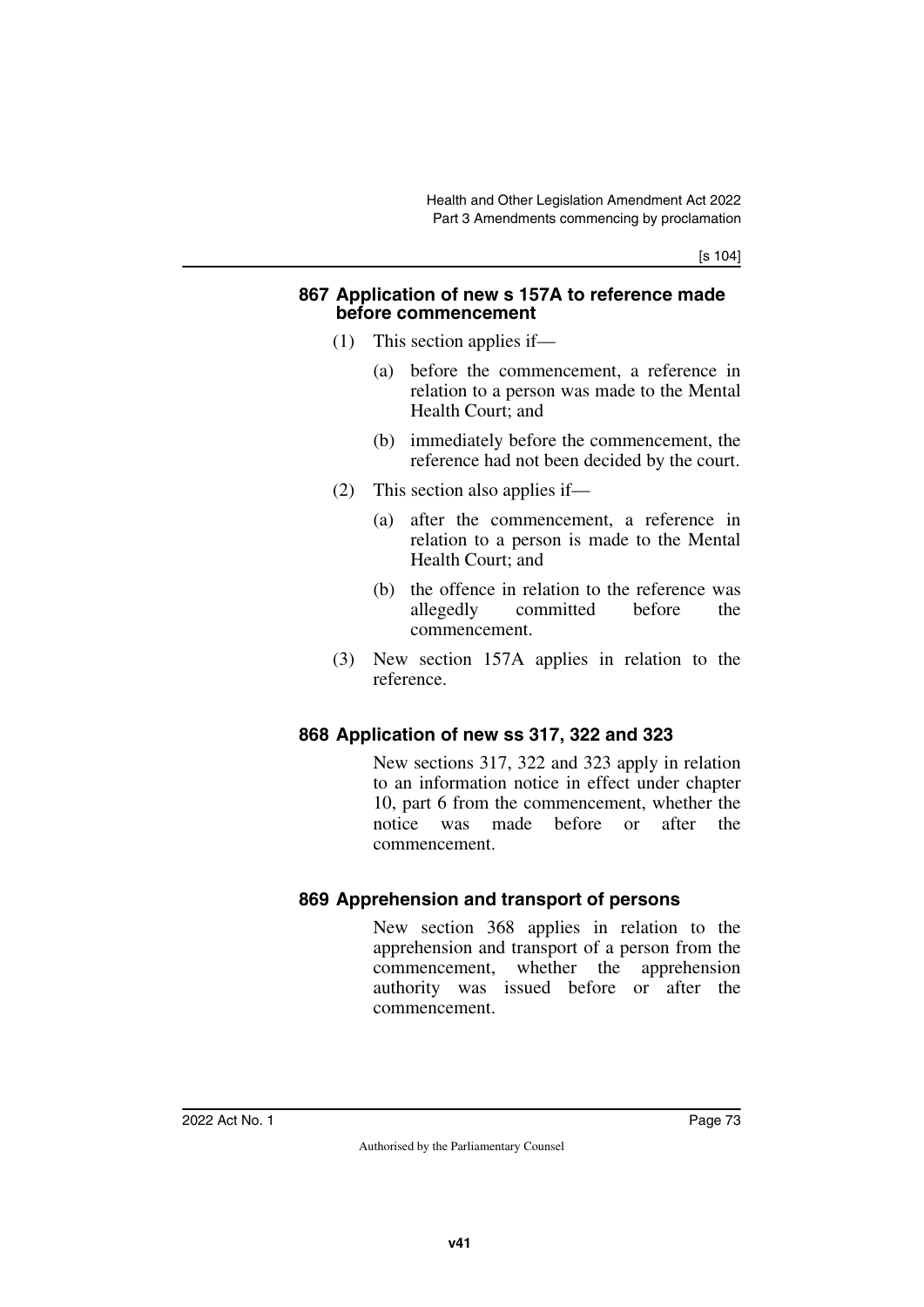### 867 Application of new s 157A to reference made before commencement

(1) This section applies if—

(a) before the commencement, a reference in relation to a person was made to the Mental Health Court; and

(b) immediately before the commencement, the reference had not been decided by the court.

(2) This section also applies if—

(a) after the commencement, a reference in relation to a person is made to the Mental Health Court; and

(b) the offence in relation to the reference was allegedly committed before the commencement.

(3) New section 157A applies in relation to the reference.

### 868 Application of new ss 317, 322 and 323

New sections 317, 322 and 323 apply in relation to an information notice in effect under chapter 10, part 6 from the commencement, whether the notice was made before or after the commencement.

### 869 Apprehension and transport of persons

New section 368 applies in relation to the apprehension and transport of a person from the commencement, whether the apprehension authority was issued before or after the commencement.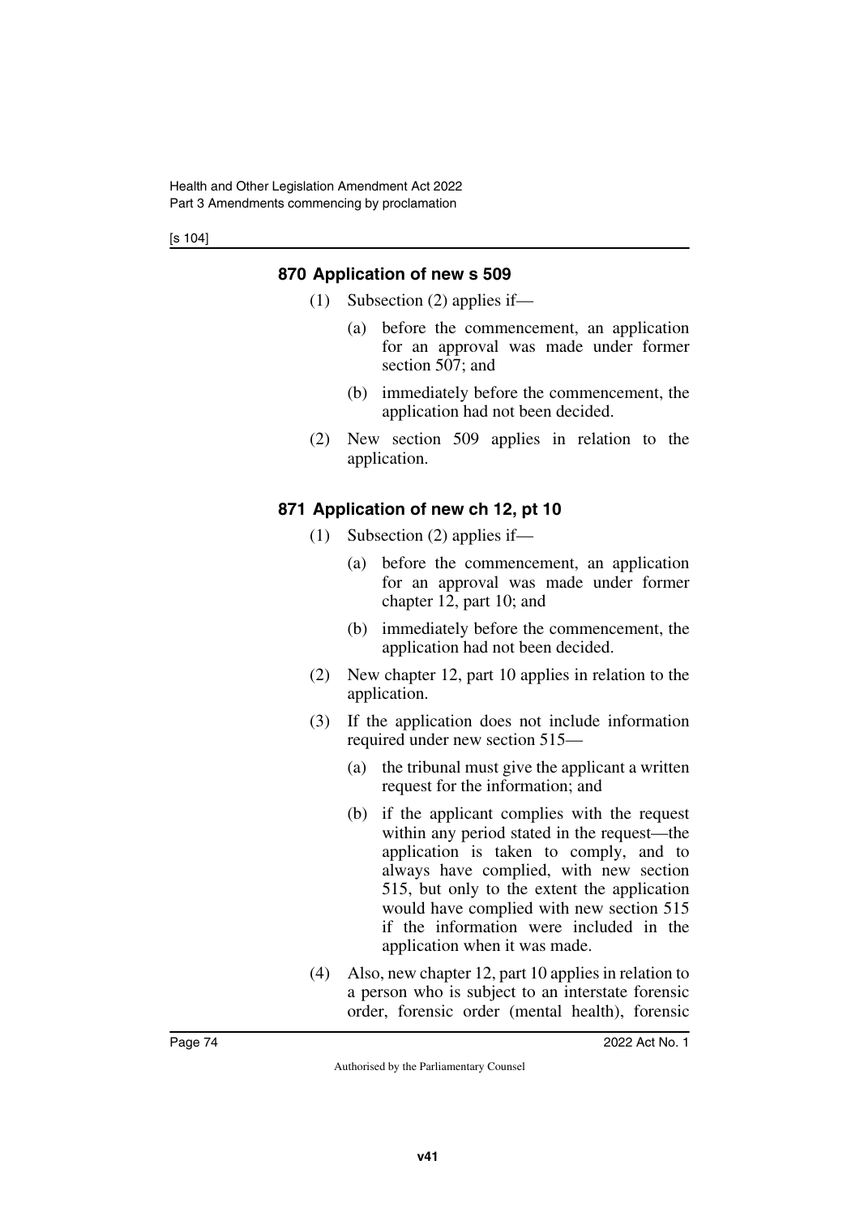### 870 Application of new s 509

(1) Subsection (2) applies if—

(a) before the commencement, an application for an approval was made under former section 507; and

(b) immediately before the commencement, the application had not been decided.

(2) New section 509 applies in relation to the application.

### 871 Application of new ch 12, pt 10

(1) Subsection (2) applies if—

(a) before the commencement, an application for an approval was made under former chapter 12, part 10; and

(b) immediately before the commencement, the application had not been decided.

(2) New chapter 12, part 10 applies in relation to the application.

(3) If the application does not include information required under new section 515—

(a) the tribunal must give the applicant a written request for the information; and

(b) if the applicant complies with the request within any period stated in the request—the application is taken to comply, and to always have complied, with new section 515, but only to the extent the application would have complied with new section 515 if the information were included in the application when it was made.

(4) Also, new chapter 12, part 10 applies in relation to a person who is subject to an interstate forensic order, forensic order (mental health), forensic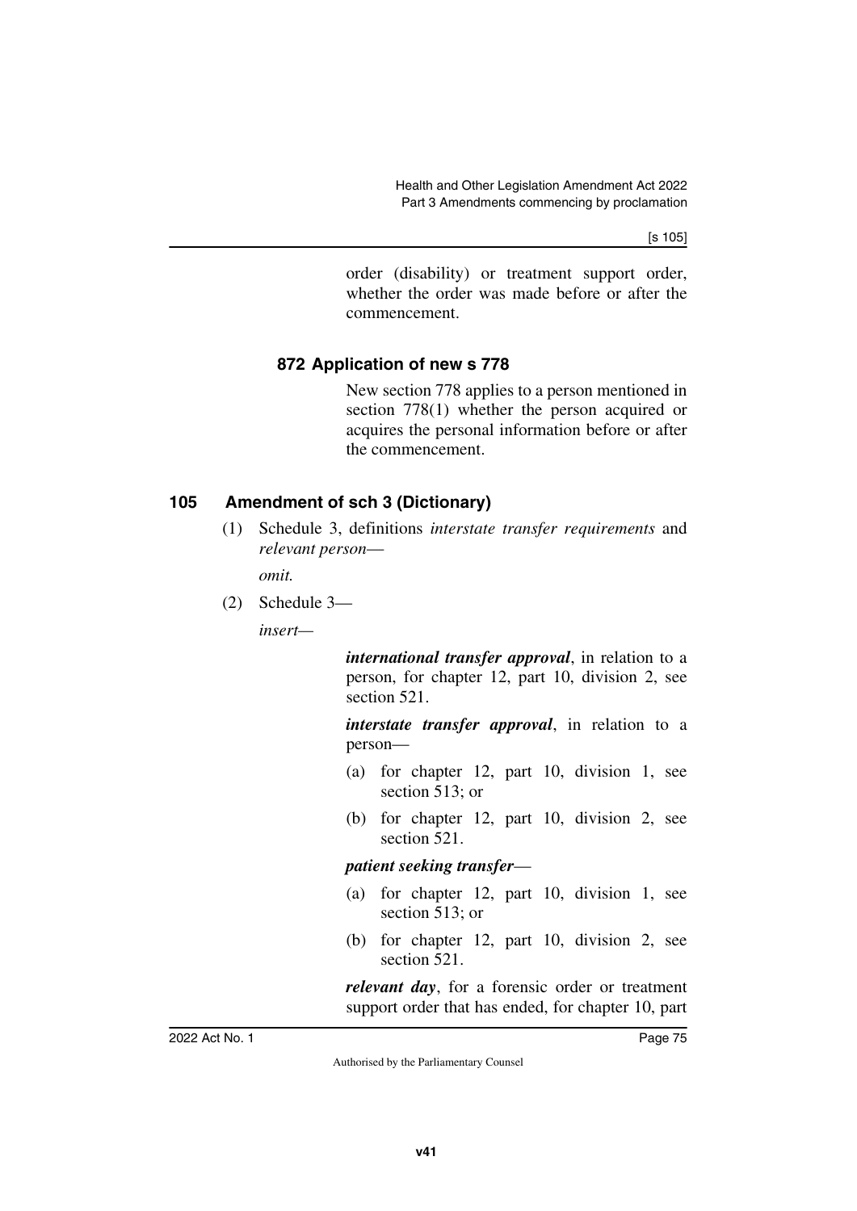order (disability) or treatment support order, whether the order was made before or after the commencement.

### 872 Application of new s 778

New section 778 applies to a person mentioned in section 778(1) whether the person acquired or acquires the personal information before or after the commencement.

## 105 Amendment of sch 3 (Dictionary)

(1) Schedule 3, definitions *interstate transfer requirements* and *relevant person*—

*omit.*

(2) Schedule 3—

*insert*—

***international transfer approval***, in relation to a person, for chapter 12, part 10, division 2, see section 521.

***interstate transfer approval***, in relation to a person—

(a) for chapter 12, part 10, division 1, see section 513; or

(b) for chapter 12, part 10, division 2, see section 521.

***patient seeking transfer***—

(a) for chapter 12, part 10, division 1, see section 513; or

(b) for chapter 12, part 10, division 2, see section 521.

***relevant day***, for a forensic order or treatment support order that has ended, for chapter 10, part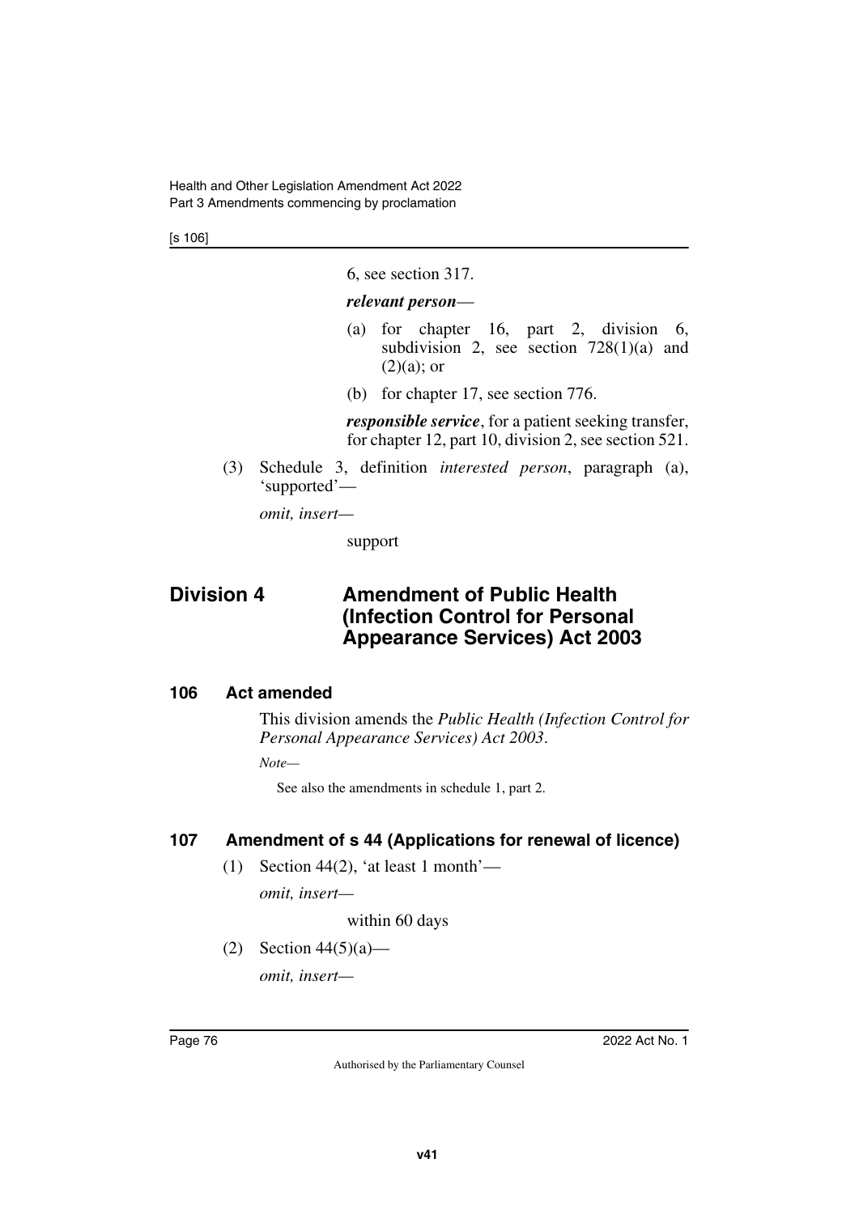6, see section 317.

***relevant person***—

(a) for chapter 16, part 2, division 6, subdivision 2, see section 728(1)(a) and (2)(a); or

(b) for chapter 17, see section 776.

***responsible service***, for a patient seeking transfer, for chapter 12, part 10, division 2, see section 521.

(3) Schedule 3, definition *interested person*, paragraph (a), 'supported'—

*omit, insert*—

support

## Division 4 Amendment of Public Health (Infection Control for Personal Appearance Services) Act 2003

### 106 Act amended

This division amends the *Public Health (Infection Control for Personal Appearance Services) Act 2003*.

*Note*—

See also the amendments in schedule 1, part 2.

### 107 Amendment of s 44 (Applications for renewal of licence)

(1) Section 44(2), 'at least 1 month'—

*omit, insert*—

within 60 days

(2) Section 44(5)(a)—

*omit, insert*—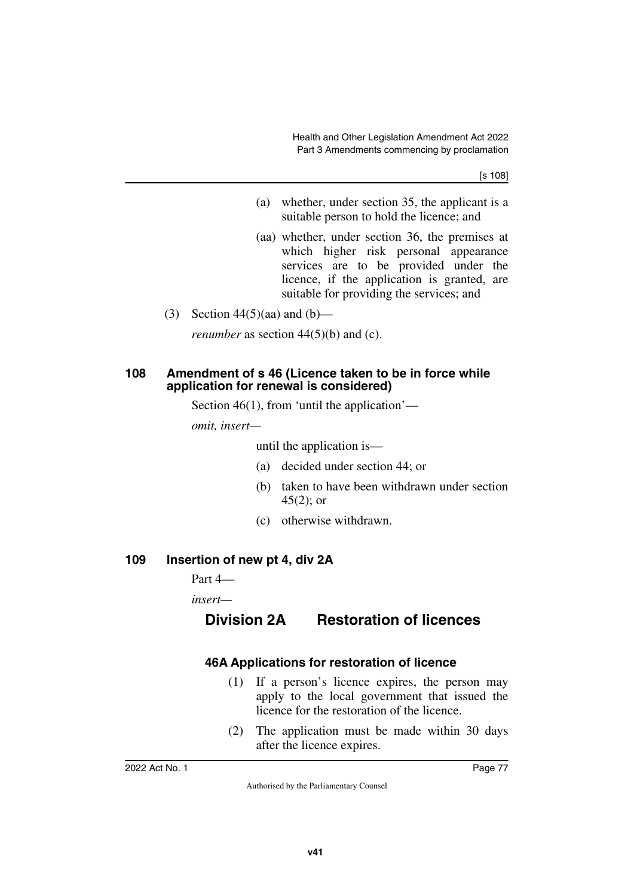(a) whether, under section 35, the applicant is a suitable person to hold the licence; and

(aa) whether, under section 36, the premises at which higher risk personal appearance services are to be provided under the licence, if the application is granted, are suitable for providing the services; and

(3) Section 44(5)(aa) and (b)—

*renumber* as section 44(5)(b) and (c).

## 108 Amendment of s 46 (Licence taken to be in force while application for renewal is considered)

Section 46(1), from 'until the application'—

*omit, insert*—

until the application is—

(a) decided under section 44; or

(b) taken to have been withdrawn under section 45(2); or

(c) otherwise withdrawn.

## 109 Insertion of new pt 4, div 2A

Part 4—

*insert*—

### Division 2A Restoration of licences

#### 46A Applications for restoration of licence

(1) If a person's licence expires, the person may apply to the local government that issued the licence for the restoration of the licence.

(2) The application must be made within 30 days after the licence expires.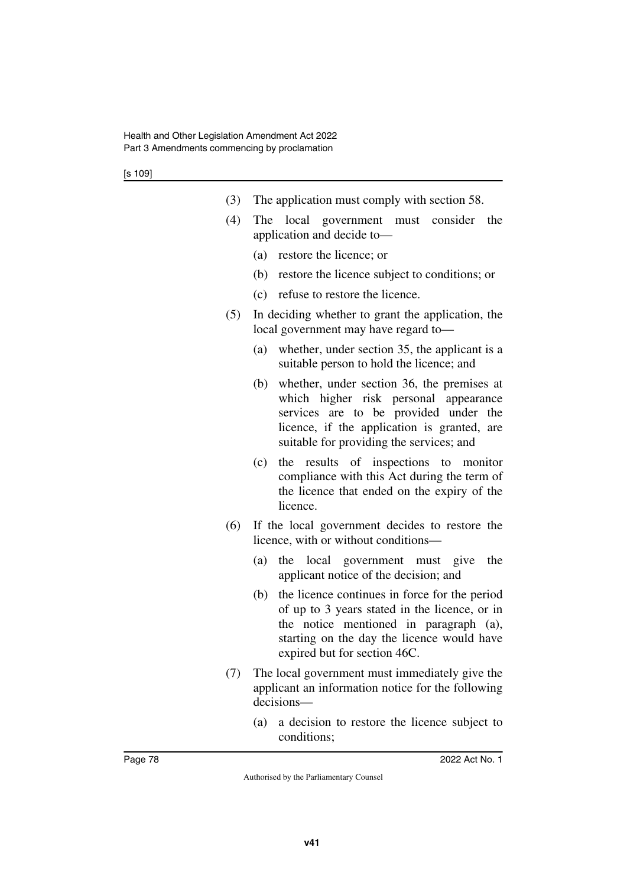(3) The application must comply with section 58.

(4) The local government must consider the application and decide to—

  (a) restore the licence; or

  (b) restore the licence subject to conditions; or

  (c) refuse to restore the licence.

(5) In deciding whether to grant the application, the local government may have regard to—

  (a) whether, under section 35, the applicant is a suitable person to hold the licence; and

  (b) whether, under section 36, the premises at which higher risk personal appearance services are to be provided under the licence, if the application is granted, are suitable for providing the services; and

  (c) the results of inspections to monitor compliance with this Act during the term of the licence that ended on the expiry of the licence.

(6) If the local government decides to restore the licence, with or without conditions—

  (a) the local government must give the applicant notice of the decision; and

  (b) the licence continues in force for the period of up to 3 years stated in the licence, or in the notice mentioned in paragraph (a), starting on the day the licence would have expired but for section 46C.

(7) The local government must immediately give the applicant an information notice for the following decisions—

  (a) a decision to restore the licence subject to conditions;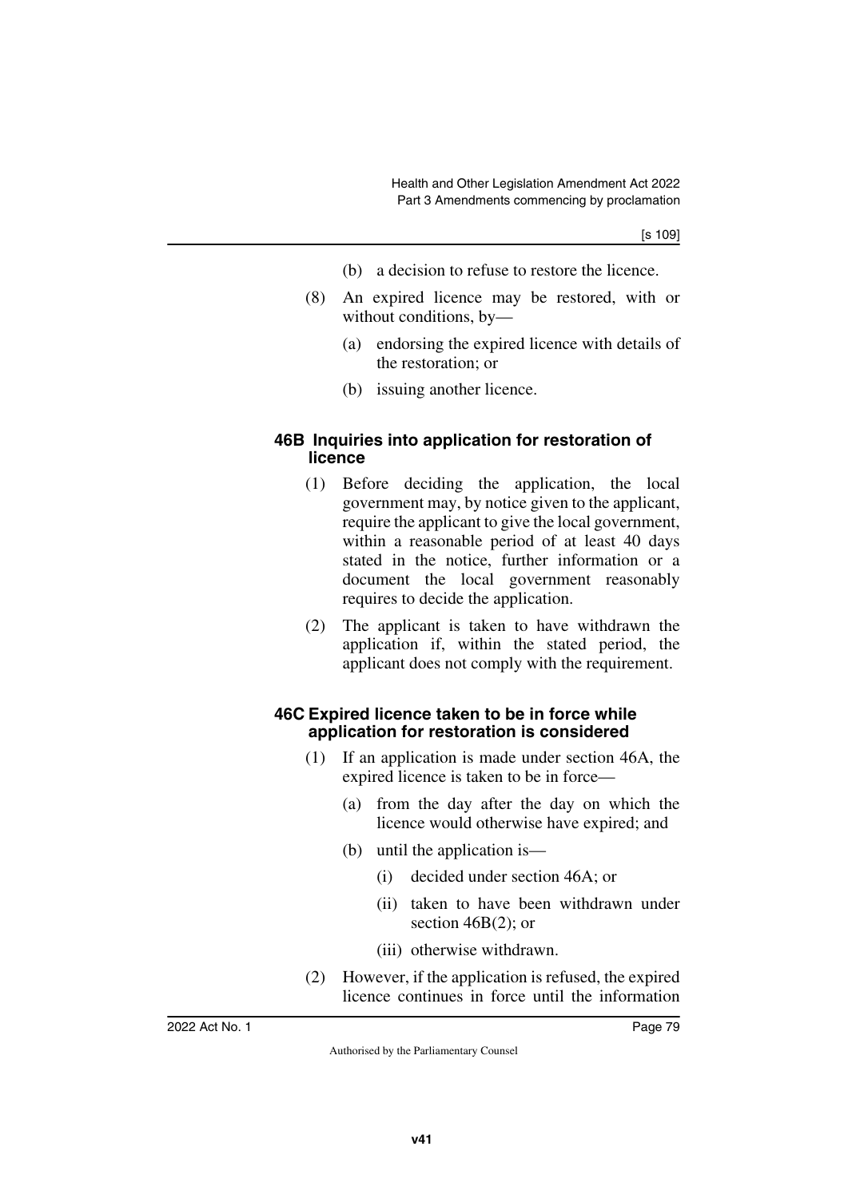(b) a decision to refuse to restore the licence.

(8) An expired licence may be restored, with or without conditions, by—

(a) endorsing the expired licence with details of the restoration; or

(b) issuing another licence.

### 46B Inquiries into application for restoration of licence

(1) Before deciding the application, the local government may, by notice given to the applicant, require the applicant to give the local government, within a reasonable period of at least 40 days stated in the notice, further information or a document the local government reasonably requires to decide the application.

(2) The applicant is taken to have withdrawn the application if, within the stated period, the applicant does not comply with the requirement.

### 46C Expired licence taken to be in force while application for restoration is considered

(1) If an application is made under section 46A, the expired licence is taken to be in force—

(a) from the day after the day on which the licence would otherwise have expired; and

(b) until the application is—

(i) decided under section 46A; or

(ii) taken to have been withdrawn under section 46B(2); or

(iii) otherwise withdrawn.

(2) However, if the application is refused, the expired licence continues in force until the information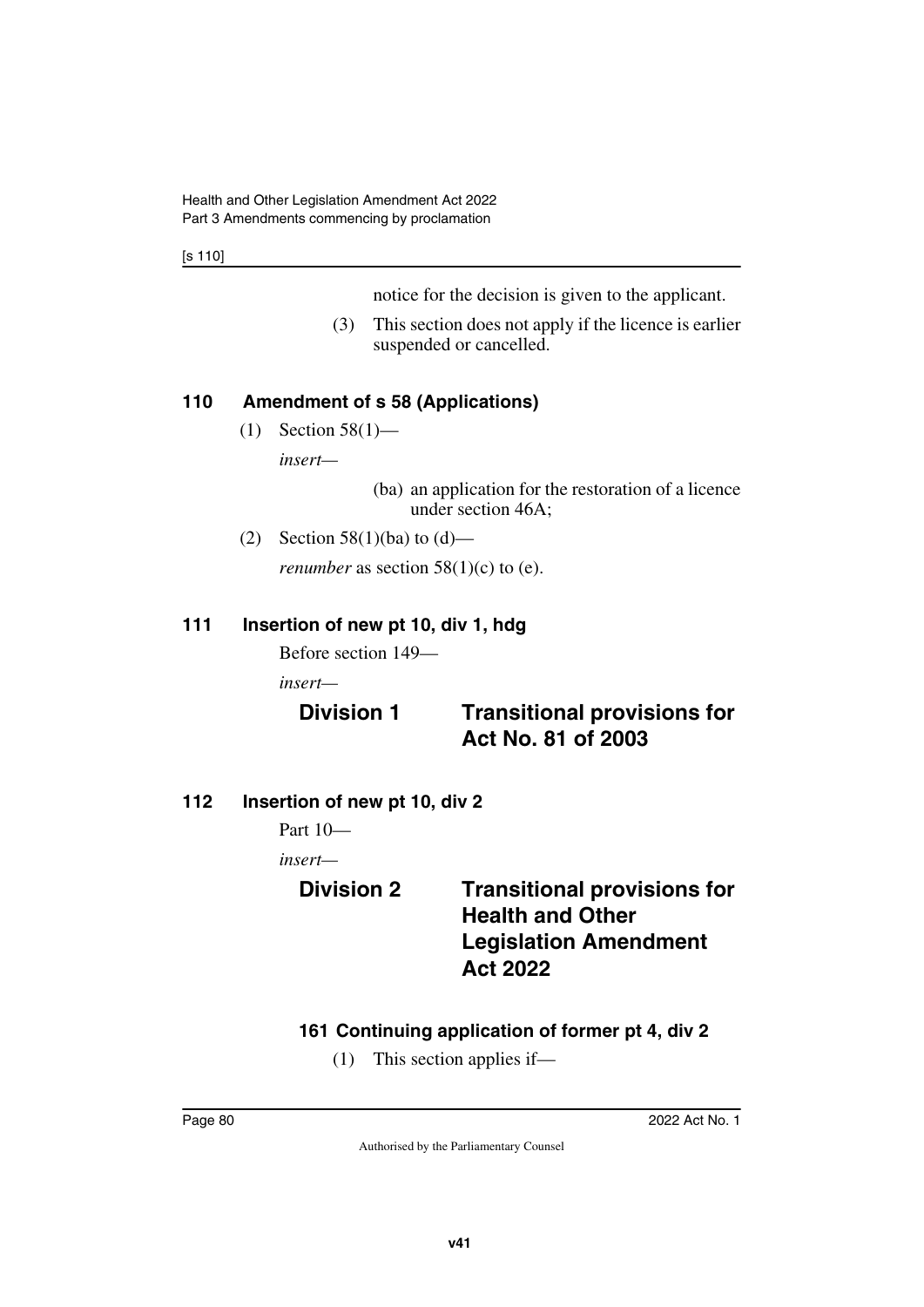notice for the decision is given to the applicant.

(3) This section does not apply if the licence is earlier suspended or cancelled.

### 110 Amendment of s 58 (Applications)

(1) Section 58(1)—

*insert*—

(ba) an application for the restoration of a licence under section 46A;

(2) Section 58(1)(ba) to (d)—

*renumber* as section 58(1)(c) to (e).

### 111 Insertion of new pt 10, div 1, hdg

Before section 149—

*insert*—

## Division 1 Transitional provisions for Act No. 81 of 2003

### 112 Insertion of new pt 10, div 2

Part 10—

*insert*—

## Division 2 Transitional provisions for Health and Other Legislation Amendment Act 2022

### 161 Continuing application of former pt 4, div 2

(1) This section applies if—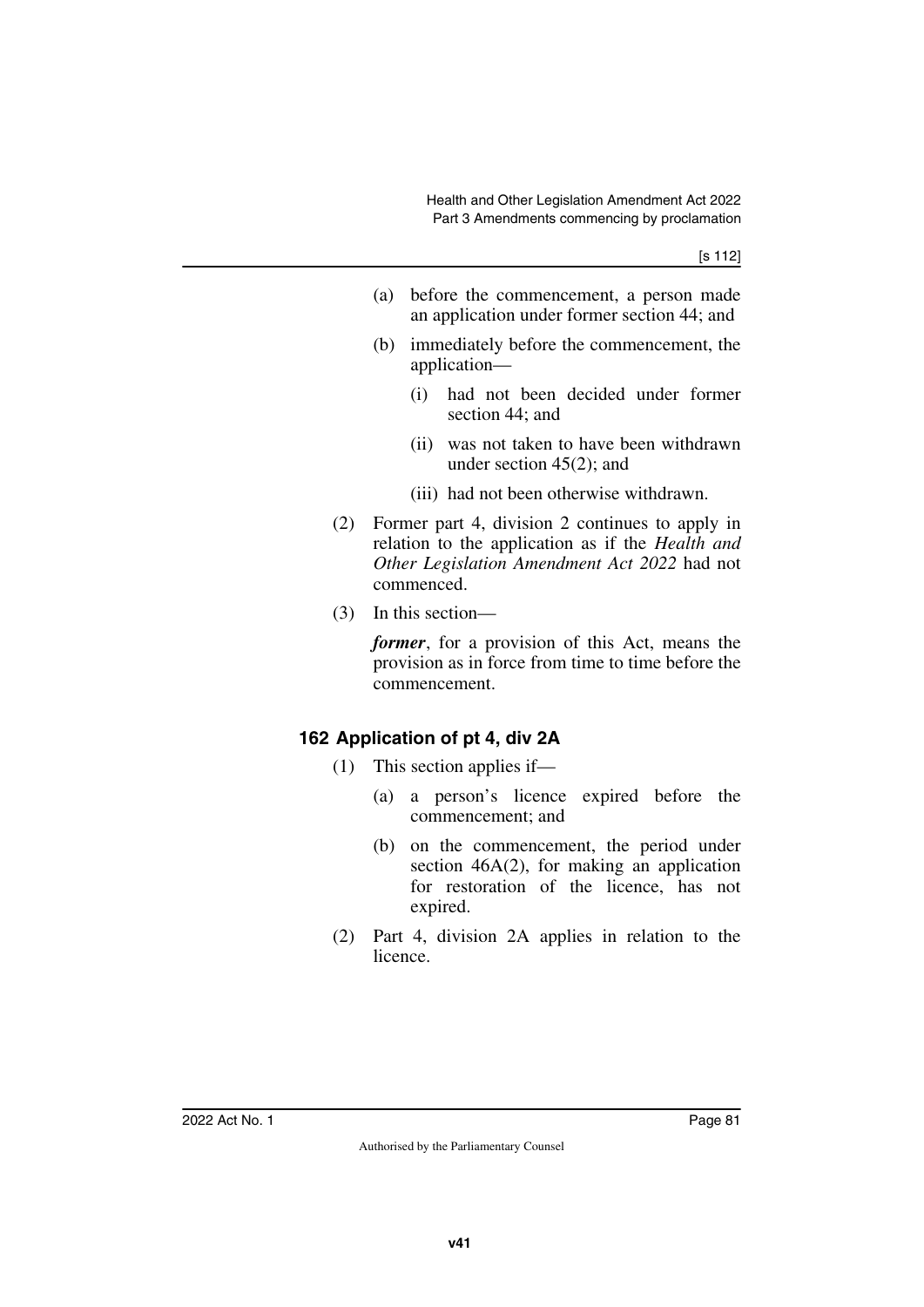(a) before the commencement, a person made an application under former section 44; and

(b) immediately before the commencement, the application—

(i) had not been decided under former section 44; and

(ii) was not taken to have been withdrawn under section 45(2); and

(iii) had not been otherwise withdrawn.

(2) Former part 4, division 2 continues to apply in relation to the application as if the *Health and Other Legislation Amendment Act 2022* had not commenced.

(3) In this section—

***former***, for a provision of this Act, means the provision as in force from time to time before the commencement.

### 162 Application of pt 4, div 2A

(1) This section applies if—

(a) a person's licence expired before the commencement; and

(b) on the commencement, the period under section 46A(2), for making an application for restoration of the licence, has not expired.

(2) Part 4, division 2A applies in relation to the licence.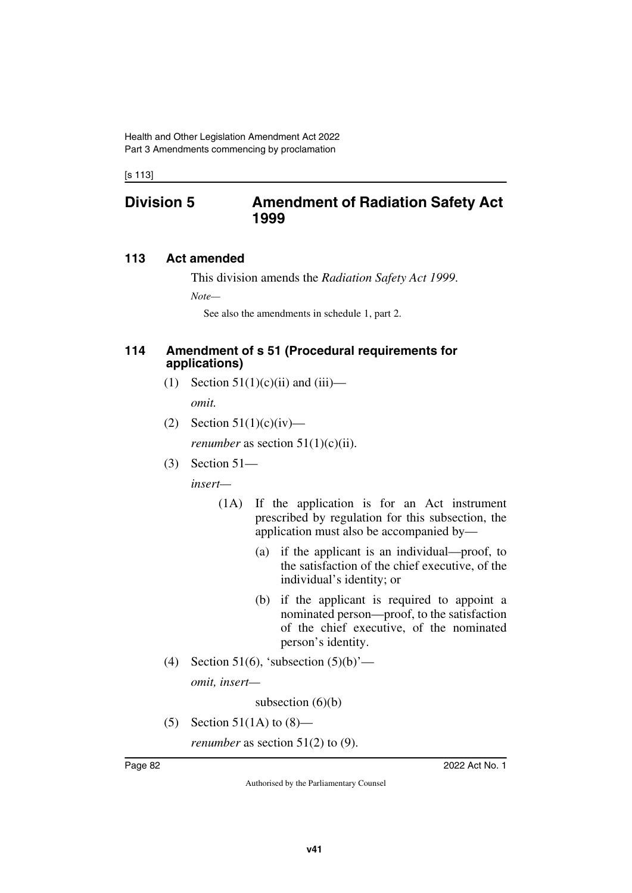## Division 5 Amendment of Radiation Safety Act 1999

### 113 Act amended

This division amends the *Radiation Safety Act 1999*.

*Note—*

See also the amendments in schedule 1, part 2.

### 114 Amendment of s 51 (Procedural requirements for applications)

(1) Section 51(1)(c)(ii) and (iii)—

*omit.*

(2) Section 51(1)(c)(iv)—

*renumber* as section 51(1)(c)(ii).

(3) Section 51—

*insert—*

(1A) If the application is for an Act instrument prescribed by regulation for this subsection, the application must also be accompanied by—

(a) if the applicant is an individual—proof, to the satisfaction of the chief executive, of the individual's identity; or

(b) if the applicant is required to appoint a nominated person—proof, to the satisfaction of the chief executive, of the nominated person's identity.

(4) Section 51(6), 'subsection (5)(b)'—

*omit, insert—*

subsection (6)(b)

(5) Section 51(1A) to (8)—

*renumber* as section 51(2) to (9).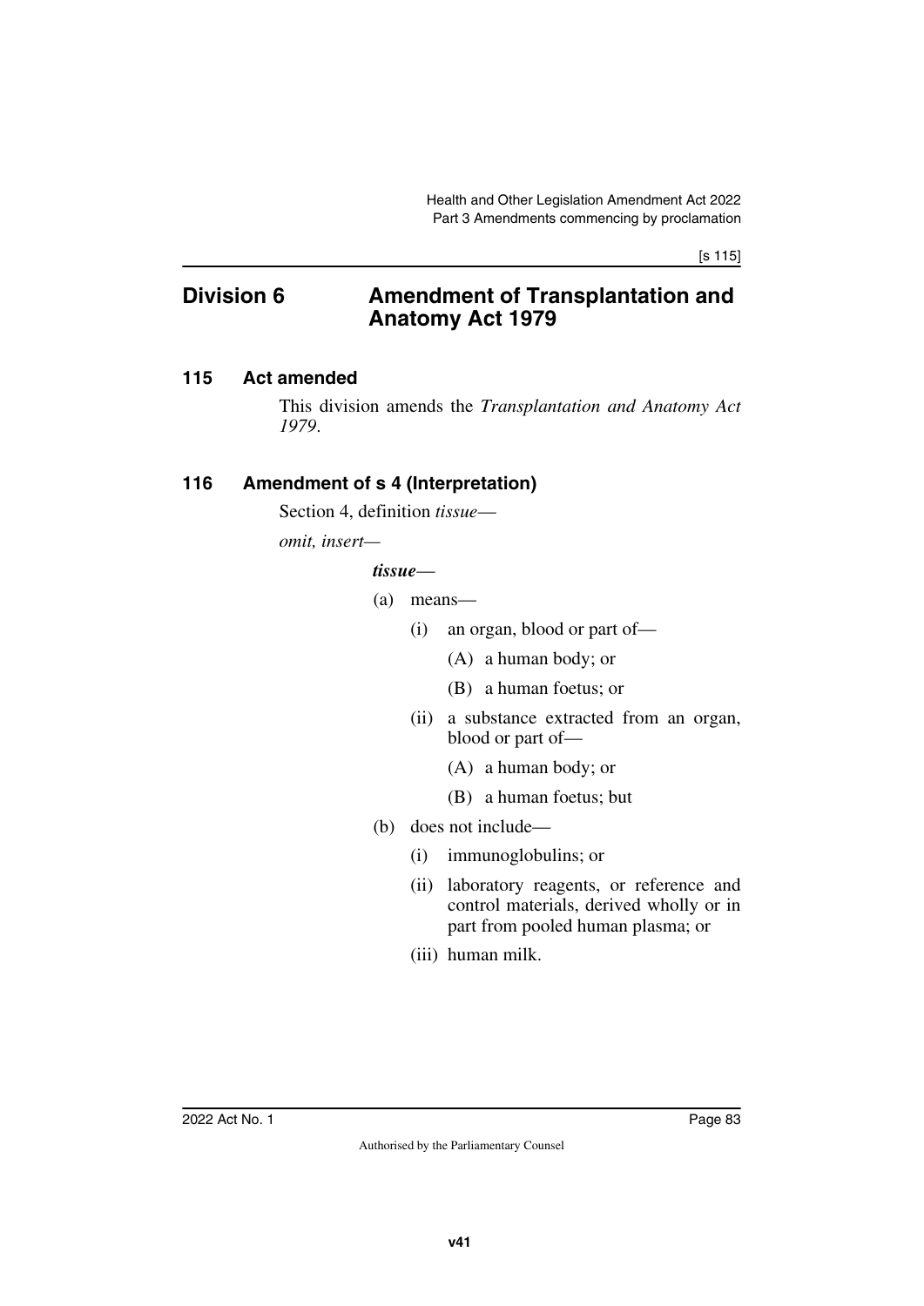## Division 6 Amendment of Transplantation and Anatomy Act 1979

### 115 Act amended

This division amends the *Transplantation and Anatomy Act 1979*.

### 116 Amendment of s 4 (Interpretation)

Section 4, definition *tissue*—

*omit, insert—*

***tissue***—

(a) means—

(i) an organ, blood or part of—

(A) a human body; or

(B) a human foetus; or

(ii) a substance extracted from an organ, blood or part of—

(A) a human body; or

(B) a human foetus; but

(b) does not include—

(i) immunoglobulins; or

(ii) laboratory reagents, or reference and control materials, derived wholly or in part from pooled human plasma; or

(iii) human milk.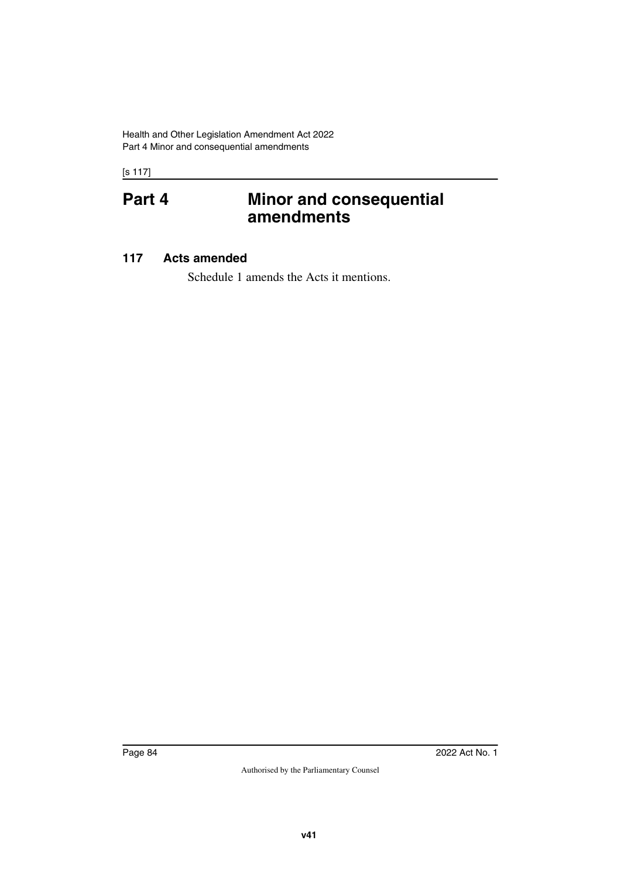# Part 4 Minor and consequential amendments

### 117 Acts amended

Schedule 1 amends the Acts it mentions.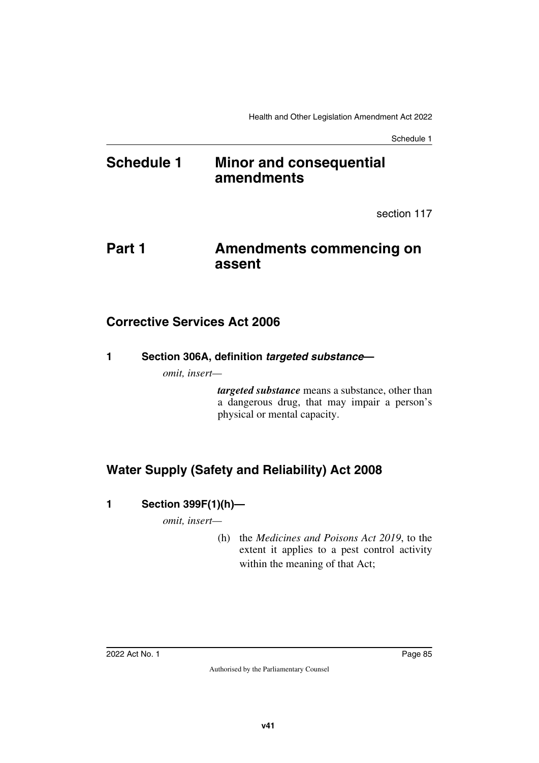# Schedule 1 Minor and consequential amendments

section 117

# Part 1 Amendments commencing on assent

## Corrective Services Act 2006

### 1 Section 306A, definition *targeted substance*—

*omit, insert—*

> ***targeted substance*** means a substance, other than a dangerous drug, that may impair a person's physical or mental capacity.

## Water Supply (Safety and Reliability) Act 2008

### 1 Section 399F(1)(h)—

*omit, insert—*

> (h) the *Medicines and Poisons Act 2019*, to the extent it applies to a pest control activity within the meaning of that Act;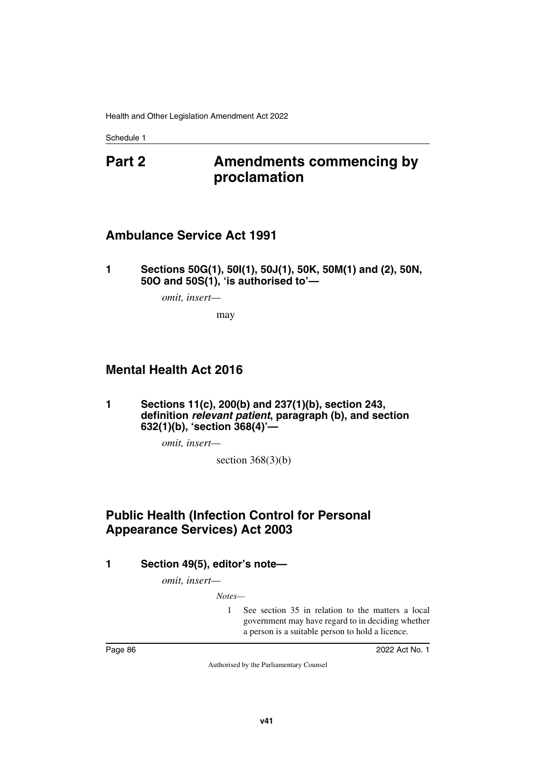# Part 2 Amendments commencing by proclamation

## Ambulance Service Act 1991

### 1 Sections 50G(1), 50I(1), 50J(1), 50K, 50M(1) and (2), 50N, 50O and 50S(1), 'is authorised to'—

*omit, insert—*

may

## Mental Health Act 2016

### 1 Sections 11(c), 200(b) and 237(1)(b), section 243, definition *relevant patient*, paragraph (b), and section 632(1)(b), 'section 368(4)'—

*omit, insert—*

section 368(3)(b)

## Public Health (Infection Control for Personal Appearance Services) Act 2003

### 1 Section 49(5), editor's note—

*omit, insert—*

*Notes—*

1 See section 35 in relation to the matters a local government may have regard to in deciding whether a person is a suitable person to hold a licence.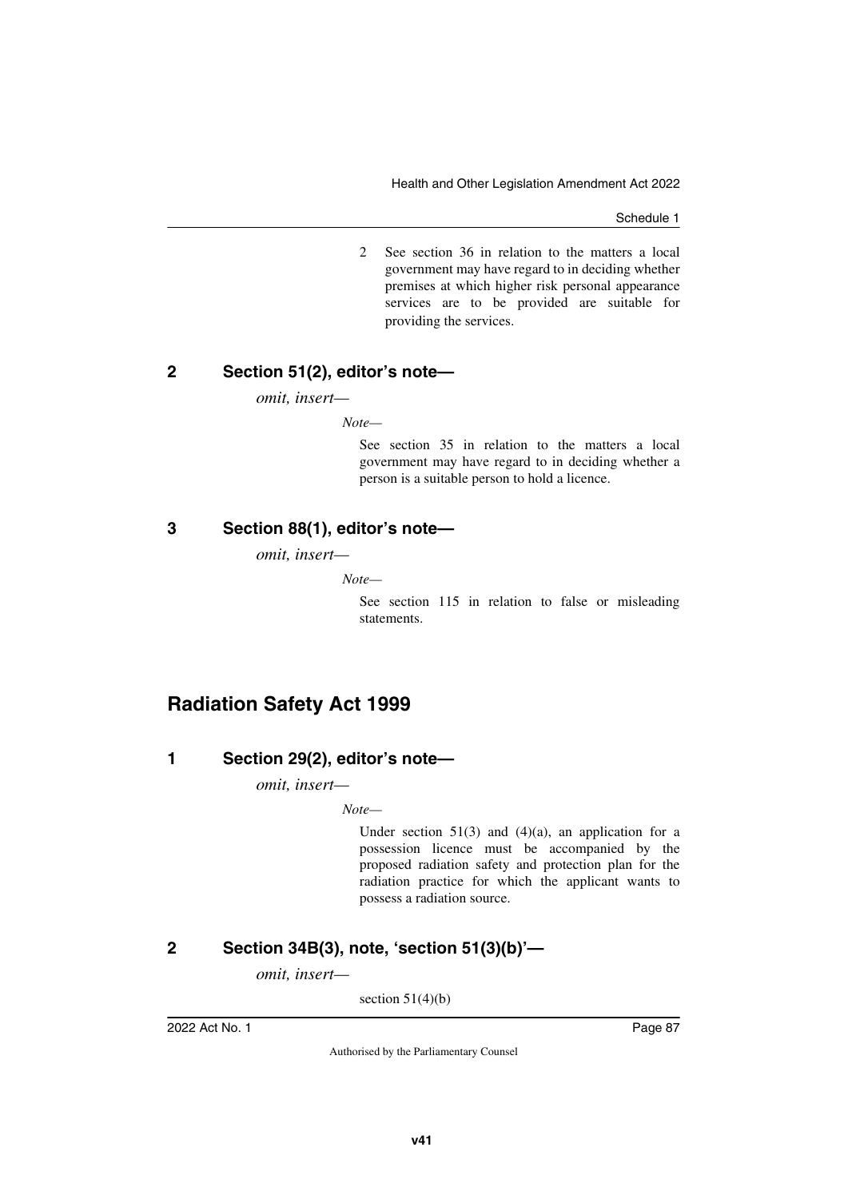2 See section 36 in relation to the matters a local government may have regard to in deciding whether premises at which higher risk personal appearance services are to be provided are suitable for providing the services.

### 2 Section 51(2), editor's note—

*omit, insert—*

*Note—*

See section 35 in relation to the matters a local government may have regard to in deciding whether a person is a suitable person to hold a licence.

### 3 Section 88(1), editor's note—

*omit, insert—*

*Note—*

See section 115 in relation to false or misleading statements.

## Radiation Safety Act 1999

### 1 Section 29(2), editor's note—

*omit, insert—*

*Note—*

Under section 51(3) and (4)(a), an application for a possession licence must be accompanied by the proposed radiation safety and protection plan for the radiation practice for which the applicant wants to possess a radiation source.

### 2 Section 34B(3), note, 'section 51(3)(b)'—

*omit, insert—*

section 51(4)(b)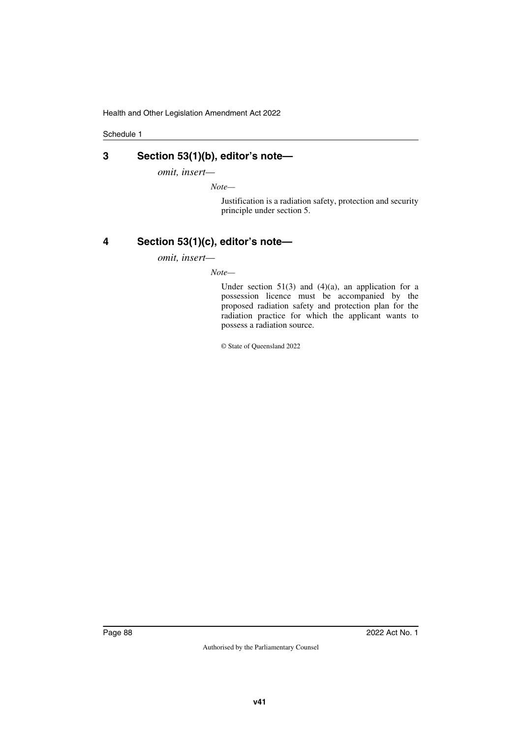## 3 Section 53(1)(b), editor's note—

*omit, insert—*

*Note—*

Justification is a radiation safety, protection and security principle under section 5.

## 4 Section 53(1)(c), editor's note—

*omit, insert—*

*Note—*

Under section 51(3) and (4)(a), an application for a possession licence must be accompanied by the proposed radiation safety and protection plan for the radiation practice for which the applicant wants to possess a radiation source.

© State of Queensland 2022